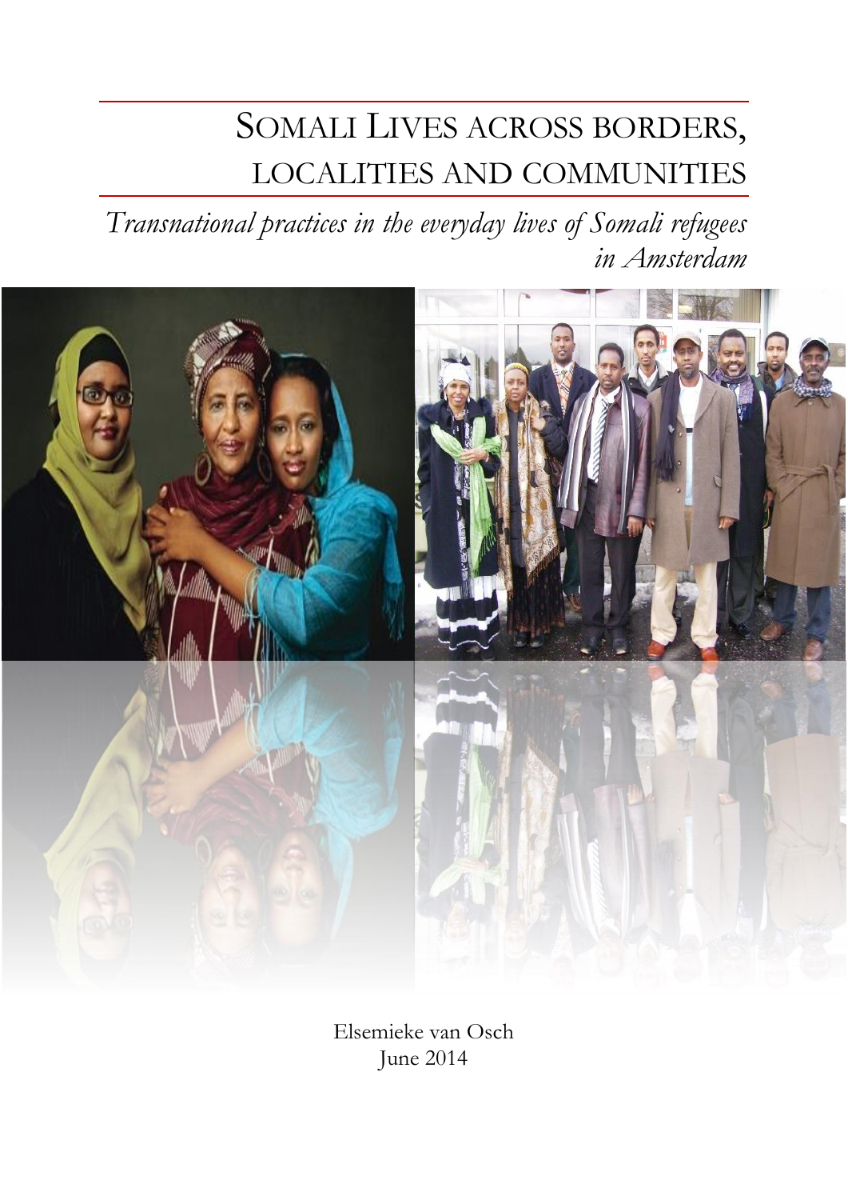# SOMALI LIVES ACROSS BORDERS, LOCALITIES AND COMMUNITIES

*Transnational practices in the everyday lives of Somali refugees in Amsterdam*

Elsemieke van Osch

June 2014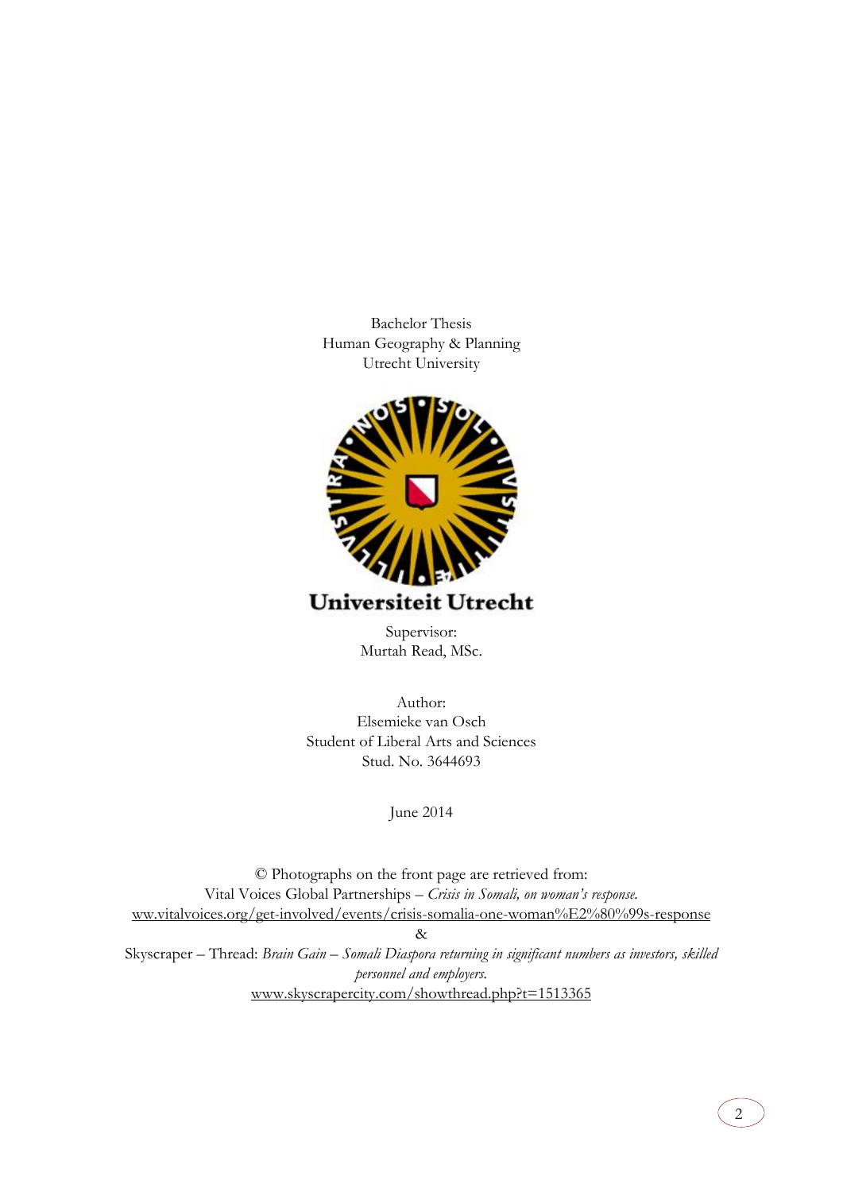Bachelor Thesis
Human Geography & Planning
Utrecht University

Universiteit Utrecht

Supervisor:
Murtah Read, MSc.

Author:
Elsemieke van Osch
Student of Liberal Arts and Sciences
Stud. No. 3644693

June 2014

© Photographs on the front page are retrieved from:
Vital Voices Global Partnerships – *Crisis in Somali, on woman's response.*
ww.vitalvoices.org/get-involved/events/crisis-somalia-one-woman%E2%80%99s-response
&
Skyscraper – Thread: *Brain Gain – Somali Diaspora returning in significant numbers as investors, skilled personnel and employers.*
www.skyscrapercity.com/showthread.php?t=1513365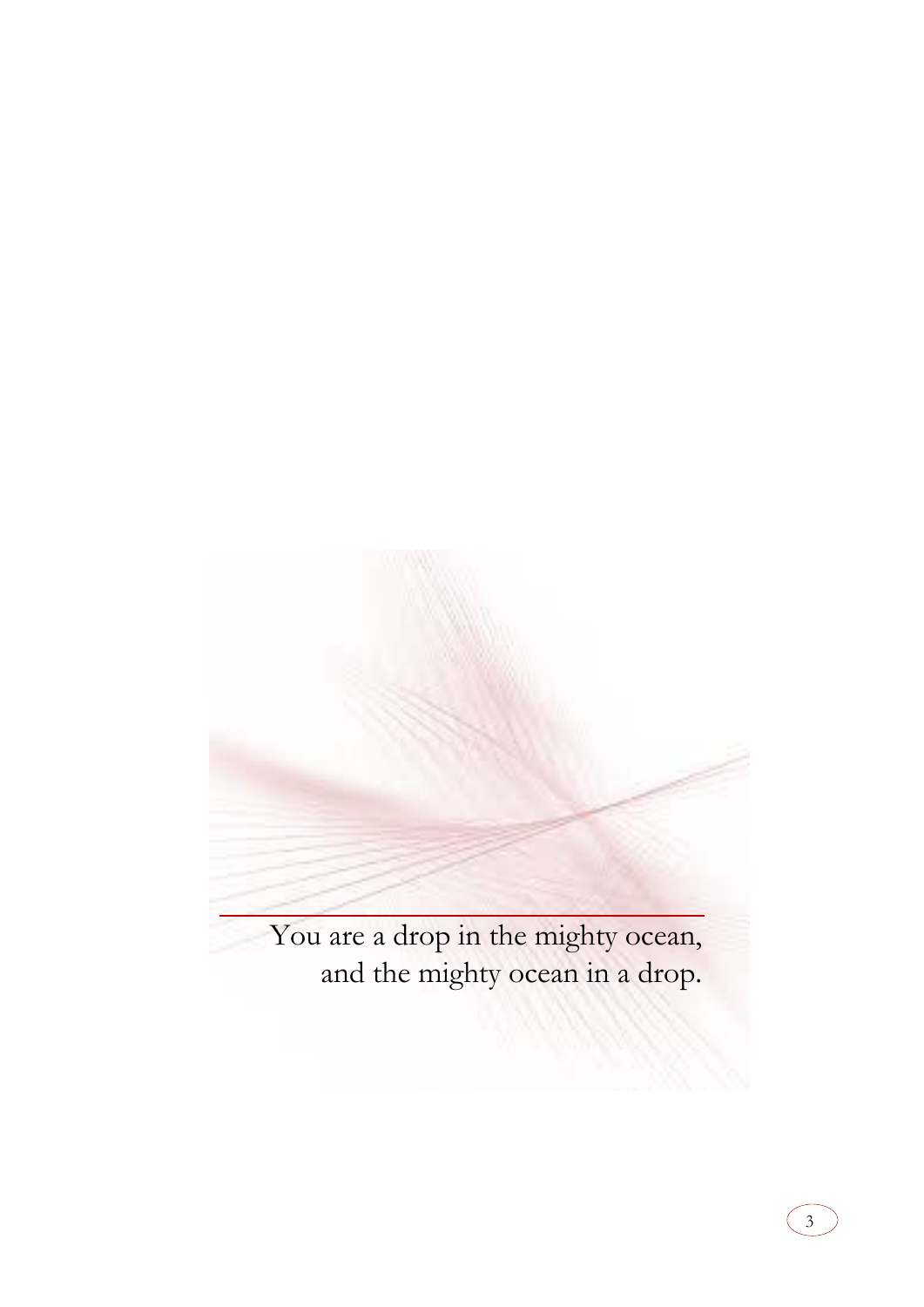You are a drop in the mighty ocean,
and the mighty ocean in a drop.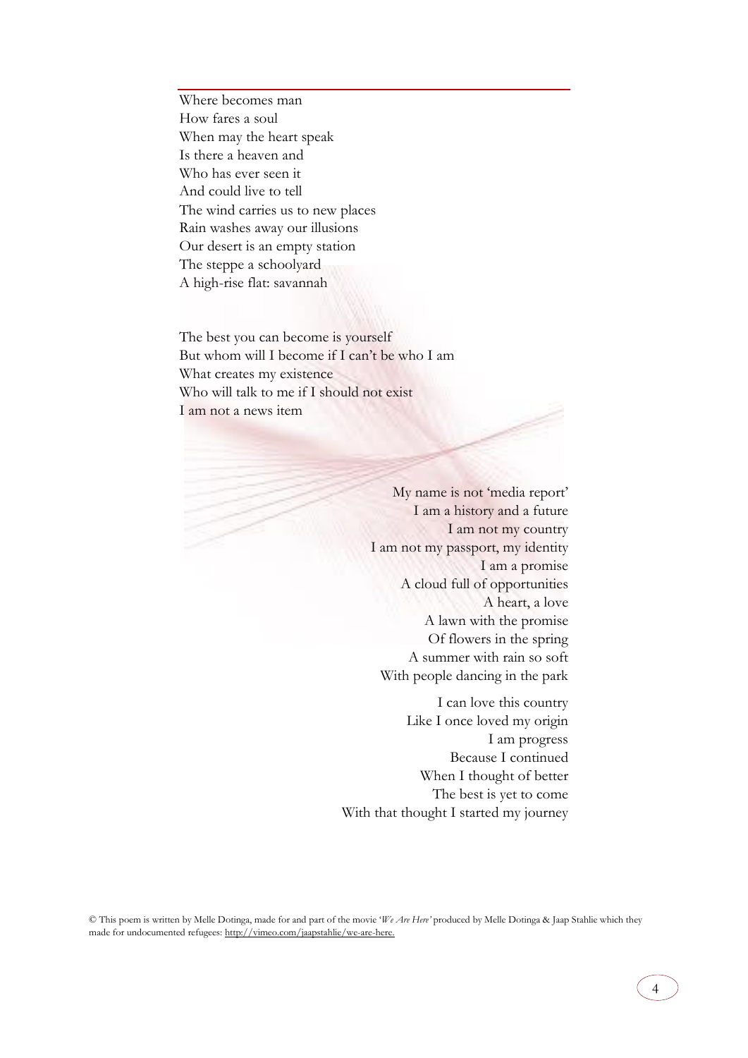Where becomes man  
How fares a soul  
When may the heart speak  
Is there a heaven and  
Who has ever seen it  
And could live to tell  
The wind carries us to new places  
Rain washes away our illusions  
Our desert is an empty station  
The steppe a schoolyard  
A high-rise flat: savannah

The best you can become is yourself  
But whom will I become if I can't be who I am  
What creates my existence  
Who will talk to me if I should not exist  
I am not a news item

My name is not 'media report'  
I am a history and a future  
I am not my country  
I am not my passport, my identity  
I am a promise  
A cloud full of opportunities  
A heart, a love  
A lawn with the promise  
Of flowers in the spring  
A summer with rain so soft  
With people dancing in the park

I can love this country  
Like I once loved my origin  
I am progress  
Because I continued  
When I thought of better  
The best is yet to come  
With that thought I started my journey

© This poem is written by Melle Dotinga, made for and part of the movie '*We Are Here*' produced by Melle Dotinga & Jaap Stahlie which they made for undocumented refugees: http://vimeo.com/jaapstahlie/we-are-here.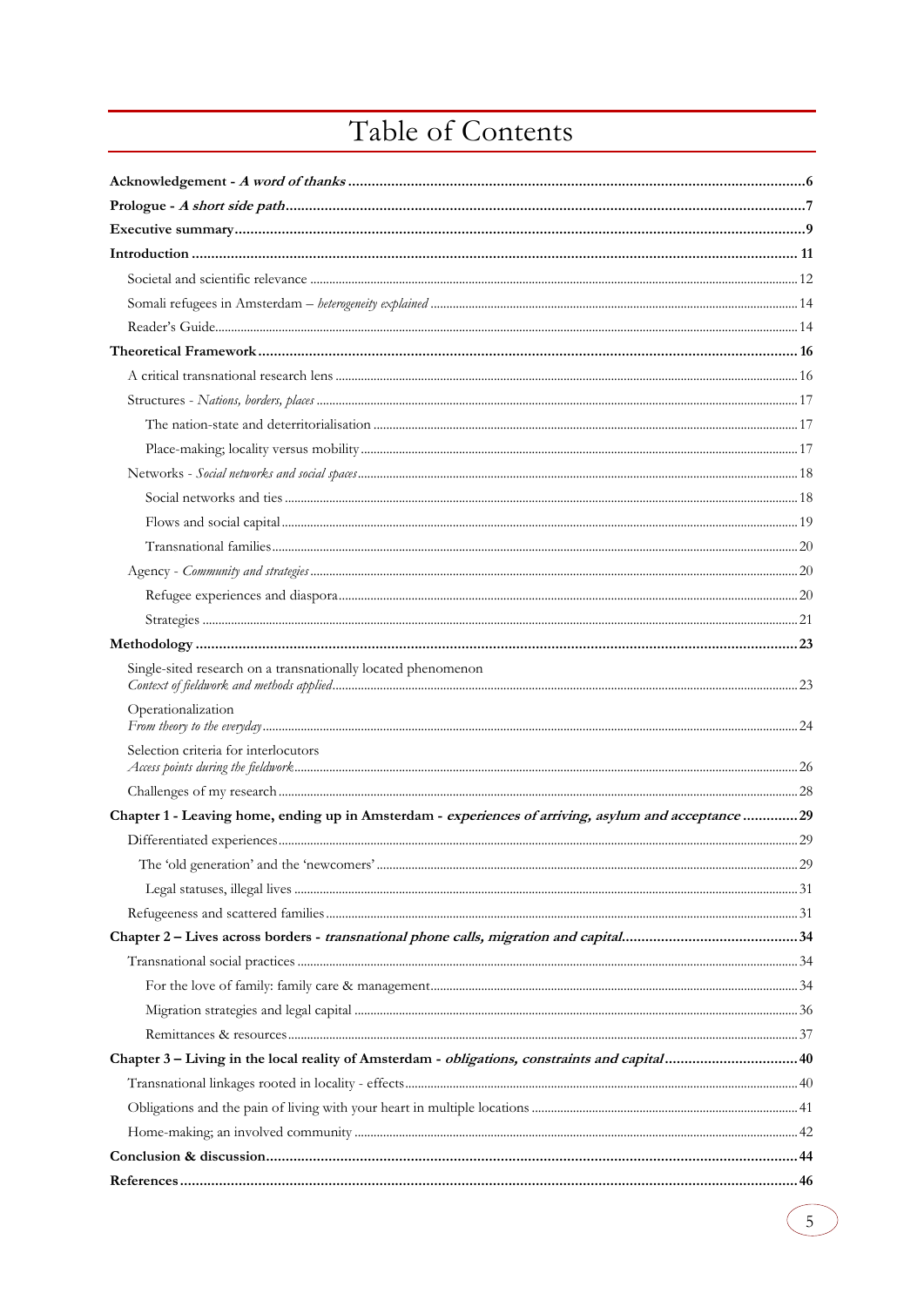# Table of Contents

**Acknowledgement - *A word of thanks*** ..... 6
**Prologue - *A short side path*** ..... 7
**Executive summary** ..... 9
**Introduction** ..... 11
- Societal and scientific relevance ..... 12
- Somali refugees in Amsterdam – *heterogeneity explained* ..... 14
- Reader's Guide ..... 14

**Theoretical Framework** ..... 16
- A critical transnational research lens ..... 16
- Structures - *Nations, borders, places* ..... 17
  - The nation-state and deterritorialisation ..... 17
  - Place-making; locality versus mobility ..... 17
- Networks - *Social networks and social spaces* ..... 18
  - Social networks and ties ..... 18
  - Flows and social capital ..... 19
  - Transnational families ..... 20
- Agency - *Community and strategies* ..... 20
  - Refugee experiences and diaspora ..... 20
  - Strategies ..... 21

**Methodology** ..... 23
- Single-sited research on a transnationally located phenomenon *Context of fieldwork and methods applied* ..... 23
- Operationalization *From theory to the everyday* ..... 24
- Selection criteria for interlocutors *Access points during the fieldwork* ..... 26
- Challenges of my research ..... 28

**Chapter 1 - Leaving home, ending up in Amsterdam - *experiences of arriving, asylum and acceptance*** ..... 29
- Differentiated experiences ..... 29
  - The 'old generation' and the 'newcomers' ..... 29
  - Legal statuses, illegal lives ..... 31
- Refugeeness and scattered families ..... 31

**Chapter 2 – Lives across borders - *transnational phone calls, migration and capital*** ..... 34
- Transnational social practices ..... 34
  - For the love of family: family care & management ..... 34
  - Migration strategies and legal capital ..... 36
  - Remittances & resources ..... 37

**Chapter 3 – Living in the local reality of Amsterdam - *obligations, constraints and capital*** ..... 40
- Transnational linkages rooted in locality - effects ..... 40
- Obligations and the pain of living with your heart in multiple locations ..... 41
- Home-making; an involved community ..... 42

**Conclusion & discussion** ..... 44
**References** ..... 46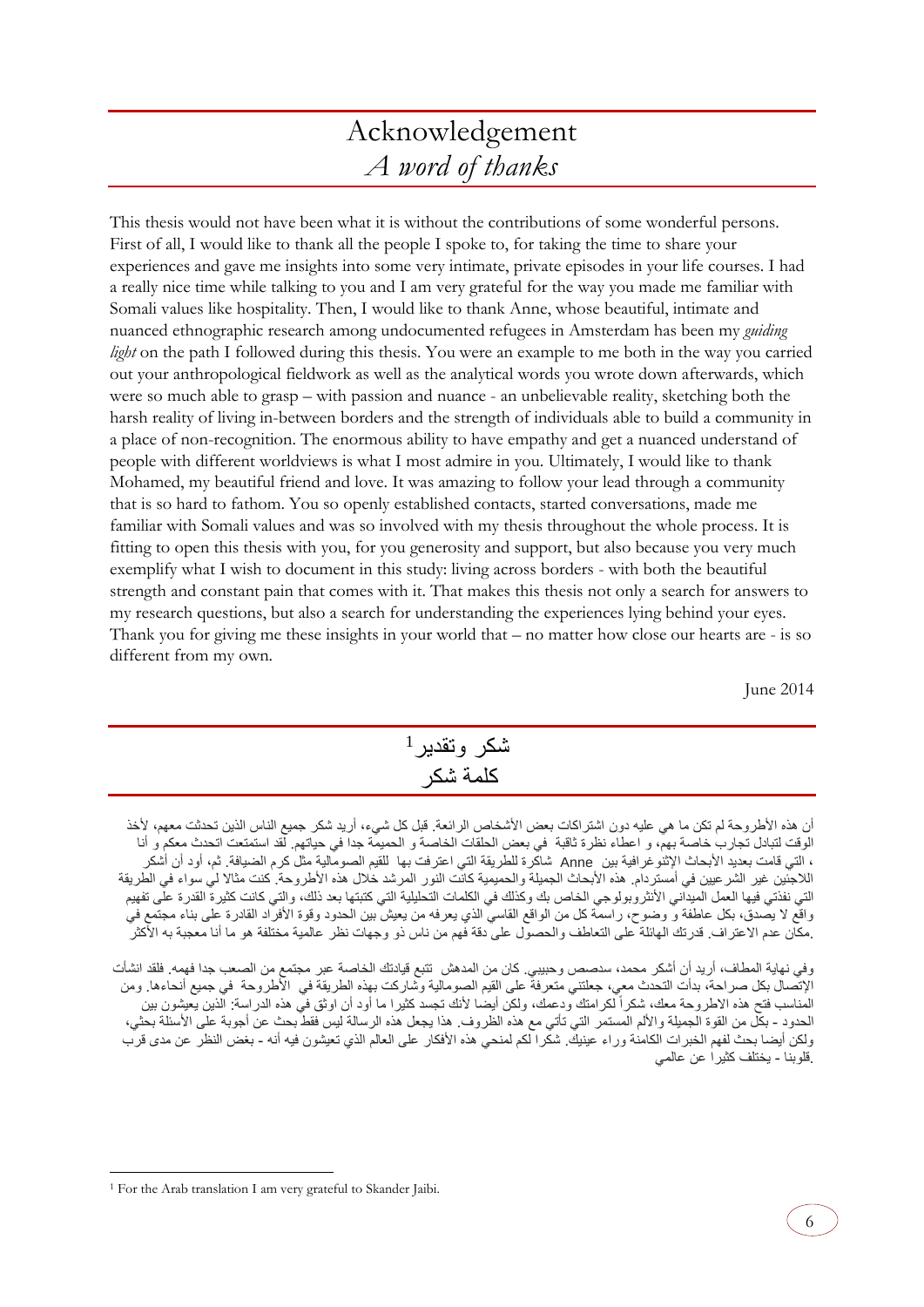# Acknowledgement
## *A word of thanks*

This thesis would not have been what it is without the contributions of some wonderful persons. First of all, I would like to thank all the people I spoke to, for taking the time to share your experiences and gave me insights into some very intimate, private episodes in your life courses. I had a really nice time while talking to you and I am very grateful for the way you made me familiar with Somali values like hospitality. Then, I would like to thank Anne, whose beautiful, intimate and nuanced ethnographic research among undocumented refugees in Amsterdam has been my *guiding light* on the path I followed during this thesis. You were an example to me both in the way you carried out your anthropological fieldwork as well as the analytical words you wrote down afterwards, which were so much able to grasp – with passion and nuance - an unbelievable reality, sketching both the harsh reality of living in-between borders and the strength of individuals able to build a community in a place of non-recognition. The enormous ability to have empathy and get a nuanced understand of people with different worldviews is what I most admire in you. Ultimately, I would like to thank Mohamed, my beautiful friend and love. It was amazing to follow your lead through a community that is so hard to fathom. You so openly established contacts, started conversations, made me familiar with Somali values and was so involved with my thesis throughout the whole process. It is fitting to open this thesis with you, for you generosity and support, but also because you very much exemplify what I wish to document in this study: living across borders - with both the beautiful strength and constant pain that comes with it. That makes this thesis not only a search for answers to my research questions, but also a search for understanding the experiences lying behind your eyes. Thank you for giving me these insights in your world that – no matter how close our hearts are - is so different from my own.

June 2014

# شكر وتقدير[1]
## كلمة شكر

أن هذه الأطروحة لم تكن ما هي عليه دون اشتراكات بعض الأشخاص الرائعة. قبل كل شيء، أريد شكر جميع الناس الذين تحدثت معهم، لأخذ الوقت لتبادل تجارب خاصة بهم، و اعطاء نظرة ثاقبة في بعض الحلقات الخاصة و الحميمة جدا في حياتهم. لقد استمتعت اتحدث معكم و أنا شاكرة للطريقة التي اعترفت بها للقيم الصومالية مثل كرم الضيافة. ثم، أود أن أشكر Anne ، التي قامت بعديد الأبحاث الإثنوغرافية بين اللاجئين غير الشرعيين في أمستردام. هذه الأبحاث الجميلة والحميمية كانت النور المرشد خلال هذه الأطروحة. كنت مثالا لي سواء في الطريقة التي نفذتي فيها العمل الميداني الأنثروبولوجي الخاص بك وكذلك في الكلمات التحليلية التي كتبتها بعد ذلك، والتي كانت كثيرة القدرة على تفهيم واقع لا يصدق، بكل عاطفة و وضوح، راسمة كل من الواقع القاسي الذي يعرفه من يعيش بين الحدود وقوة الأفراد القادرة على بناء مجتمع في مكان عدم الاعتراف. قدرتك الهائلة على التعاطف والحصول على دقة فهم من ناس ذو وجهات نظر عالمية مختلفة هو ما أنا معجبة به الأكثر.

وفي نهاية المطاف، أريد أن أشكر محمد، سدصص وحبيبي. كان من المدهش تتبع قيادتك الخاصة عبر مجتمع من الصعب جدا فهمه. فلقد انشأت الإتصال بكل صراحة، بدأت التحدث معي، جعلتني متعرفة على القيم الصومالية وشاركت بهذه الطريقة في الأطروحة في جميع أنحاءها. ومن المناسب فتح هذه الاطروحة معك، شكراً لكرامتك ودعمك، ولكن أيضا لأنك تجسد كثيرا ما أود أن اوثق في هذه الدراسة: الذين يعيشون بين الحدود - بكل من القوة الجميلة والألم المستمر التي تأتي مع هذه الظروف. هذا يجعل هذه الرسالة ليس فقط بحث عن أجوبة على الأسئلة بحثي، ولكن أيضا بحث لفهم الخبرات الكامنة وراء عينيك. شكرا لكم لمنحي هذه الأفكار على العالم الذي تعيشون فيه أنه - بغض النظر عن مدى قرب قلوبنا - يختلف كثيرا عن عالمي.

---

[1] For the Arab translation I am very grateful to Skander Jaibi.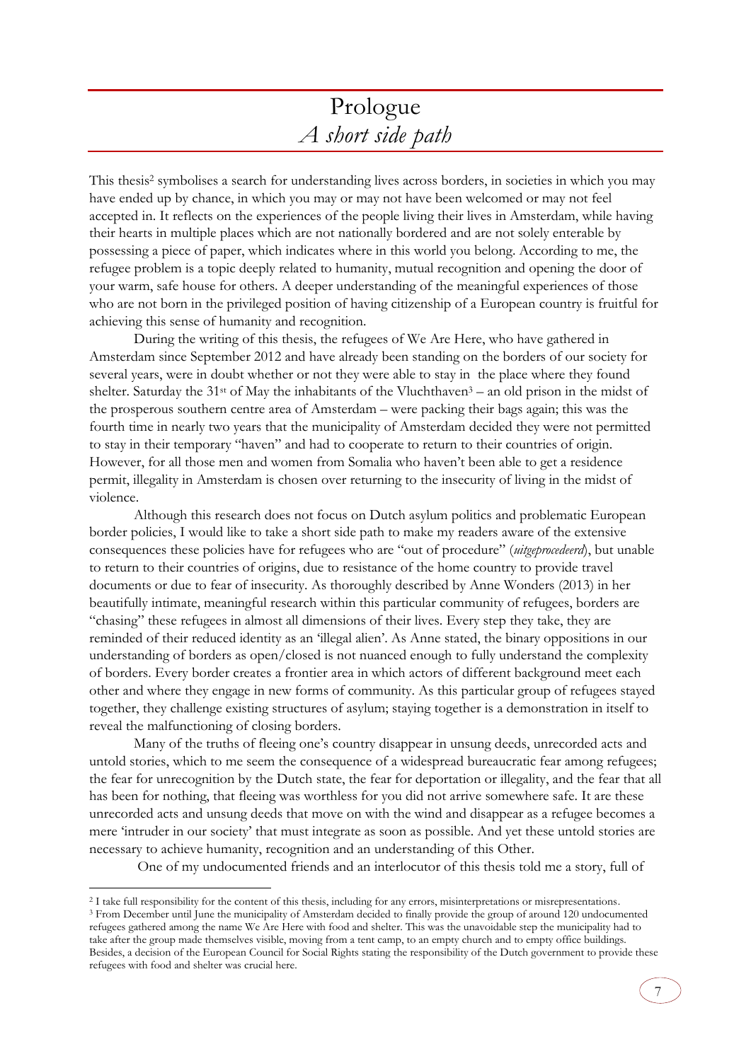# Prologue
## *A short side path*

This thesis[2] symbolises a search for understanding lives across borders, in societies in which you may have ended up by chance, in which you may or may not have been welcomed or may not feel accepted in. It reflects on the experiences of the people living their lives in Amsterdam, while having their hearts in multiple places which are not nationally bordered and are not solely enterable by possessing a piece of paper, which indicates where in this world you belong. According to me, the refugee problem is a topic deeply related to humanity, mutual recognition and opening the door of your warm, safe house for others. A deeper understanding of the meaningful experiences of those who are not born in the privileged position of having citizenship of a European country is fruitful for achieving this sense of humanity and recognition.

During the writing of this thesis, the refugees of We Are Here, who have gathered in Amsterdam since September 2012 and have already been standing on the borders of our society for several years, were in doubt whether or not they were able to stay in the place where they found shelter. Saturday the 31st of May the inhabitants of the Vluchthaven[3] – an old prison in the midst of the prosperous southern centre area of Amsterdam – were packing their bags again; this was the fourth time in nearly two years that the municipality of Amsterdam decided they were not permitted to stay in their temporary "haven" and had to cooperate to return to their countries of origin. However, for all those men and women from Somalia who haven't been able to get a residence permit, illegality in Amsterdam is chosen over returning to the insecurity of living in the midst of violence.

Although this research does not focus on Dutch asylum politics and problematic European border policies, I would like to take a short side path to make my readers aware of the extensive consequences these policies have for refugees who are "out of procedure" (*uitgeprocedeerd*), but unable to return to their countries of origins, due to resistance of the home country to provide travel documents or due to fear of insecurity. As thoroughly described by Anne Wonders (2013) in her beautifully intimate, meaningful research within this particular community of refugees, borders are "chasing" these refugees in almost all dimensions of their lives. Every step they take, they are reminded of their reduced identity as an 'illegal alien'. As Anne stated, the binary oppositions in our understanding of borders as open/closed is not nuanced enough to fully understand the complexity of borders. Every border creates a frontier area in which actors of different background meet each other and where they engage in new forms of community. As this particular group of refugees stayed together, they challenge existing structures of asylum; staying together is a demonstration in itself to reveal the malfunctioning of closing borders.

Many of the truths of fleeing one's country disappear in unsung deeds, unrecorded acts and untold stories, which to me seem the consequence of a widespread bureaucratic fear among refugees; the fear for unrecognition by the Dutch state, the fear for deportation or illegality, and the fear that all has been for nothing, that fleeing was worthless for you did not arrive somewhere safe. It are these unrecorded acts and unsung deeds that move on with the wind and disappear as a refugee becomes a mere 'intruder in our society' that must integrate as soon as possible. And yet these untold stories are necessary to achieve humanity, recognition and an understanding of this Other.

One of my undocumented friends and an interlocutor of this thesis told me a story, full of

---

[2] I take full responsibility for the content of this thesis, including for any errors, misinterpretations or misrepresentations.

[3] From December until June the municipality of Amsterdam decided to finally provide the group of around 120 undocumented refugees gathered among the name We Are Here with food and shelter. This was the unavoidable step the municipality had to take after the group made themselves visible, moving from a tent camp, to an empty church and to empty office buildings. Besides, a decision of the European Council for Social Rights stating the responsibility of the Dutch government to provide these refugees with food and shelter was crucial here.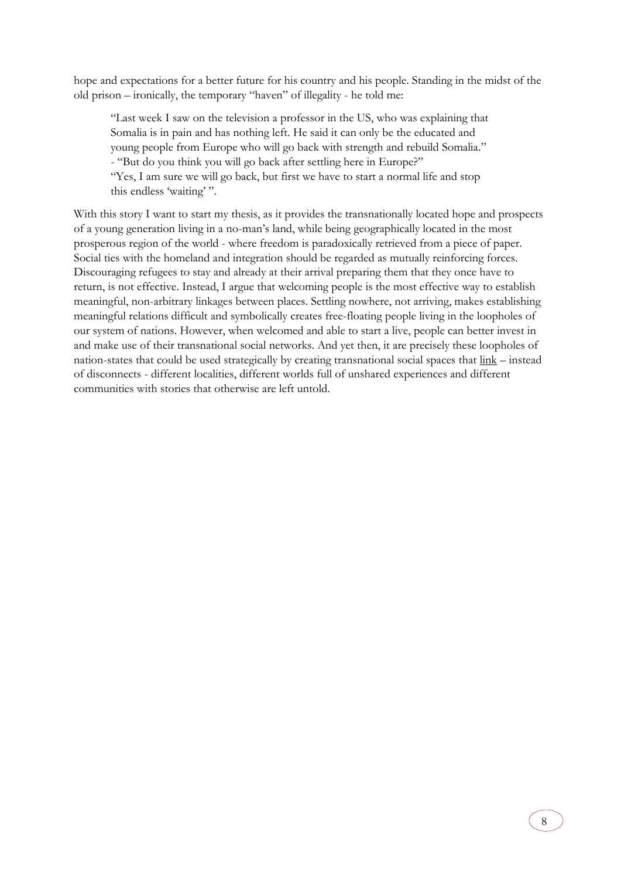hope and expectations for a better future for his country and his people. Standing in the midst of the old prison – ironically, the temporary "haven" of illegality - he told me:

> "Last week I saw on the television a professor in the US, who was explaining that Somalia is in pain and has nothing left. He said it can only be the educated and young people from Europe who will go back with strength and rebuild Somalia."
> - "But do you think you will go back after settling here in Europe?"
> "Yes, I am sure we will go back, but first we have to start a normal life and stop this endless 'waiting' ".

With this story I want to start my thesis, as it provides the transnationally located hope and prospects of a young generation living in a no-man's land, while being geographically located in the most prosperous region of the world - where freedom is paradoxically retrieved from a piece of paper. Social ties with the homeland and integration should be regarded as mutually reinforcing forces. Discouraging refugees to stay and already at their arrival preparing them that they once have to return, is not effective. Instead, I argue that welcoming people is the most effective way to establish meaningful, non-arbitrary linkages between places. Settling nowhere, not arriving, makes establishing meaningful relations difficult and symbolically creates free-floating people living in the loopholes of our system of nations. However, when welcomed and able to start a live, people can better invest in and make use of their transnational social networks. And yet then, it are precisely these loopholes of nation-states that could be used strategically by creating transnational social spaces that <u>link</u> – instead of disconnects - different localities, different worlds full of unshared experiences and different communities with stories that otherwise are left untold.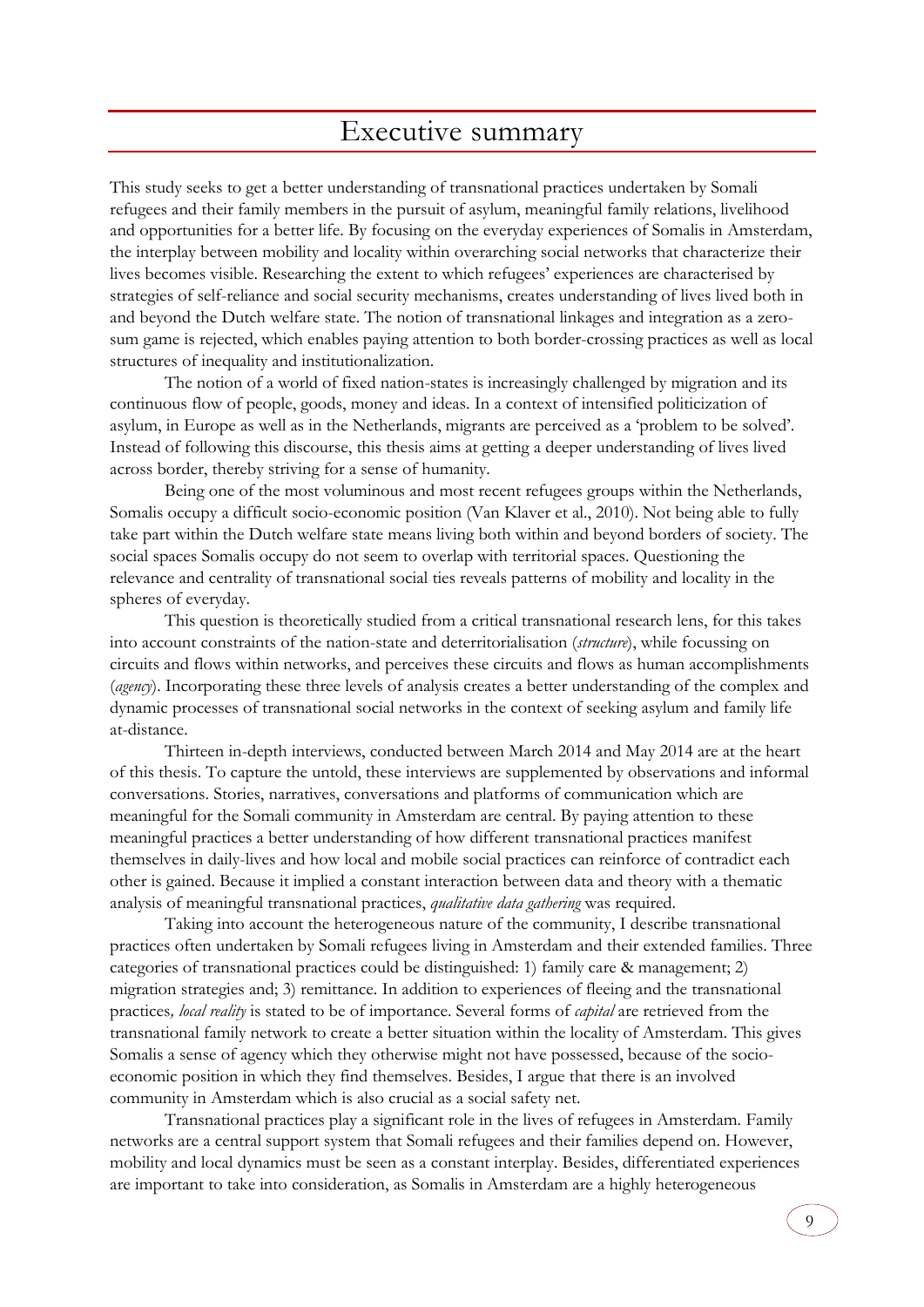# Executive summary

This study seeks to get a better understanding of transnational practices undertaken by Somali refugees and their family members in the pursuit of asylum, meaningful family relations, livelihood and opportunities for a better life. By focusing on the everyday experiences of Somalis in Amsterdam, the interplay between mobility and locality within overarching social networks that characterize their lives becomes visible. Researching the extent to which refugees' experiences are characterised by strategies of self-reliance and social security mechanisms, creates understanding of lives lived both in and beyond the Dutch welfare state. The notion of transnational linkages and integration as a zero-sum game is rejected, which enables paying attention to both border-crossing practices as well as local structures of inequality and institutionalization.

The notion of a world of fixed nation-states is increasingly challenged by migration and its continuous flow of people, goods, money and ideas. In a context of intensified politicization of asylum, in Europe as well as in the Netherlands, migrants are perceived as a 'problem to be solved'. Instead of following this discourse, this thesis aims at getting a deeper understanding of lives lived across border, thereby striving for a sense of humanity.

Being one of the most voluminous and most recent refugees groups within the Netherlands, Somalis occupy a difficult socio-economic position (Van Klaver et al., 2010). Not being able to fully take part within the Dutch welfare state means living both within and beyond borders of society. The social spaces Somalis occupy do not seem to overlap with territorial spaces. Questioning the relevance and centrality of transnational social ties reveals patterns of mobility and locality in the spheres of everyday.

This question is theoretically studied from a critical transnational research lens, for this takes into account constraints of the nation-state and deterritorialisation (*structure*), while focussing on circuits and flows within networks, and perceives these circuits and flows as human accomplishments (*agency*). Incorporating these three levels of analysis creates a better understanding of the complex and dynamic processes of transnational social networks in the context of seeking asylum and family life at-distance.

Thirteen in-depth interviews, conducted between March 2014 and May 2014 are at the heart of this thesis. To capture the untold, these interviews are supplemented by observations and informal conversations. Stories, narratives, conversations and platforms of communication which are meaningful for the Somali community in Amsterdam are central. By paying attention to these meaningful practices a better understanding of how different transnational practices manifest themselves in daily-lives and how local and mobile social practices can reinforce of contradict each other is gained. Because it implied a constant interaction between data and theory with a thematic analysis of meaningful transnational practices, *qualitative data gathering* was required.

Taking into account the heterogeneous nature of the community, I describe transnational practices often undertaken by Somali refugees living in Amsterdam and their extended families. Three categories of transnational practices could be distinguished: 1) family care & management; 2) migration strategies and; 3) remittance. In addition to experiences of fleeing and the transnational practices*, local reality* is stated to be of importance. Several forms of *capital* are retrieved from the transnational family network to create a better situation within the locality of Amsterdam. This gives Somalis a sense of agency which they otherwise might not have possessed, because of the socio-economic position in which they find themselves. Besides, I argue that there is an involved community in Amsterdam which is also crucial as a social safety net.

Transnational practices play a significant role in the lives of refugees in Amsterdam. Family networks are a central support system that Somali refugees and their families depend on. However, mobility and local dynamics must be seen as a constant interplay. Besides, differentiated experiences are important to take into consideration, as Somalis in Amsterdam are a highly heterogeneous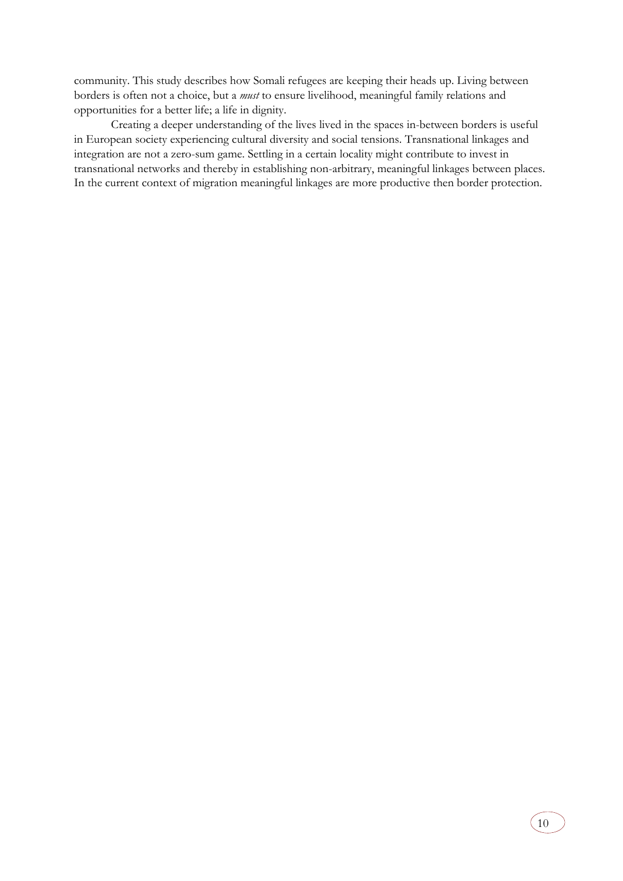community. This study describes how Somali refugees are keeping their heads up. Living between borders is often not a choice, but a *must* to ensure livelihood, meaningful family relations and opportunities for a better life; a life in dignity.

Creating a deeper understanding of the lives lived in the spaces in-between borders is useful in European society experiencing cultural diversity and social tensions. Transnational linkages and integration are not a zero-sum game. Settling in a certain locality might contribute to invest in transnational networks and thereby in establishing non-arbitrary, meaningful linkages between places. In the current context of migration meaningful linkages are more productive then border protection.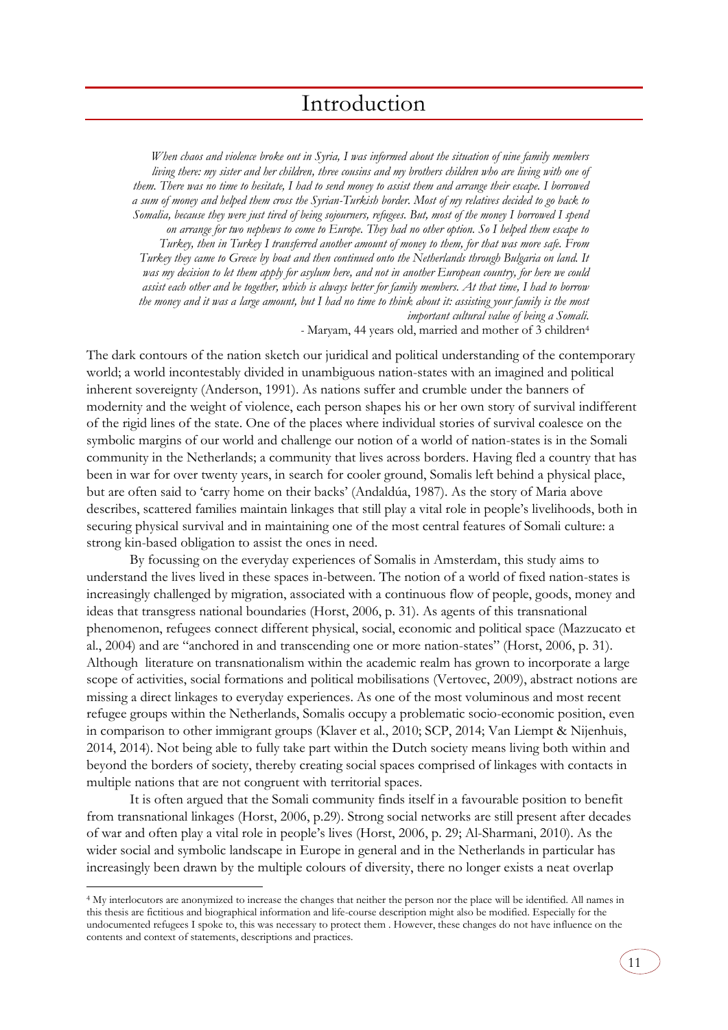# Introduction

> *When chaos and violence broke out in Syria, I was informed about the situation of nine family members living there: my sister and her children, three cousins and my brothers children who are living with one of them. There was no time to hesitate, I had to send money to assist them and arrange their escape. I borrowed a sum of money and helped them cross the Syrian-Turkish border. Most of my relatives decided to go back to Somalia, because they were just tired of being sojourners, refugees. But, most of the money I borrowed I spend on arrange for two nephews to come to Europe. They had no other option. So I helped them escape to Turkey, then in Turkey I transferred another amount of money to them, for that was more safe. From Turkey they came to Greece by boat and then continued onto the Netherlands through Bulgaria on land. It was my decision to let them apply for asylum here, and not in another European country, for here we could assist each other and be together, which is always better for family members. At that time, I had to borrow the money and it was a large amount, but I had no time to think about it: assisting your family is the most important cultural value of being a Somali.*
>
> - Maryam, 44 years old, married and mother of 3 children[4]

The dark contours of the nation sketch our juridical and political understanding of the contemporary world; a world incontestably divided in unambiguous nation-states with an imagined and political inherent sovereignty (Anderson, 1991). As nations suffer and crumble under the banners of modernity and the weight of violence, each person shapes his or her own story of survival indifferent of the rigid lines of the state. One of the places where individual stories of survival coalesce on the symbolic margins of our world and challenge our notion of a world of nation-states is in the Somali community in the Netherlands; a community that lives across borders. Having fled a country that has been in war for over twenty years, in search for cooler ground, Somalis left behind a physical place, but are often said to 'carry home on their backs' (Andaldúa, 1987). As the story of Maria above describes, scattered families maintain linkages that still play a vital role in people's livelihoods, both in securing physical survival and in maintaining one of the most central features of Somali culture: a strong kin-based obligation to assist the ones in need.

By focussing on the everyday experiences of Somalis in Amsterdam, this study aims to understand the lives lived in these spaces in-between. The notion of a world of fixed nation-states is increasingly challenged by migration, associated with a continuous flow of people, goods, money and ideas that transgress national boundaries (Horst, 2006, p. 31). As agents of this transnational phenomenon, refugees connect different physical, social, economic and political space (Mazzucato et al., 2004) and are "anchored in and transcending one or more nation-states" (Horst, 2006, p. 31). Although literature on transnationalism within the academic realm has grown to incorporate a large scope of activities, social formations and political mobilisations (Vertovec, 2009), abstract notions are missing a direct linkages to everyday experiences. As one of the most voluminous and most recent refugee groups within the Netherlands, Somalis occupy a problematic socio-economic position, even in comparison to other immigrant groups (Klaver et al., 2010; SCP, 2014; Van Liempt & Nijenhuis, 2014, 2014). Not being able to fully take part within the Dutch society means living both within and beyond the borders of society, thereby creating social spaces comprised of linkages with contacts in multiple nations that are not congruent with territorial spaces.

It is often argued that the Somali community finds itself in a favourable position to benefit from transnational linkages (Horst, 2006, p.29). Strong social networks are still present after decades of war and often play a vital role in people's lives (Horst, 2006, p. 29; Al-Sharmani, 2010). As the wider social and symbolic landscape in Europe in general and in the Netherlands in particular has increasingly been drawn by the multiple colours of diversity, there no longer exists a neat overlap

[4] My interlocutors are anonymized to increase the changes that neither the person nor the place will be identified. All names in this thesis are fictitious and biographical information and life-course description might also be modified. Especially for the undocumented refugees I spoke to, this was necessary to protect them . However, these changes do not have influence on the contents and context of statements, descriptions and practices.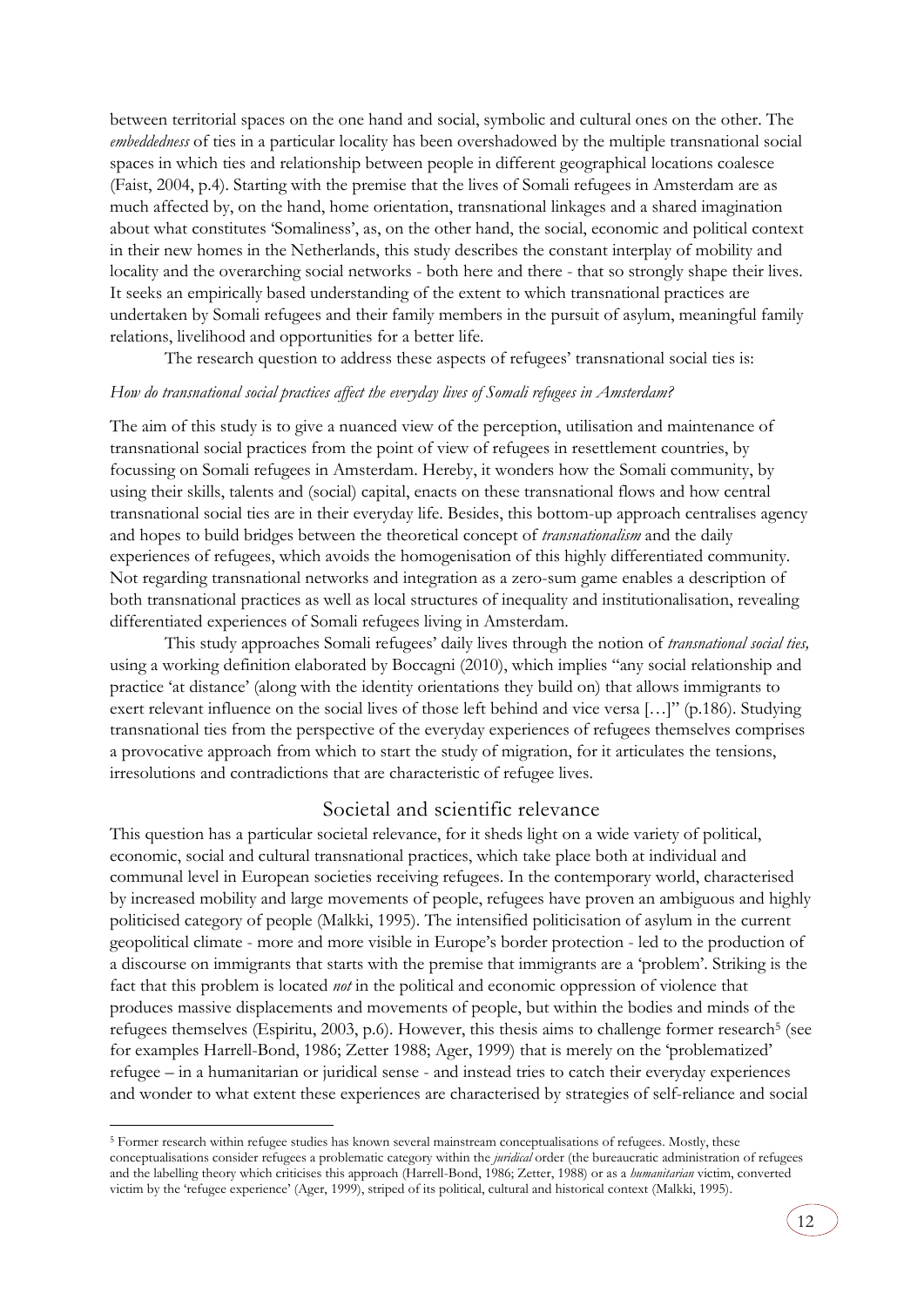between territorial spaces on the one hand and social, symbolic and cultural ones on the other. The *embeddedness* of ties in a particular locality has been overshadowed by the multiple transnational social spaces in which ties and relationship between people in different geographical locations coalesce (Faist, 2004, p.4). Starting with the premise that the lives of Somali refugees in Amsterdam are as much affected by, on the hand, home orientation, transnational linkages and a shared imagination about what constitutes 'Somaliness', as, on the other hand, the social, economic and political context in their new homes in the Netherlands, this study describes the constant interplay of mobility and locality and the overarching social networks - both here and there - that so strongly shape their lives. It seeks an empirically based understanding of the extent to which transnational practices are undertaken by Somali refugees and their family members in the pursuit of asylum, meaningful family relations, livelihood and opportunities for a better life.

The research question to address these aspects of refugees' transnational social ties is:

*How do transnational social practices affect the everyday lives of Somali refugees in Amsterdam?*

The aim of this study is to give a nuanced view of the perception, utilisation and maintenance of transnational social practices from the point of view of refugees in resettlement countries, by focussing on Somali refugees in Amsterdam. Hereby, it wonders how the Somali community, by using their skills, talents and (social) capital, enacts on these transnational flows and how central transnational social ties are in their everyday life. Besides, this bottom-up approach centralises agency and hopes to build bridges between the theoretical concept of *transnationalism* and the daily experiences of refugees, which avoids the homogenisation of this highly differentiated community. Not regarding transnational networks and integration as a zero-sum game enables a description of both transnational practices as well as local structures of inequality and institutionalisation, revealing differentiated experiences of Somali refugees living in Amsterdam.

This study approaches Somali refugees' daily lives through the notion of *transnational social ties,* using a working definition elaborated by Boccagni (2010), which implies "any social relationship and practice 'at distance' (along with the identity orientations they build on) that allows immigrants to exert relevant influence on the social lives of those left behind and vice versa […]" (p.186). Studying transnational ties from the perspective of the everyday experiences of refugees themselves comprises a provocative approach from which to start the study of migration, for it articulates the tensions, irresolutions and contradictions that are characteristic of refugee lives.

## Societal and scientific relevance

This question has a particular societal relevance, for it sheds light on a wide variety of political, economic, social and cultural transnational practices, which take place both at individual and communal level in European societies receiving refugees. In the contemporary world, characterised by increased mobility and large movements of people, refugees have proven an ambiguous and highly politicised category of people (Malkki, 1995). The intensified politicisation of asylum in the current geopolitical climate - more and more visible in Europe's border protection - led to the production of a discourse on immigrants that starts with the premise that immigrants are a 'problem'. Striking is the fact that this problem is located *not* in the political and economic oppression of violence that produces massive displacements and movements of people, but within the bodies and minds of the refugees themselves (Espiritu, 2003, p.6). However, this thesis aims to challenge former research[5] (see for examples Harrell-Bond, 1986; Zetter 1988; Ager, 1999) that is merely on the 'problematized' refugee – in a humanitarian or juridical sense - and instead tries to catch their everyday experiences and wonder to what extent these experiences are characterised by strategies of self-reliance and social

[5] Former research within refugee studies has known several mainstream conceptualisations of refugees. Mostly, these conceptualisations consider refugees a problematic category within the *juridical* order (the bureaucratic administration of refugees and the labelling theory which criticises this approach (Harrell-Bond, 1986; Zetter, 1988) or as a *humanitarian* victim, converted victim by the 'refugee experience' (Ager, 1999), striped of its political, cultural and historical context (Malkki, 1995).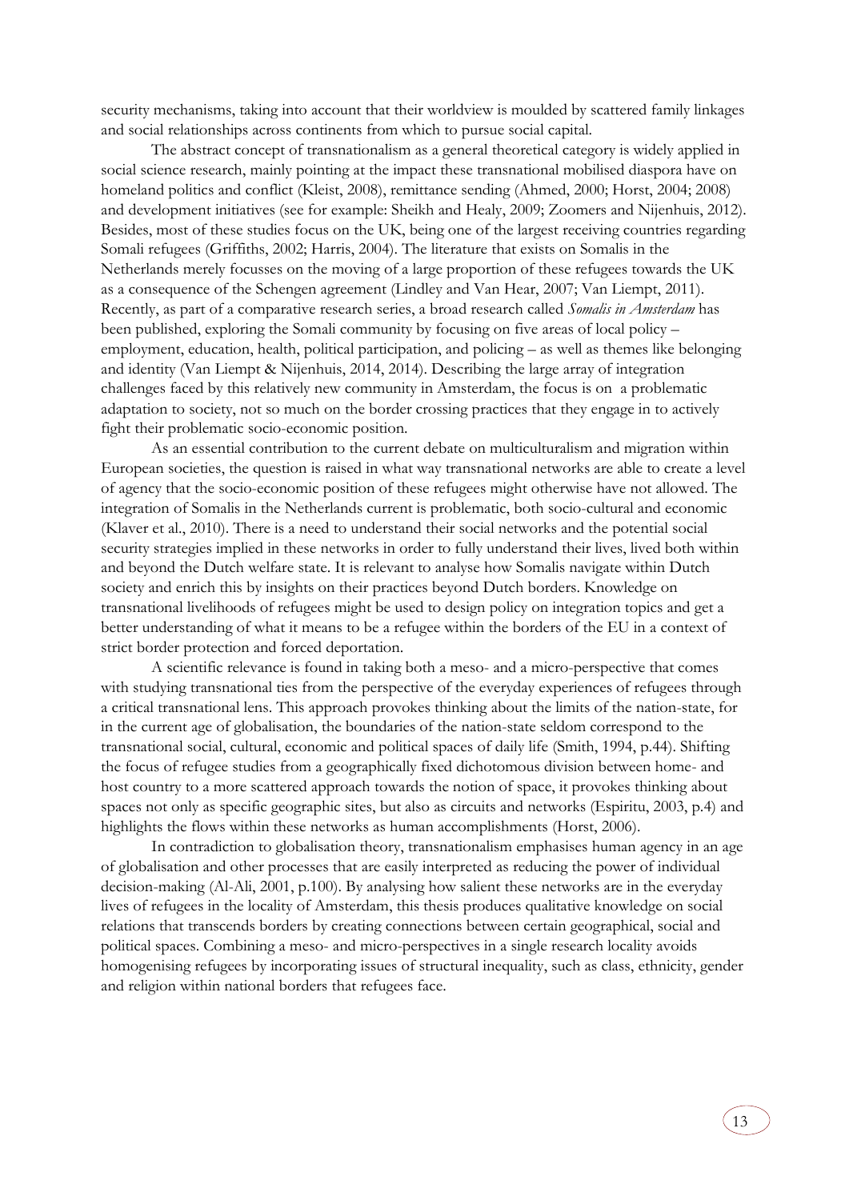security mechanisms, taking into account that their worldview is moulded by scattered family linkages and social relationships across continents from which to pursue social capital.

The abstract concept of transnationalism as a general theoretical category is widely applied in social science research, mainly pointing at the impact these transnational mobilised diaspora have on homeland politics and conflict (Kleist, 2008), remittance sending (Ahmed, 2000; Horst, 2004; 2008) and development initiatives (see for example: Sheikh and Healy, 2009; Zoomers and Nijenhuis, 2012). Besides, most of these studies focus on the UK, being one of the largest receiving countries regarding Somali refugees (Griffiths, 2002; Harris, 2004). The literature that exists on Somalis in the Netherlands merely focusses on the moving of a large proportion of these refugees towards the UK as a consequence of the Schengen agreement (Lindley and Van Hear, 2007; Van Liempt, 2011). Recently, as part of a comparative research series, a broad research called *Somalis in Amsterdam* has been published, exploring the Somali community by focusing on five areas of local policy – employment, education, health, political participation, and policing – as well as themes like belonging and identity (Van Liempt & Nijenhuis, 2014, 2014). Describing the large array of integration challenges faced by this relatively new community in Amsterdam, the focus is on a problematic adaptation to society, not so much on the border crossing practices that they engage in to actively fight their problematic socio-economic position.

As an essential contribution to the current debate on multiculturalism and migration within European societies, the question is raised in what way transnational networks are able to create a level of agency that the socio-economic position of these refugees might otherwise have not allowed. The integration of Somalis in the Netherlands current is problematic, both socio-cultural and economic (Klaver et al., 2010). There is a need to understand their social networks and the potential social security strategies implied in these networks in order to fully understand their lives, lived both within and beyond the Dutch welfare state. It is relevant to analyse how Somalis navigate within Dutch society and enrich this by insights on their practices beyond Dutch borders. Knowledge on transnational livelihoods of refugees might be used to design policy on integration topics and get a better understanding of what it means to be a refugee within the borders of the EU in a context of strict border protection and forced deportation.

A scientific relevance is found in taking both a meso- and a micro-perspective that comes with studying transnational ties from the perspective of the everyday experiences of refugees through a critical transnational lens. This approach provokes thinking about the limits of the nation-state, for in the current age of globalisation, the boundaries of the nation-state seldom correspond to the transnational social, cultural, economic and political spaces of daily life (Smith, 1994, p.44). Shifting the focus of refugee studies from a geographically fixed dichotomous division between home- and host country to a more scattered approach towards the notion of space, it provokes thinking about spaces not only as specific geographic sites, but also as circuits and networks (Espiritu, 2003, p.4) and highlights the flows within these networks as human accomplishments (Horst, 2006).

In contradiction to globalisation theory, transnationalism emphasises human agency in an age of globalisation and other processes that are easily interpreted as reducing the power of individual decision-making (Al-Ali, 2001, p.100). By analysing how salient these networks are in the everyday lives of refugees in the locality of Amsterdam, this thesis produces qualitative knowledge on social relations that transcends borders by creating connections between certain geographical, social and political spaces. Combining a meso- and micro-perspectives in a single research locality avoids homogenising refugees by incorporating issues of structural inequality, such as class, ethnicity, gender and religion within national borders that refugees face.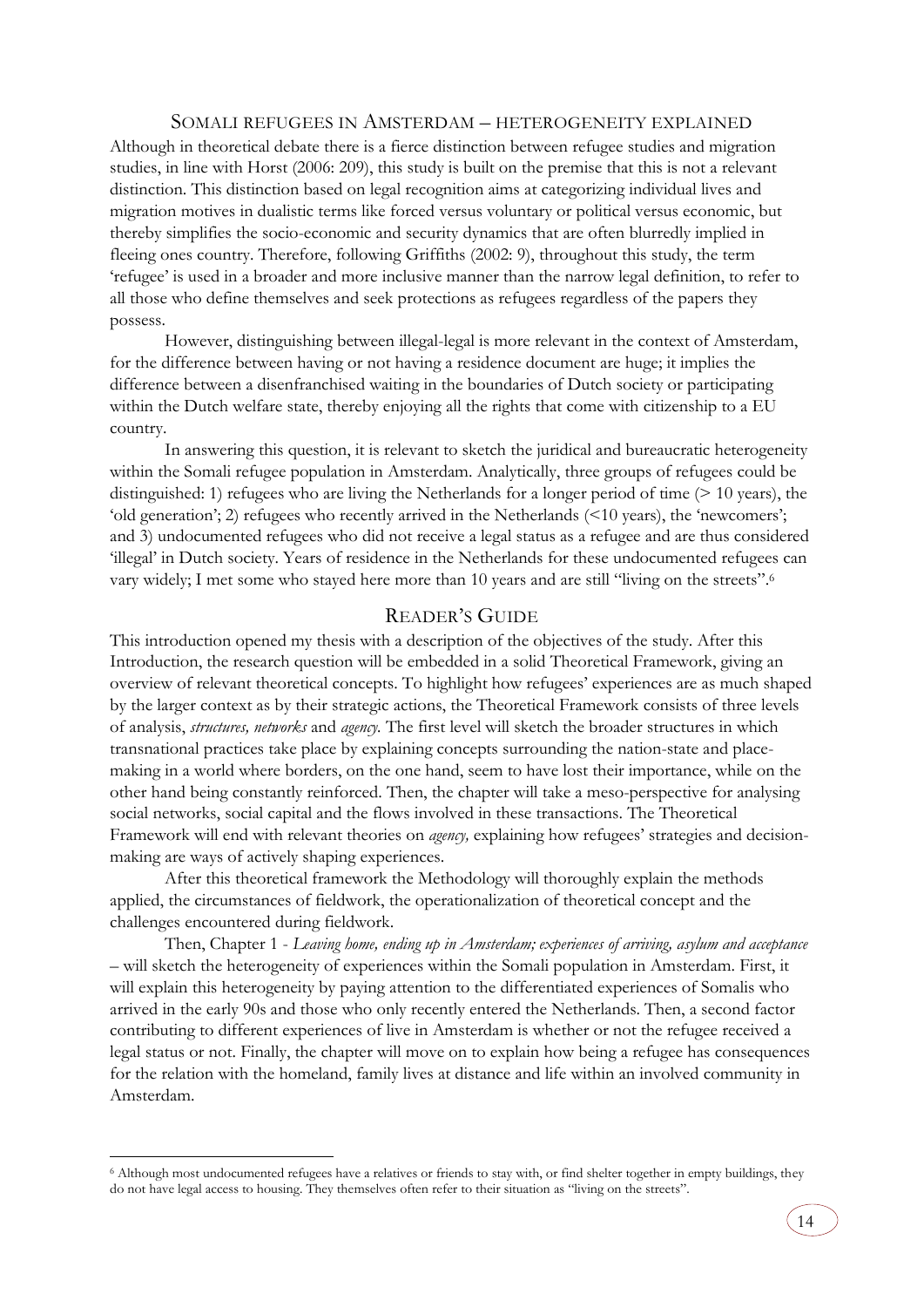## Somali refugees in Amsterdam – heterogeneity explained

Although in theoretical debate there is a fierce distinction between refugee studies and migration studies, in line with Horst (2006: 209), this study is built on the premise that this is not a relevant distinction. This distinction based on legal recognition aims at categorizing individual lives and migration motives in dualistic terms like forced versus voluntary or political versus economic, but thereby simplifies the socio-economic and security dynamics that are often blurredly implied in fleeing ones country. Therefore, following Griffiths (2002: 9), throughout this study, the term 'refugee' is used in a broader and more inclusive manner than the narrow legal definition, to refer to all those who define themselves and seek protections as refugees regardless of the papers they possess.

However, distinguishing between illegal-legal is more relevant in the context of Amsterdam, for the difference between having or not having a residence document are huge; it implies the difference between a disenfranchised waiting in the boundaries of Dutch society or participating within the Dutch welfare state, thereby enjoying all the rights that come with citizenship to a EU country.

In answering this question, it is relevant to sketch the juridical and bureaucratic heterogeneity within the Somali refugee population in Amsterdam. Analytically, three groups of refugees could be distinguished: 1) refugees who are living the Netherlands for a longer period of time (> 10 years), the 'old generation'; 2) refugees who recently arrived in the Netherlands (<10 years), the 'newcomers'; and 3) undocumented refugees who did not receive a legal status as a refugee and are thus considered 'illegal' in Dutch society. Years of residence in the Netherlands for these undocumented refugees can vary widely; I met some who stayed here more than 10 years and are still "living on the streets".[6]

## Reader's Guide

This introduction opened my thesis with a description of the objectives of the study. After this Introduction, the research question will be embedded in a solid Theoretical Framework, giving an overview of relevant theoretical concepts. To highlight how refugees' experiences are as much shaped by the larger context as by their strategic actions, the Theoretical Framework consists of three levels of analysis, *structures, networks* and *agency.* The first level will sketch the broader structures in which transnational practices take place by explaining concepts surrounding the nation-state and place-making in a world where borders, on the one hand, seem to have lost their importance, while on the other hand being constantly reinforced. Then, the chapter will take a meso-perspective for analysing social networks, social capital and the flows involved in these transactions. The Theoretical Framework will end with relevant theories on *agency,* explaining how refugees' strategies and decision-making are ways of actively shaping experiences.

After this theoretical framework the Methodology will thoroughly explain the methods applied, the circumstances of fieldwork, the operationalization of theoretical concept and the challenges encountered during fieldwork.

Then, Chapter 1 - *Leaving home, ending up in Amsterdam; experiences of arriving, asylum and acceptance* – will sketch the heterogeneity of experiences within the Somali population in Amsterdam. First, it will explain this heterogeneity by paying attention to the differentiated experiences of Somalis who arrived in the early 90s and those who only recently entered the Netherlands. Then, a second factor contributing to different experiences of live in Amsterdam is whether or not the refugee received a legal status or not. Finally, the chapter will move on to explain how being a refugee has consequences for the relation with the homeland, family lives at distance and life within an involved community in Amsterdam.

[6] Although most undocumented refugees have a relatives or friends to stay with, or find shelter together in empty buildings, they do not have legal access to housing. They themselves often refer to their situation as "living on the streets".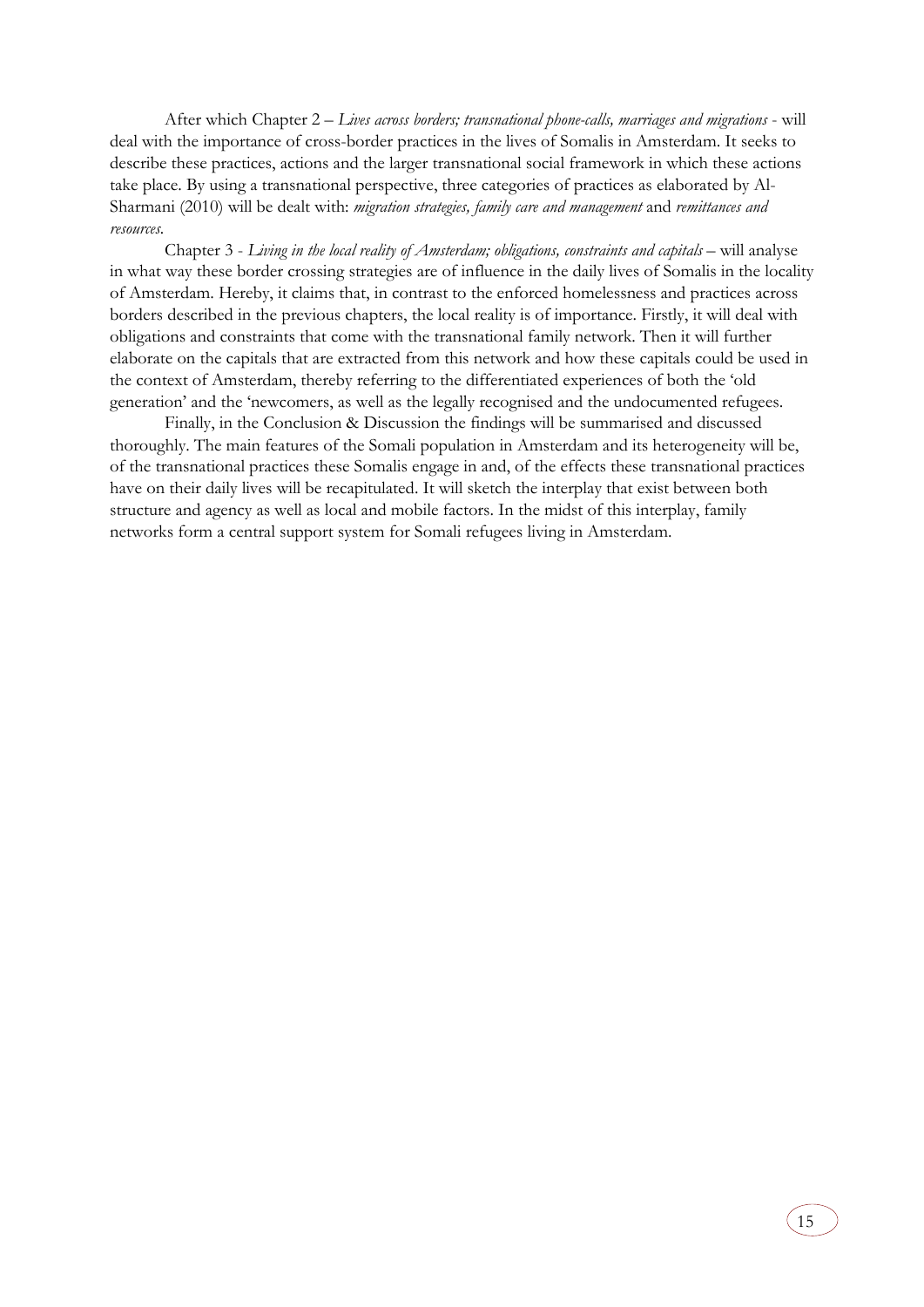After which Chapter 2 – *Lives across borders; transnational phone-calls, marriages and migrations* - will deal with the importance of cross-border practices in the lives of Somalis in Amsterdam. It seeks to describe these practices, actions and the larger transnational social framework in which these actions take place. By using a transnational perspective, three categories of practices as elaborated by Al-Sharmani (2010) will be dealt with: *migration strategies, family care and management* and *remittances and resources*.

Chapter 3 - *Living in the local reality of Amsterdam; obligations, constraints and capitals* – will analyse in what way these border crossing strategies are of influence in the daily lives of Somalis in the locality of Amsterdam. Hereby, it claims that, in contrast to the enforced homelessness and practices across borders described in the previous chapters, the local reality is of importance. Firstly, it will deal with obligations and constraints that come with the transnational family network. Then it will further elaborate on the capitals that are extracted from this network and how these capitals could be used in the context of Amsterdam, thereby referring to the differentiated experiences of both the 'old generation' and the 'newcomers, as well as the legally recognised and the undocumented refugees.

Finally, in the Conclusion & Discussion the findings will be summarised and discussed thoroughly. The main features of the Somali population in Amsterdam and its heterogeneity will be, of the transnational practices these Somalis engage in and, of the effects these transnational practices have on their daily lives will be recapitulated. It will sketch the interplay that exist between both structure and agency as well as local and mobile factors. In the midst of this interplay, family networks form a central support system for Somali refugees living in Amsterdam.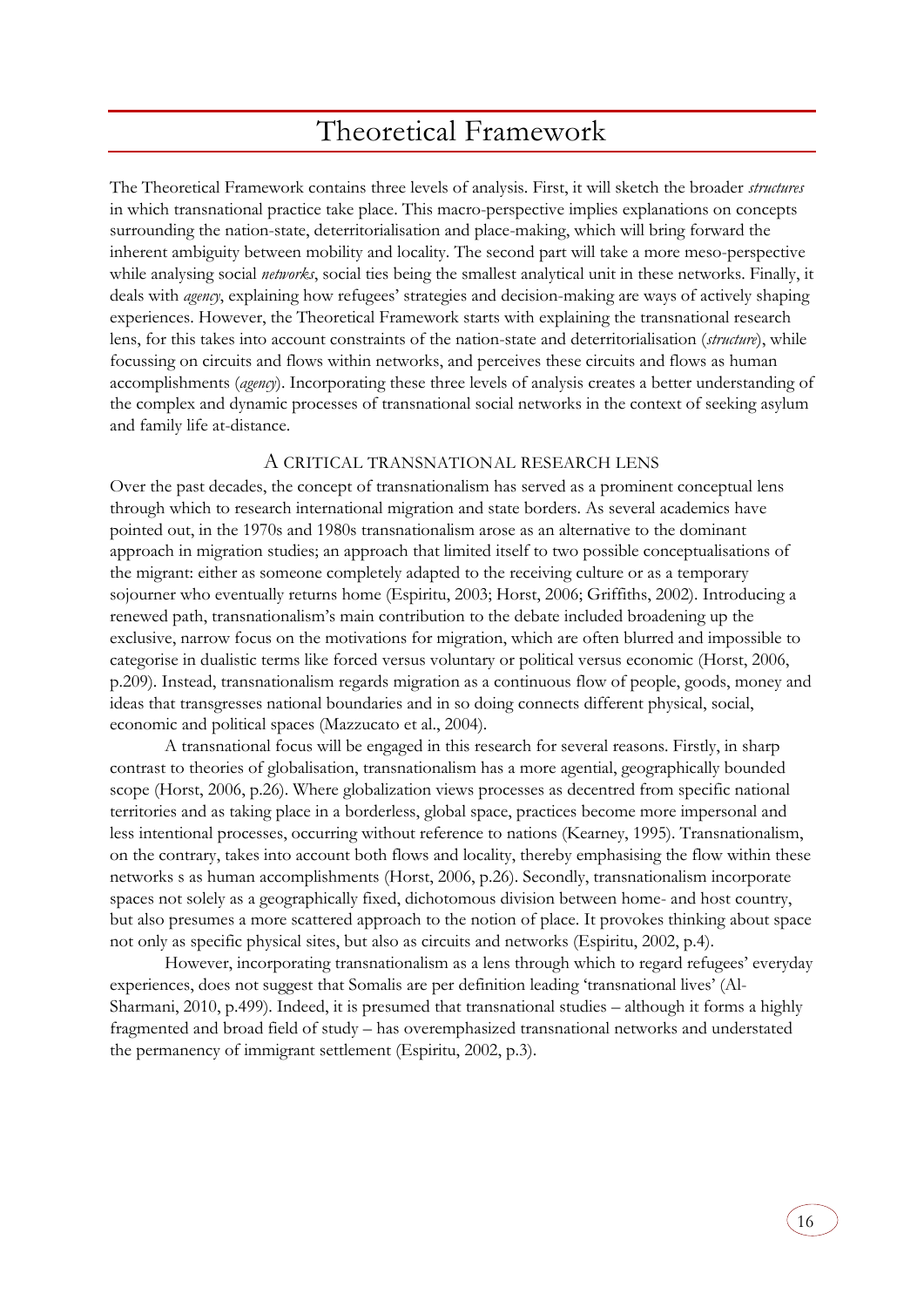# Theoretical Framework

The Theoretical Framework contains three levels of analysis. First, it will sketch the broader *structures* in which transnational practice take place. This macro-perspective implies explanations on concepts surrounding the nation-state, deterritorialisation and place-making, which will bring forward the inherent ambiguity between mobility and locality. The second part will take a more meso-perspective while analysing social *networks*, social ties being the smallest analytical unit in these networks. Finally, it deals with *agency*, explaining how refugees' strategies and decision-making are ways of actively shaping experiences. However, the Theoretical Framework starts with explaining the transnational research lens, for this takes into account constraints of the nation-state and deterritorialisation (*structure*), while focussing on circuits and flows within networks, and perceives these circuits and flows as human accomplishments (*agency*). Incorporating these three levels of analysis creates a better understanding of the complex and dynamic processes of transnational social networks in the context of seeking asylum and family life at-distance.

## A critical transnational research lens

Over the past decades, the concept of transnationalism has served as a prominent conceptual lens through which to research international migration and state borders. As several academics have pointed out, in the 1970s and 1980s transnationalism arose as an alternative to the dominant approach in migration studies; an approach that limited itself to two possible conceptualisations of the migrant: either as someone completely adapted to the receiving culture or as a temporary sojourner who eventually returns home (Espiritu, 2003; Horst, 2006; Griffiths, 2002). Introducing a renewed path, transnationalism's main contribution to the debate included broadening up the exclusive, narrow focus on the motivations for migration, which are often blurred and impossible to categorise in dualistic terms like forced versus voluntary or political versus economic (Horst, 2006, p.209). Instead, transnationalism regards migration as a continuous flow of people, goods, money and ideas that transgresses national boundaries and in so doing connects different physical, social, economic and political spaces (Mazzucato et al., 2004).

A transnational focus will be engaged in this research for several reasons. Firstly, in sharp contrast to theories of globalisation, transnationalism has a more agential, geographically bounded scope (Horst, 2006, p.26). Where globalization views processes as decentred from specific national territories and as taking place in a borderless, global space, practices become more impersonal and less intentional processes, occurring without reference to nations (Kearney, 1995). Transnationalism, on the contrary, takes into account both flows and locality, thereby emphasising the flow within these networks s as human accomplishments (Horst, 2006, p.26). Secondly, transnationalism incorporate spaces not solely as a geographically fixed, dichotomous division between home- and host country, but also presumes a more scattered approach to the notion of place. It provokes thinking about space not only as specific physical sites, but also as circuits and networks (Espiritu, 2002, p.4).

However, incorporating transnationalism as a lens through which to regard refugees' everyday experiences, does not suggest that Somalis are per definition leading 'transnational lives' (Al-Sharmani, 2010, p.499). Indeed, it is presumed that transnational studies – although it forms a highly fragmented and broad field of study – has overemphasized transnational networks and understated the permanency of immigrant settlement (Espiritu, 2002, p.3).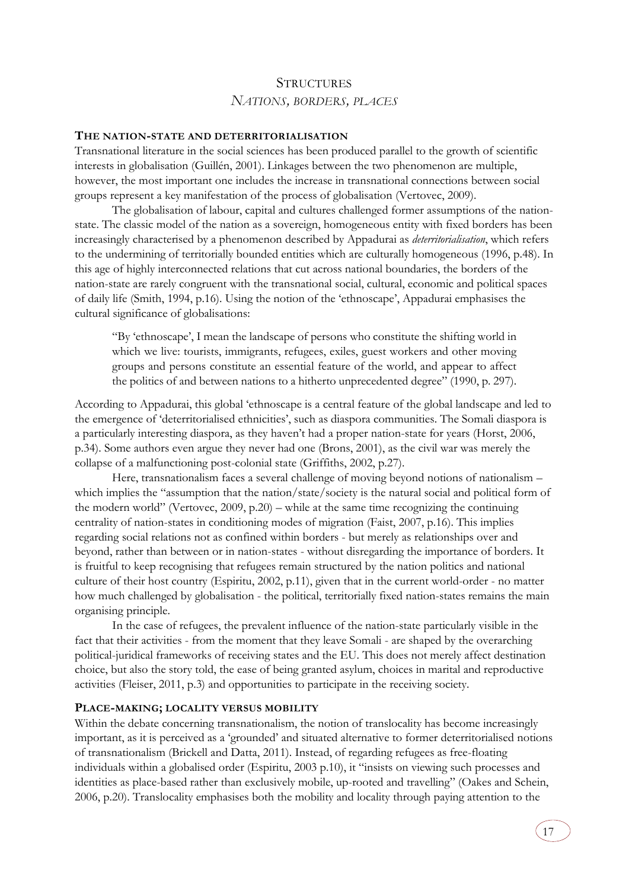# Structures
## *Nations, borders, places*

### The nation-state and deterritorialisation

Transnational literature in the social sciences has been produced parallel to the growth of scientific interests in globalisation (Guillén, 2001). Linkages between the two phenomenon are multiple, however, the most important one includes the increase in transnational connections between social groups represent a key manifestation of the process of globalisation (Vertovec, 2009).

The globalisation of labour, capital and cultures challenged former assumptions of the nation-state. The classic model of the nation as a sovereign, homogeneous entity with fixed borders has been increasingly characterised by a phenomenon described by Appadurai as *deterritorialisation*, which refers to the undermining of territorially bounded entities which are culturally homogeneous (1996, p.48). In this age of highly interconnected relations that cut across national boundaries, the borders of the nation-state are rarely congruent with the transnational social, cultural, economic and political spaces of daily life (Smith, 1994, p.16). Using the notion of the 'ethnoscape', Appadurai emphasises the cultural significance of globalisations:

> "By 'ethnoscape', I mean the landscape of persons who constitute the shifting world in which we live: tourists, immigrants, refugees, exiles, guest workers and other moving groups and persons constitute an essential feature of the world, and appear to affect the politics of and between nations to a hitherto unprecedented degree" (1990, p. 297).

According to Appadurai, this global 'ethnoscape is a central feature of the global landscape and led to the emergence of 'deterritorialised ethnicities', such as diaspora communities. The Somali diaspora is a particularly interesting diaspora, as they haven't had a proper nation-state for years (Horst, 2006, p.34). Some authors even argue they never had one (Brons, 2001), as the civil war was merely the collapse of a malfunctioning post-colonial state (Griffiths, 2002, p.27).

Here, transnationalism faces a several challenge of moving beyond notions of nationalism – which implies the "assumption that the nation/state/society is the natural social and political form of the modern world" (Vertovec, 2009, p.20) – while at the same time recognizing the continuing centrality of nation-states in conditioning modes of migration (Faist, 2007, p.16). This implies regarding social relations not as confined within borders - but merely as relationships over and beyond, rather than between or in nation-states - without disregarding the importance of borders. It is fruitful to keep recognising that refugees remain structured by the nation politics and national culture of their host country (Espiritu, 2002, p.11), given that in the current world-order - no matter how much challenged by globalisation - the political, territorially fixed nation-states remains the main organising principle.

In the case of refugees, the prevalent influence of the nation-state particularly visible in the fact that their activities - from the moment that they leave Somali - are shaped by the overarching political-juridical frameworks of receiving states and the EU. This does not merely affect destination choice, but also the story told, the ease of being granted asylum, choices in marital and reproductive activities (Fleiser, 2011, p.3) and opportunities to participate in the receiving society.

### Place-making; locality versus mobility

Within the debate concerning transnationalism, the notion of translocality has become increasingly important, as it is perceived as a 'grounded' and situated alternative to former deterritorialised notions of transnationalism (Brickell and Datta, 2011). Instead, of regarding refugees as free-floating individuals within a globalised order (Espiritu, 2003 p.10), it "insists on viewing such processes and identities as place-based rather than exclusively mobile, up-rooted and travelling" (Oakes and Schein, 2006, p.20). Translocality emphasises both the mobility and locality through paying attention to the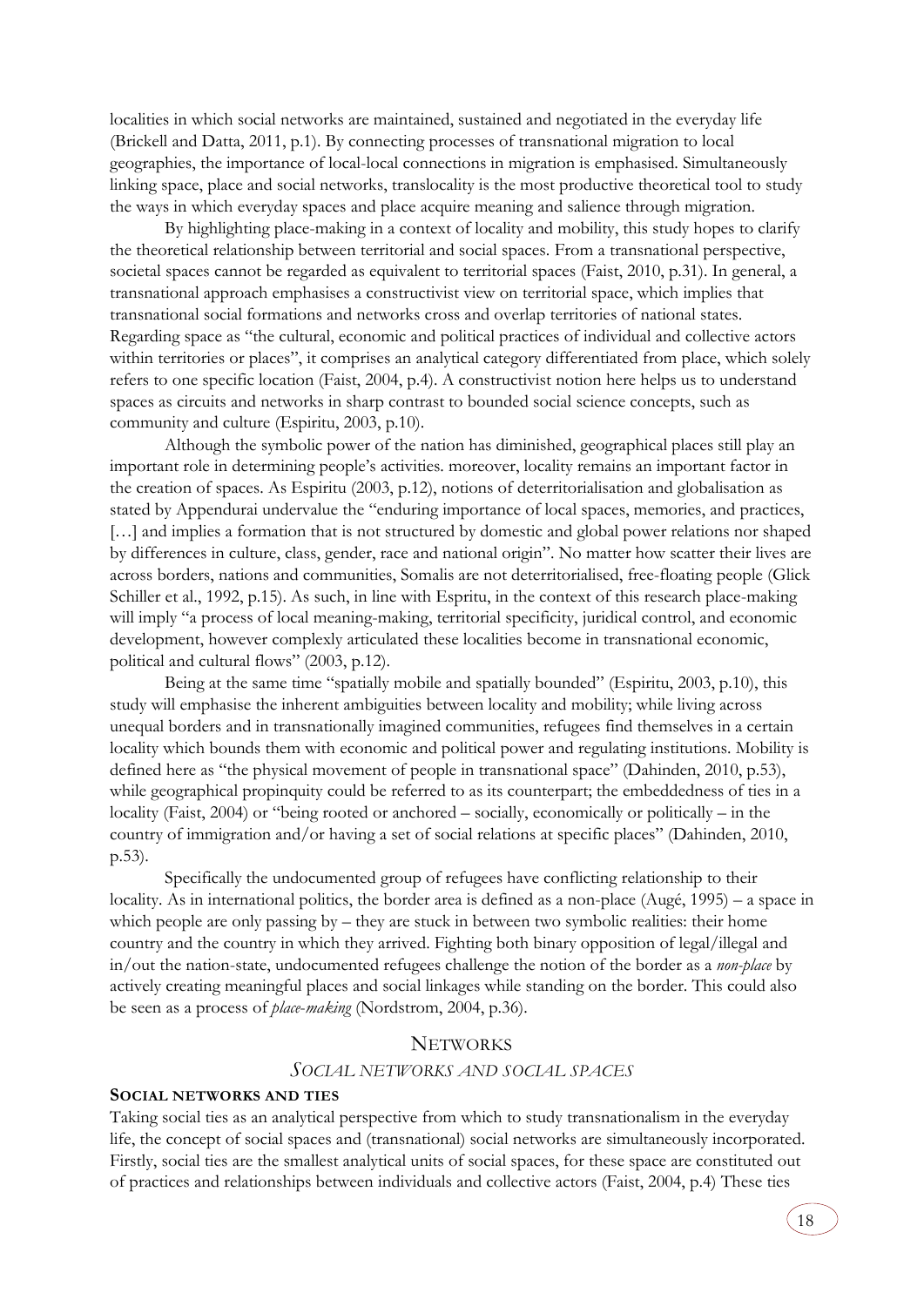localities in which social networks are maintained, sustained and negotiated in the everyday life (Brickell and Datta, 2011, p.1). By connecting processes of transnational migration to local geographies, the importance of local-local connections in migration is emphasised. Simultaneously linking space, place and social networks, translocality is the most productive theoretical tool to study the ways in which everyday spaces and place acquire meaning and salience through migration.

By highlighting place-making in a context of locality and mobility, this study hopes to clarify the theoretical relationship between territorial and social spaces. From a transnational perspective, societal spaces cannot be regarded as equivalent to territorial spaces (Faist, 2010, p.31). In general, a transnational approach emphasises a constructivist view on territorial space, which implies that transnational social formations and networks cross and overlap territories of national states. Regarding space as "the cultural, economic and political practices of individual and collective actors within territories or places", it comprises an analytical category differentiated from place, which solely refers to one specific location (Faist, 2004, p.4). A constructivist notion here helps us to understand spaces as circuits and networks in sharp contrast to bounded social science concepts, such as community and culture (Espiritu, 2003, p.10).

Although the symbolic power of the nation has diminished, geographical places still play an important role in determining people's activities. moreover, locality remains an important factor in the creation of spaces. As Espiritu (2003, p.12), notions of deterritorialisation and globalisation as stated by Appendurai undervalue the "enduring importance of local spaces, memories, and practices, […] and implies a formation that is not structured by domestic and global power relations nor shaped by differences in culture, class, gender, race and national origin". No matter how scatter their lives are across borders, nations and communities, Somalis are not deterritorialised, free-floating people (Glick Schiller et al., 1992, p.15). As such, in line with Espritu, in the context of this research place-making will imply "a process of local meaning-making, territorial specificity, juridical control, and economic development, however complexly articulated these localities become in transnational economic, political and cultural flows" (2003, p.12).

Being at the same time "spatially mobile and spatially bounded" (Espiritu, 2003, p.10), this study will emphasise the inherent ambiguities between locality and mobility; while living across unequal borders and in transnationally imagined communities, refugees find themselves in a certain locality which bounds them with economic and political power and regulating institutions. Mobility is defined here as "the physical movement of people in transnational space" (Dahinden, 2010, p.53), while geographical propinquity could be referred to as its counterpart; the embeddedness of ties in a locality (Faist, 2004) or "being rooted or anchored – socially, economically or politically – in the country of immigration and/or having a set of social relations at specific places" (Dahinden, 2010, p.53).

Specifically the undocumented group of refugees have conflicting relationship to their locality. As in international politics, the border area is defined as a non-place (Augé, 1995) – a space in which people are only passing by – they are stuck in between two symbolic realities: their home country and the country in which they arrived. Fighting both binary opposition of legal/illegal and in/out the nation-state, undocumented refugees challenge the notion of the border as a *non-place* by actively creating meaningful places and social linkages while standing on the border. This could also be seen as a process of *place-making* (Nordstrom, 2004, p.36).

## NETWORKS

### *SOCIAL NETWORKS AND SOCIAL SPACES*

**SOCIAL NETWORKS AND TIES**

Taking social ties as an analytical perspective from which to study transnationalism in the everyday life, the concept of social spaces and (transnational) social networks are simultaneously incorporated. Firstly, social ties are the smallest analytical units of social spaces, for these space are constituted out of practices and relationships between individuals and collective actors (Faist, 2004, p.4) These ties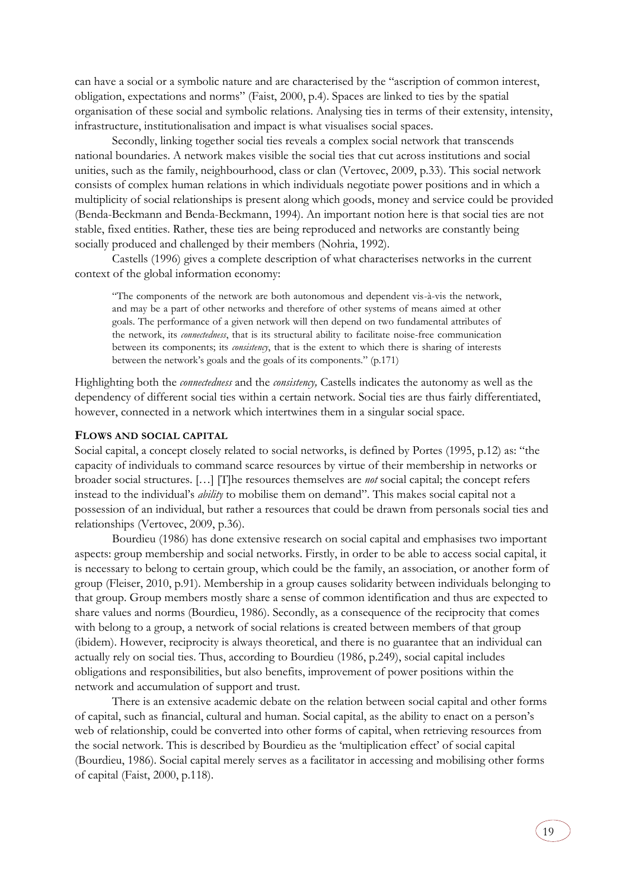can have a social or a symbolic nature and are characterised by the "ascription of common interest, obligation, expectations and norms" (Faist, 2000, p.4). Spaces are linked to ties by the spatial organisation of these social and symbolic relations. Analysing ties in terms of their extensity, intensity, infrastructure, institutionalisation and impact is what visualises social spaces.

Secondly, linking together social ties reveals a complex social network that transcends national boundaries. A network makes visible the social ties that cut across institutions and social unities, such as the family, neighbourhood, class or clan (Vertovec, 2009, p.33). This social network consists of complex human relations in which individuals negotiate power positions and in which a multiplicity of social relationships is present along which goods, money and service could be provided (Benda-Beckmann and Benda-Beckmann, 1994). An important notion here is that social ties are not stable, fixed entities. Rather, these ties are being reproduced and networks are constantly being socially produced and challenged by their members (Nohria, 1992).

Castells (1996) gives a complete description of what characterises networks in the current context of the global information economy:

> "The components of the network are both autonomous and dependent vis-à-vis the network, and may be a part of other networks and therefore of other systems of means aimed at other goals. The performance of a given network will then depend on two fundamental attributes of the network, its *connectedness*, that is its structural ability to facilitate noise-free communication between its components; its *consistency*, that is the extent to which there is sharing of interests between the network's goals and the goals of its components." (p.171)

Highlighting both the *connectedness* and the *consistency,* Castells indicates the autonomy as well as the dependency of different social ties within a certain network. Social ties are thus fairly differentiated, however, connected in a network which intertwines them in a singular social space.

### Flows and social capital

Social capital, a concept closely related to social networks, is defined by Portes (1995, p.12) as: "the capacity of individuals to command scarce resources by virtue of their membership in networks or broader social structures. […] [T]he resources themselves are *not* social capital; the concept refers instead to the individual's *ability* to mobilise them on demand". This makes social capital not a possession of an individual, but rather a resources that could be drawn from personals social ties and relationships (Vertovec, 2009, p.36).

Bourdieu (1986) has done extensive research on social capital and emphasises two important aspects: group membership and social networks. Firstly, in order to be able to access social capital, it is necessary to belong to certain group, which could be the family, an association, or another form of group (Fleiser, 2010, p.91). Membership in a group causes solidarity between individuals belonging to that group. Group members mostly share a sense of common identification and thus are expected to share values and norms (Bourdieu, 1986). Secondly, as a consequence of the reciprocity that comes with belong to a group, a network of social relations is created between members of that group (ibidem). However, reciprocity is always theoretical, and there is no guarantee that an individual can actually rely on social ties. Thus, according to Bourdieu (1986, p.249), social capital includes obligations and responsibilities, but also benefits, improvement of power positions within the network and accumulation of support and trust.

There is an extensive academic debate on the relation between social capital and other forms of capital, such as financial, cultural and human. Social capital, as the ability to enact on a person's web of relationship, could be converted into other forms of capital, when retrieving resources from the social network. This is described by Bourdieu as the 'multiplication effect' of social capital (Bourdieu, 1986). Social capital merely serves as a facilitator in accessing and mobilising other forms of capital (Faist, 2000, p.118).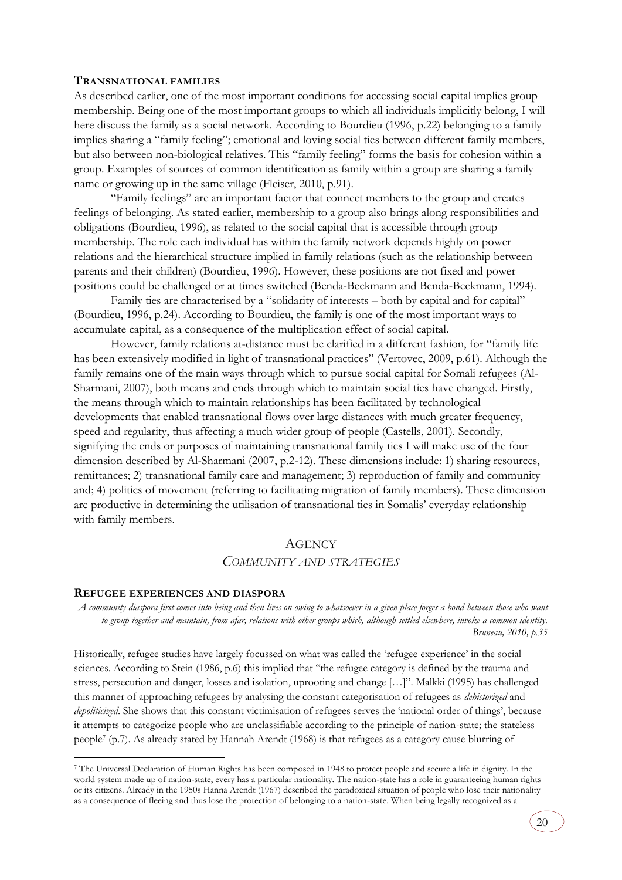### TRANSNATIONAL FAMILIES

As described earlier, one of the most important conditions for accessing social capital implies group membership. Being one of the most important groups to which all individuals implicitly belong, I will here discuss the family as a social network. According to Bourdieu (1996, p.22) belonging to a family implies sharing a "family feeling"; emotional and loving social ties between different family members, but also between non-biological relatives. This "family feeling" forms the basis for cohesion within a group. Examples of sources of common identification as family within a group are sharing a family name or growing up in the same village (Fleiser, 2010, p.91).

"Family feelings" are an important factor that connect members to the group and creates feelings of belonging. As stated earlier, membership to a group also brings along responsibilities and obligations (Bourdieu, 1996), as related to the social capital that is accessible through group membership. The role each individual has within the family network depends highly on power relations and the hierarchical structure implied in family relations (such as the relationship between parents and their children) (Bourdieu, 1996). However, these positions are not fixed and power positions could be challenged or at times switched (Benda-Beckmann and Benda-Beckmann, 1994).

Family ties are characterised by a "solidarity of interests – both by capital and for capital" (Bourdieu, 1996, p.24). According to Bourdieu, the family is one of the most important ways to accumulate capital, as a consequence of the multiplication effect of social capital.

However, family relations at-distance must be clarified in a different fashion, for "family life has been extensively modified in light of transnational practices" (Vertovec, 2009, p.61). Although the family remains one of the main ways through which to pursue social capital for Somali refugees (Al-Sharmani, 2007), both means and ends through which to maintain social ties have changed. Firstly, the means through which to maintain relationships has been facilitated by technological developments that enabled transnational flows over large distances with much greater frequency, speed and regularity, thus affecting a much wider group of people (Castells, 2001). Secondly, signifying the ends or purposes of maintaining transnational family ties I will make use of the four dimension described by Al-Sharmani (2007, p.2-12). These dimensions include: 1) sharing resources, remittances; 2) transnational family care and management; 3) reproduction of family and community and; 4) politics of movement (referring to facilitating migration of family members). These dimension are productive in determining the utilisation of transnational ties in Somalis' everyday relationship with family members.

## AGENCY

### *COMMUNITY AND STRATEGIES*

### REFUGEE EXPERIENCES AND DIASPORA

*A community diaspora first comes into being and then lives on owing to whatsoever in a given place forges a bond between those who want to group together and maintain, from afar, relations with other groups which, although settled elsewhere, invoke a common identity.*
*Bruneau, 2010, p.35*

Historically, refugee studies have largely focussed on what was called the 'refugee experience' in the social sciences. According to Stein (1986, p.6) this implied that "the refugee category is defined by the trauma and stress, persecution and danger, losses and isolation, uprooting and change […]". Malkki (1995) has challenged this manner of approaching refugees by analysing the constant categorisation of refugees as *dehistorized* and *depoliticized*. She shows that this constant victimisation of refugees serves the 'national order of things', because it attempts to categorize people who are unclassifiable according to the principle of nation-state; the stateless people[7] (p.7). As already stated by Hannah Arendt (1968) is that refugees as a category cause blurring of

[7] The Universal Declaration of Human Rights has been composed in 1948 to protect people and secure a life in dignity. In the world system made up of nation-state, every has a particular nationality. The nation-state has a role in guaranteeing human rights or its citizens. Already in the 1950s Hanna Arendt (1967) described the paradoxical situation of people who lose their nationality as a consequence of fleeing and thus lose the protection of belonging to a nation-state. When being legally recognized as a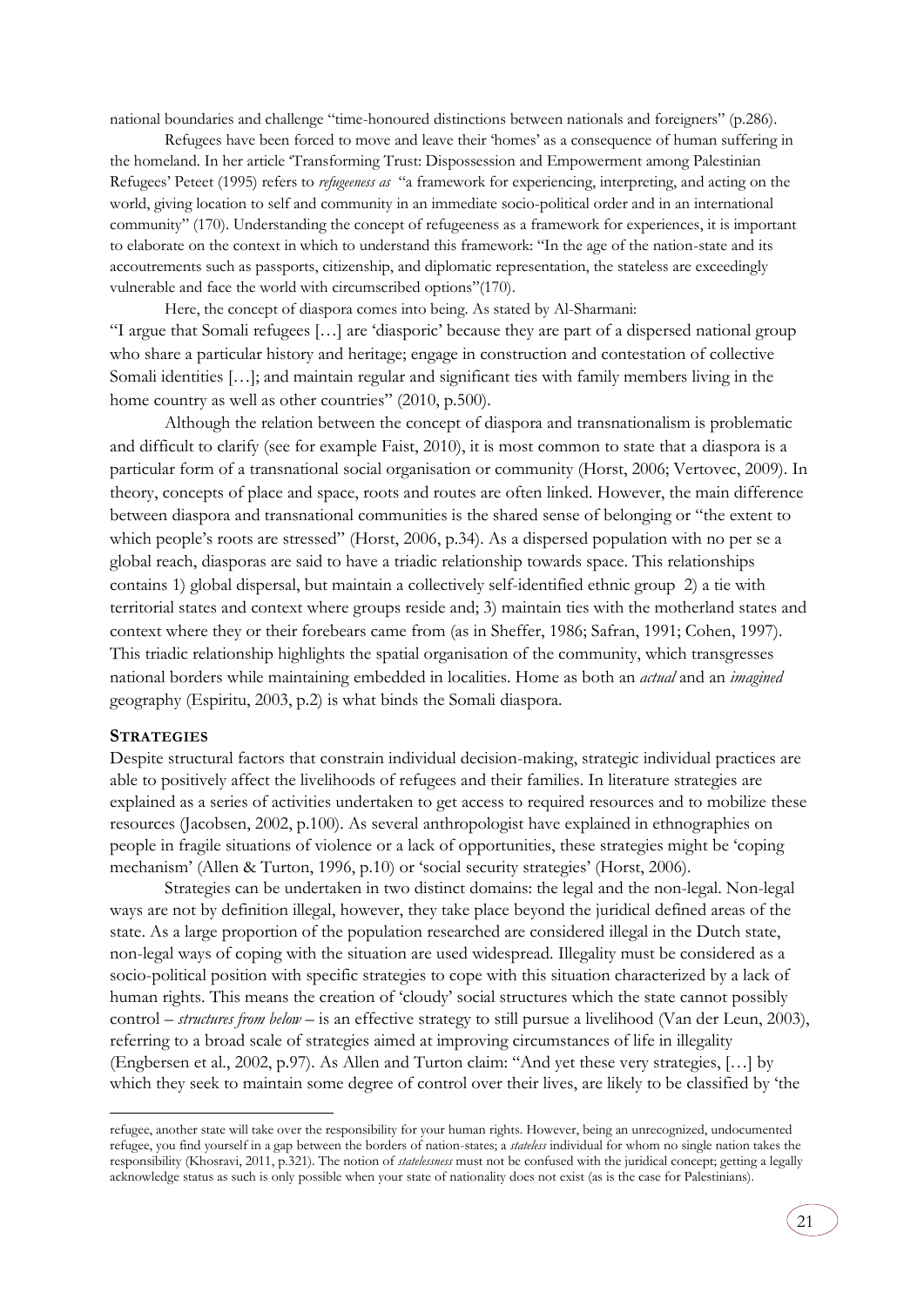national boundaries and challenge "time-honoured distinctions between nationals and foreigners" (p.286).

Refugees have been forced to move and leave their 'homes' as a consequence of human suffering in the homeland. In her article 'Transforming Trust: Dispossession and Empowerment among Palestinian Refugees' Peteet (1995) refers to *refugeeness as* "a framework for experiencing, interpreting, and acting on the world, giving location to self and community in an immediate socio-political order and in an international community" (170). Understanding the concept of refugeeness as a framework for experiences, it is important to elaborate on the context in which to understand this framework: "In the age of the nation-state and its accoutrements such as passports, citizenship, and diplomatic representation, the stateless are exceedingly vulnerable and face the world with circumscribed options"(170).

Here, the concept of diaspora comes into being. As stated by Al-Sharmani:
"I argue that Somali refugees […] are 'diasporic' because they are part of a dispersed national group who share a particular history and heritage; engage in construction and contestation of collective Somali identities […]; and maintain regular and significant ties with family members living in the home country as well as other countries" (2010, p.500).

Although the relation between the concept of diaspora and transnationalism is problematic and difficult to clarify (see for example Faist, 2010), it is most common to state that a diaspora is a particular form of a transnational social organisation or community (Horst, 2006; Vertovec, 2009). In theory, concepts of place and space, roots and routes are often linked. However, the main difference between diaspora and transnational communities is the shared sense of belonging or "the extent to which people's roots are stressed" (Horst, 2006, p.34). As a dispersed population with no per se a global reach, diasporas are said to have a triadic relationship towards space. This relationships contains 1) global dispersal, but maintain a collectively self-identified ethnic group 2) a tie with territorial states and context where groups reside and; 3) maintain ties with the motherland states and context where they or their forebears came from (as in Sheffer, 1986; Safran, 1991; Cohen, 1997). This triadic relationship highlights the spatial organisation of the community, which transgresses national borders while maintaining embedded in localities. Home as both an *actual* and an *imagined* geography (Espiritu, 2003, p.2) is what binds the Somali diaspora.

## Strategies

Despite structural factors that constrain individual decision-making, strategic individual practices are able to positively affect the livelihoods of refugees and their families. In literature strategies are explained as a series of activities undertaken to get access to required resources and to mobilize these resources (Jacobsen, 2002, p.100). As several anthropologist have explained in ethnographies on people in fragile situations of violence or a lack of opportunities, these strategies might be 'coping mechanism' (Allen & Turton, 1996, p.10) or 'social security strategies' (Horst, 2006).

Strategies can be undertaken in two distinct domains: the legal and the non-legal. Non-legal ways are not by definition illegal, however, they take place beyond the juridical defined areas of the state. As a large proportion of the population researched are considered illegal in the Dutch state, non-legal ways of coping with the situation are used widespread. Illegality must be considered as a socio-political position with specific strategies to cope with this situation characterized by a lack of human rights. This means the creation of 'cloudy' social structures which the state cannot possibly control – *structures from below* – is an effective strategy to still pursue a livelihood (Van der Leun, 2003), referring to a broad scale of strategies aimed at improving circumstances of life in illegality (Engbersen et al., 2002, p.97). As Allen and Turton claim: "And yet these very strategies, […] by which they seek to maintain some degree of control over their lives, are likely to be classified by 'the

refugee, another state will take over the responsibility for your human rights. However, being an unrecognized, undocumented refugee, you find yourself in a gap between the borders of nation-states; a *stateless* individual for whom no single nation takes the responsibility (Khosravi, 2011, p.321). The notion of *statelessness* must not be confused with the juridical concept; getting a legally acknowledge status as such is only possible when your state of nationality does not exist (as is the case for Palestinians).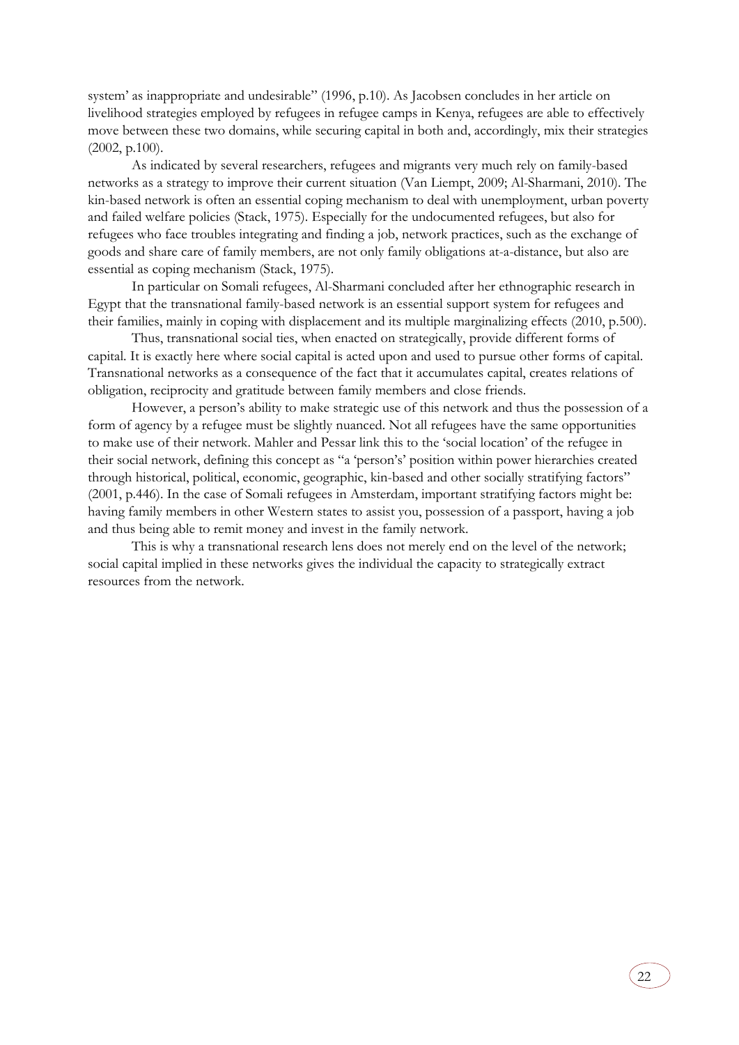system' as inappropriate and undesirable" (1996, p.10). As Jacobsen concludes in her article on livelihood strategies employed by refugees in refugee camps in Kenya, refugees are able to effectively move between these two domains, while securing capital in both and, accordingly, mix their strategies (2002, p.100).

As indicated by several researchers, refugees and migrants very much rely on family-based networks as a strategy to improve their current situation (Van Liempt, 2009; Al-Sharmani, 2010). The kin-based network is often an essential coping mechanism to deal with unemployment, urban poverty and failed welfare policies (Stack, 1975). Especially for the undocumented refugees, but also for refugees who face troubles integrating and finding a job, network practices, such as the exchange of goods and share care of family members, are not only family obligations at-a-distance, but also are essential as coping mechanism (Stack, 1975).

In particular on Somali refugees, Al-Sharmani concluded after her ethnographic research in Egypt that the transnational family-based network is an essential support system for refugees and their families, mainly in coping with displacement and its multiple marginalizing effects (2010, p.500).

Thus, transnational social ties, when enacted on strategically, provide different forms of capital. It is exactly here where social capital is acted upon and used to pursue other forms of capital. Transnational networks as a consequence of the fact that it accumulates capital, creates relations of obligation, reciprocity and gratitude between family members and close friends.

However, a person's ability to make strategic use of this network and thus the possession of a form of agency by a refugee must be slightly nuanced. Not all refugees have the same opportunities to make use of their network. Mahler and Pessar link this to the 'social location' of the refugee in their social network, defining this concept as "a 'person's' position within power hierarchies created through historical, political, economic, geographic, kin-based and other socially stratifying factors" (2001, p.446). In the case of Somali refugees in Amsterdam, important stratifying factors might be: having family members in other Western states to assist you, possession of a passport, having a job and thus being able to remit money and invest in the family network.

This is why a transnational research lens does not merely end on the level of the network; social capital implied in these networks gives the individual the capacity to strategically extract resources from the network.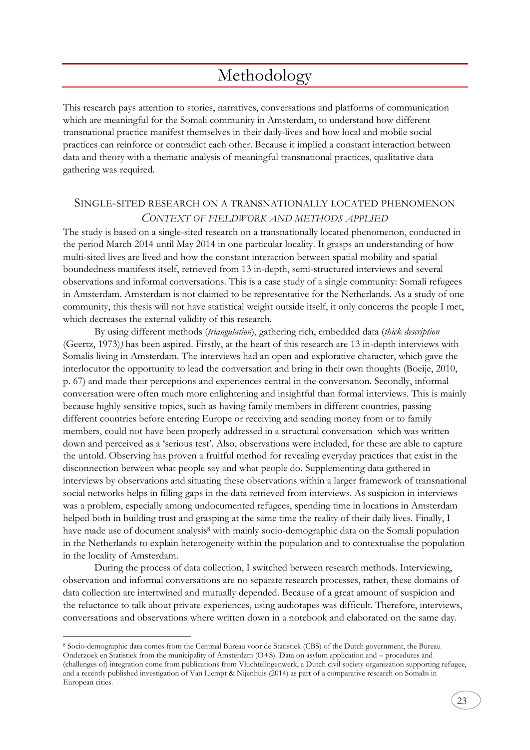# Methodology

This research pays attention to stories, narratives, conversations and platforms of communication which are meaningful for the Somali community in Amsterdam, to understand how different transnational practice manifest themselves in their daily-lives and how local and mobile social practices can reinforce or contradict each other. Because it implied a constant interaction between data and theory with a thematic analysis of meaningful transnational practices, qualitative data gathering was required.

## SINGLE-SITED RESEARCH ON A TRANSNATIONALLY LOCATED PHENOMENON

### *CONTEXT OF FIELDWORK AND METHODS APPLIED*

The study is based on a single-sited research on a transnationally located phenomenon, conducted in the period March 2014 until May 2014 in one particular locality. It grasps an understanding of how multi-sited lives are lived and how the constant interaction between spatial mobility and spatial boundedness manifests itself, retrieved from 13 in-depth, semi-structured interviews and several observations and informal conversations. This is a case study of a single community: Somali refugees in Amsterdam. Amsterdam is not claimed to be representative for the Netherlands. As a study of one community, this thesis will not have statistical weight outside itself, it only concerns the people I met, which decreases the external validity of this research.

By using different methods (*triangulation*), gathering rich, embedded data (*thick description* (Geertz, 1973)*)* has been aspired. Firstly, at the heart of this research are 13 in-depth interviews with Somalis living in Amsterdam. The interviews had an open and explorative character, which gave the interlocutor the opportunity to lead the conversation and bring in their own thoughts (Boeije, 2010, p. 67) and made their perceptions and experiences central in the conversation. Secondly, informal conversation were often much more enlightening and insightful than formal interviews. This is mainly because highly sensitive topics, such as having family members in different countries, passing different countries before entering Europe or receiving and sending money from or to family members, could not have been properly addressed in a structural conversation which was written down and perceived as a 'serious test'. Also, observations were included, for these are able to capture the untold. Observing has proven a fruitful method for revealing everyday practices that exist in the disconnection between what people say and what people do. Supplementing data gathered in interviews by observations and situating these observations within a larger framework of transnational social networks helps in filling gaps in the data retrieved from interviews. As suspicion in interviews was a problem, especially among undocumented refugees, spending time in locations in Amsterdam helped both in building trust and grasping at the same time the reality of their daily lives. Finally, I have made use of document analysis[8] with mainly socio-demographic data on the Somali population in the Netherlands to explain heterogeneity within the population and to contextualise the population in the locality of Amsterdam.

During the process of data collection, I switched between research methods. Interviewing, observation and informal conversations are no separate research processes, rather, these domains of data collection are intertwined and mutually depended. Because of a great amount of suspicion and the reluctance to talk about private experiences, using audiotapes was difficult. Therefore, interviews, conversations and observations where written down in a notebook and elaborated on the same day.

---

[8] Socio-demographic data comes from the Centraal Bureau voor de Statistiek (CBS) of the Dutch government, the Bureau Onderzoek en Statistiek from the municipality of Amsterdam (O+S). Data on asylum application and – procedures and (challenges of) integration come from publications from Vluchtelingenwerk, a Dutch civil society organization supporting refugee, and a recently published investigation of Van Liempt & Nijenhuis (2014) as part of a comparative research on Somalis in European cities.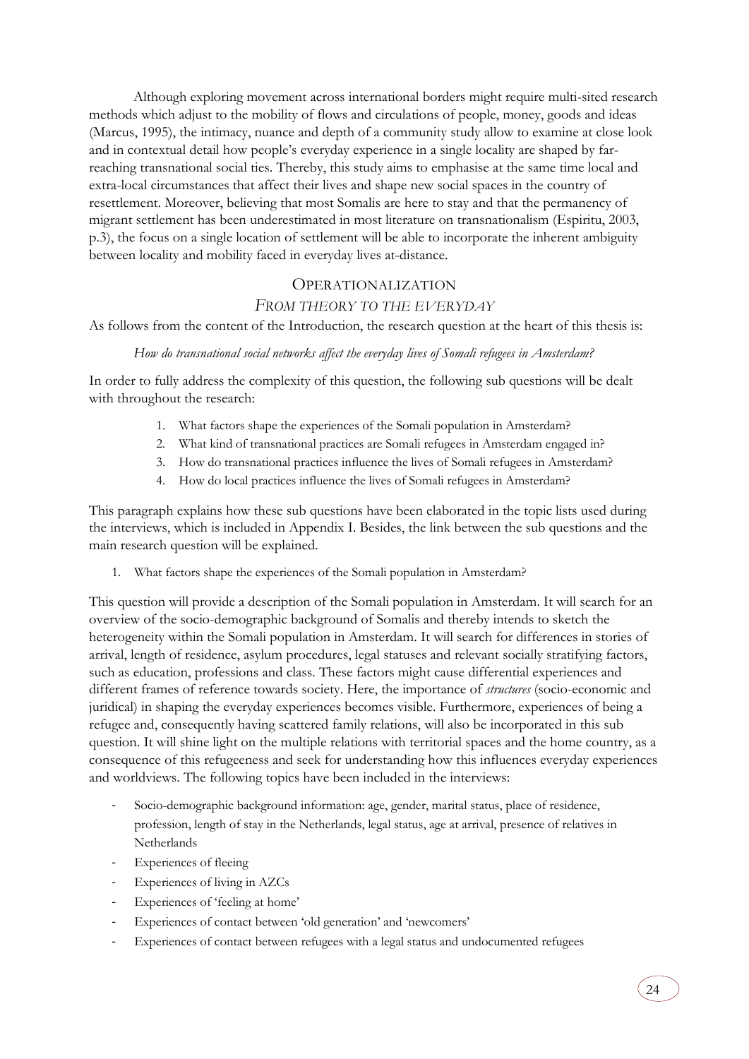Although exploring movement across international borders might require multi-sited research methods which adjust to the mobility of flows and circulations of people, money, goods and ideas (Marcus, 1995), the intimacy, nuance and depth of a community study allow to examine at close look and in contextual detail how people's everyday experience in a single locality are shaped by far-reaching transnational social ties. Thereby, this study aims to emphasise at the same time local and extra-local circumstances that affect their lives and shape new social spaces in the country of resettlement. Moreover, believing that most Somalis are here to stay and that the permanency of migrant settlement has been underestimated in most literature on transnationalism (Espiritu, 2003, p.3), the focus on a single location of settlement will be able to incorporate the inherent ambiguity between locality and mobility faced in everyday lives at-distance.

## Operationalization

### *From theory to the everyday*

As follows from the content of the Introduction, the research question at the heart of this thesis is:

*How do transnational social networks affect the everyday lives of Somali refugees in Amsterdam?*

In order to fully address the complexity of this question, the following sub questions will be dealt with throughout the research:

1. What factors shape the experiences of the Somali population in Amsterdam?
2. What kind of transnational practices are Somali refugees in Amsterdam engaged in?
3. How do transnational practices influence the lives of Somali refugees in Amsterdam?
4. How do local practices influence the lives of Somali refugees in Amsterdam?

This paragraph explains how these sub questions have been elaborated in the topic lists used during the interviews, which is included in Appendix I. Besides, the link between the sub questions and the main research question will be explained.

1. What factors shape the experiences of the Somali population in Amsterdam?

This question will provide a description of the Somali population in Amsterdam. It will search for an overview of the socio-demographic background of Somalis and thereby intends to sketch the heterogeneity within the Somali population in Amsterdam. It will search for differences in stories of arrival, length of residence, asylum procedures, legal statuses and relevant socially stratifying factors, such as education, professions and class. These factors might cause differential experiences and different frames of reference towards society. Here, the importance of *structures* (socio-economic and juridical) in shaping the everyday experiences becomes visible. Furthermore, experiences of being a refugee and, consequently having scattered family relations, will also be incorporated in this sub question. It will shine light on the multiple relations with territorial spaces and the home country, as a consequence of this refugeeness and seek for understanding how this influences everyday experiences and worldviews. The following topics have been included in the interviews:

- Socio-demographic background information: age, gender, marital status, place of residence, profession, length of stay in the Netherlands, legal status, age at arrival, presence of relatives in Netherlands
- Experiences of fleeing
- Experiences of living in AZCs
- Experiences of 'feeling at home'
- Experiences of contact between 'old generation' and 'newcomers'
- Experiences of contact between refugees with a legal status and undocumented refugees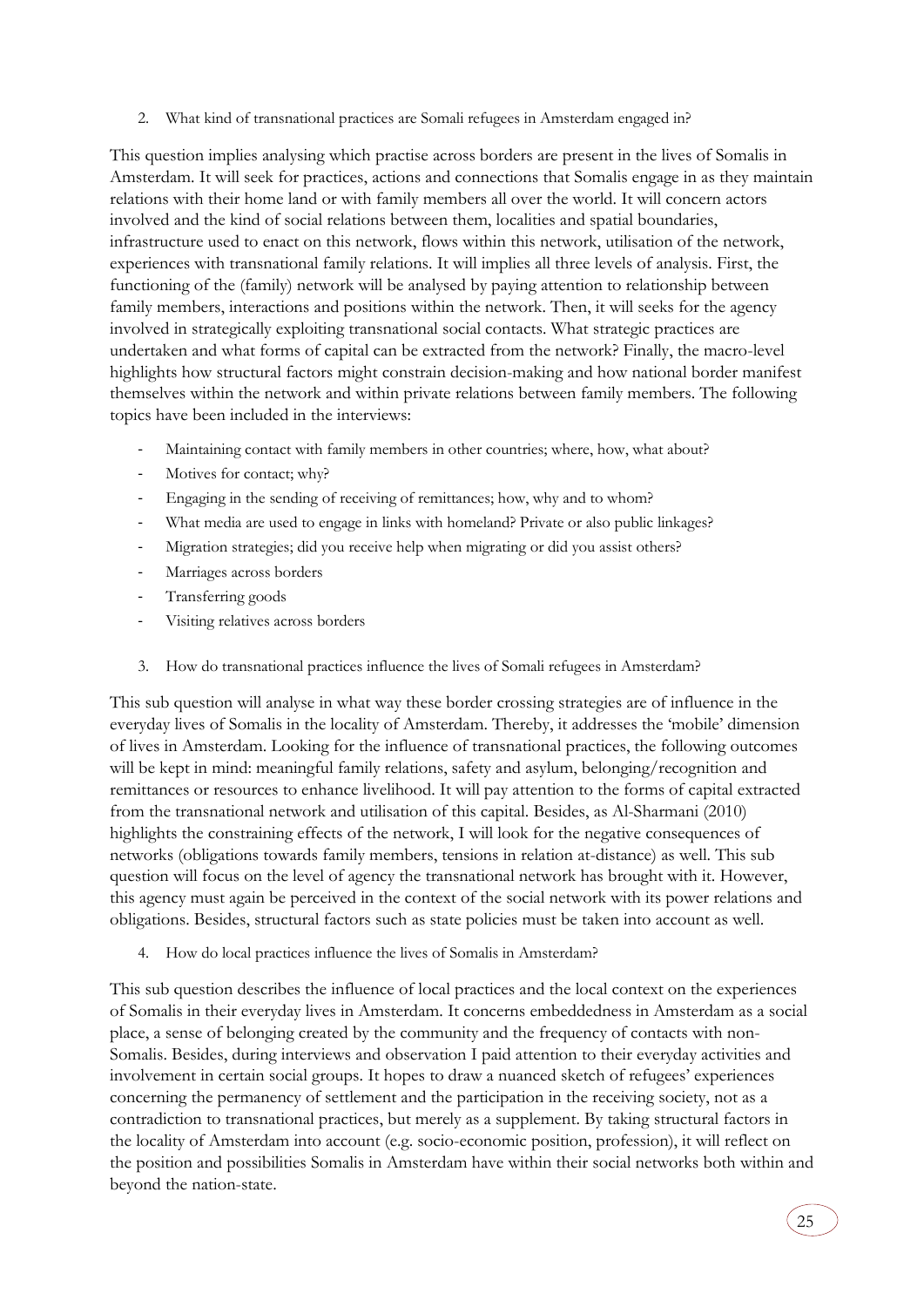2. What kind of transnational practices are Somali refugees in Amsterdam engaged in?

This question implies analysing which practise across borders are present in the lives of Somalis in Amsterdam. It will seek for practices, actions and connections that Somalis engage in as they maintain relations with their home land or with family members all over the world. It will concern actors involved and the kind of social relations between them, localities and spatial boundaries, infrastructure used to enact on this network, flows within this network, utilisation of the network, experiences with transnational family relations. It will implies all three levels of analysis. First, the functioning of the (family) network will be analysed by paying attention to relationship between family members, interactions and positions within the network. Then, it will seeks for the agency involved in strategically exploiting transnational social contacts. What strategic practices are undertaken and what forms of capital can be extracted from the network? Finally, the macro-level highlights how structural factors might constrain decision-making and how national border manifest themselves within the network and within private relations between family members. The following topics have been included in the interviews:

- Maintaining contact with family members in other countries; where, how, what about?
- Motives for contact; why?
- Engaging in the sending of receiving of remittances; how, why and to whom?
- What media are used to engage in links with homeland? Private or also public linkages?
- Migration strategies; did you receive help when migrating or did you assist others?
- Marriages across borders
- Transferring goods
- Visiting relatives across borders

3. How do transnational practices influence the lives of Somali refugees in Amsterdam?

This sub question will analyse in what way these border crossing strategies are of influence in the everyday lives of Somalis in the locality of Amsterdam. Thereby, it addresses the 'mobile' dimension of lives in Amsterdam. Looking for the influence of transnational practices, the following outcomes will be kept in mind: meaningful family relations, safety and asylum, belonging/recognition and remittances or resources to enhance livelihood. It will pay attention to the forms of capital extracted from the transnational network and utilisation of this capital. Besides, as Al-Sharmani (2010) highlights the constraining effects of the network, I will look for the negative consequences of networks (obligations towards family members, tensions in relation at-distance) as well. This sub question will focus on the level of agency the transnational network has brought with it. However, this agency must again be perceived in the context of the social network with its power relations and obligations. Besides, structural factors such as state policies must be taken into account as well.

4. How do local practices influence the lives of Somalis in Amsterdam?

This sub question describes the influence of local practices and the local context on the experiences of Somalis in their everyday lives in Amsterdam. It concerns embeddedness in Amsterdam as a social place, a sense of belonging created by the community and the frequency of contacts with non-Somalis. Besides, during interviews and observation I paid attention to their everyday activities and involvement in certain social groups. It hopes to draw a nuanced sketch of refugees' experiences concerning the permanency of settlement and the participation in the receiving society, not as a contradiction to transnational practices, but merely as a supplement. By taking structural factors in the locality of Amsterdam into account (e.g. socio-economic position, profession), it will reflect on the position and possibilities Somalis in Amsterdam have within their social networks both within and beyond the nation-state.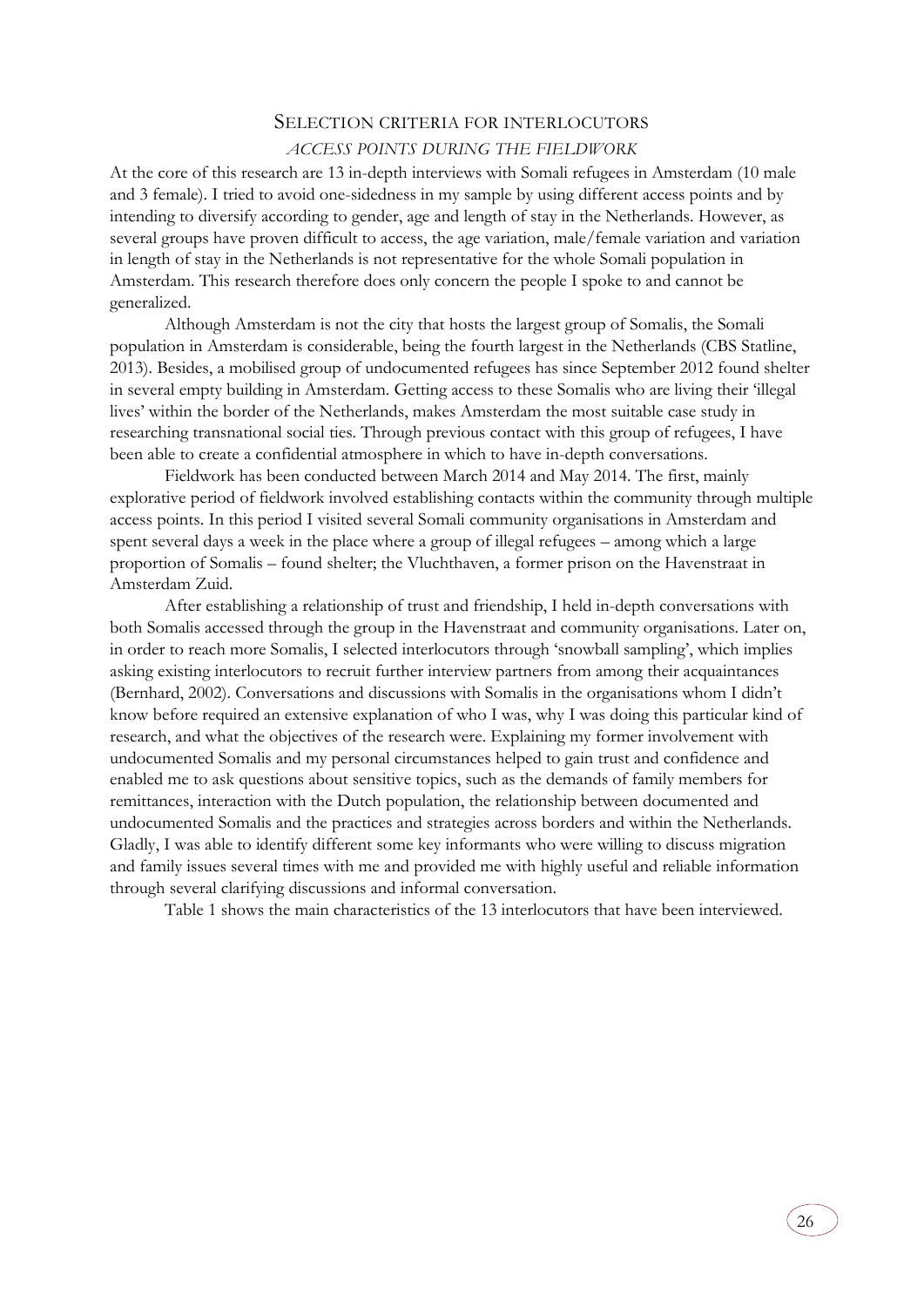## Selection criteria for interlocutors

### *Access points during the fieldwork*

At the core of this research are 13 in-depth interviews with Somali refugees in Amsterdam (10 male and 3 female). I tried to avoid one-sidedness in my sample by using different access points and by intending to diversify according to gender, age and length of stay in the Netherlands. However, as several groups have proven difficult to access, the age variation, male/female variation and variation in length of stay in the Netherlands is not representative for the whole Somali population in Amsterdam. This research therefore does only concern the people I spoke to and cannot be generalized.

Although Amsterdam is not the city that hosts the largest group of Somalis, the Somali population in Amsterdam is considerable, being the fourth largest in the Netherlands (CBS Statline, 2013). Besides, a mobilised group of undocumented refugees has since September 2012 found shelter in several empty building in Amsterdam. Getting access to these Somalis who are living their 'illegal lives' within the border of the Netherlands, makes Amsterdam the most suitable case study in researching transnational social ties. Through previous contact with this group of refugees, I have been able to create a confidential atmosphere in which to have in-depth conversations.

Fieldwork has been conducted between March 2014 and May 2014. The first, mainly explorative period of fieldwork involved establishing contacts within the community through multiple access points. In this period I visited several Somali community organisations in Amsterdam and spent several days a week in the place where a group of illegal refugees – among which a large proportion of Somalis – found shelter; the Vluchthaven, a former prison on the Havenstraat in Amsterdam Zuid.

After establishing a relationship of trust and friendship, I held in-depth conversations with both Somalis accessed through the group in the Havenstraat and community organisations. Later on, in order to reach more Somalis, I selected interlocutors through 'snowball sampling', which implies asking existing interlocutors to recruit further interview partners from among their acquaintances (Bernhard, 2002). Conversations and discussions with Somalis in the organisations whom I didn't know before required an extensive explanation of who I was, why I was doing this particular kind of research, and what the objectives of the research were. Explaining my former involvement with undocumented Somalis and my personal circumstances helped to gain trust and confidence and enabled me to ask questions about sensitive topics, such as the demands of family members for remittances, interaction with the Dutch population, the relationship between documented and undocumented Somalis and the practices and strategies across borders and within the Netherlands. Gladly, I was able to identify different some key informants who were willing to discuss migration and family issues several times with me and provided me with highly useful and reliable information through several clarifying discussions and informal conversation.

Table 1 shows the main characteristics of the 13 interlocutors that have been interviewed.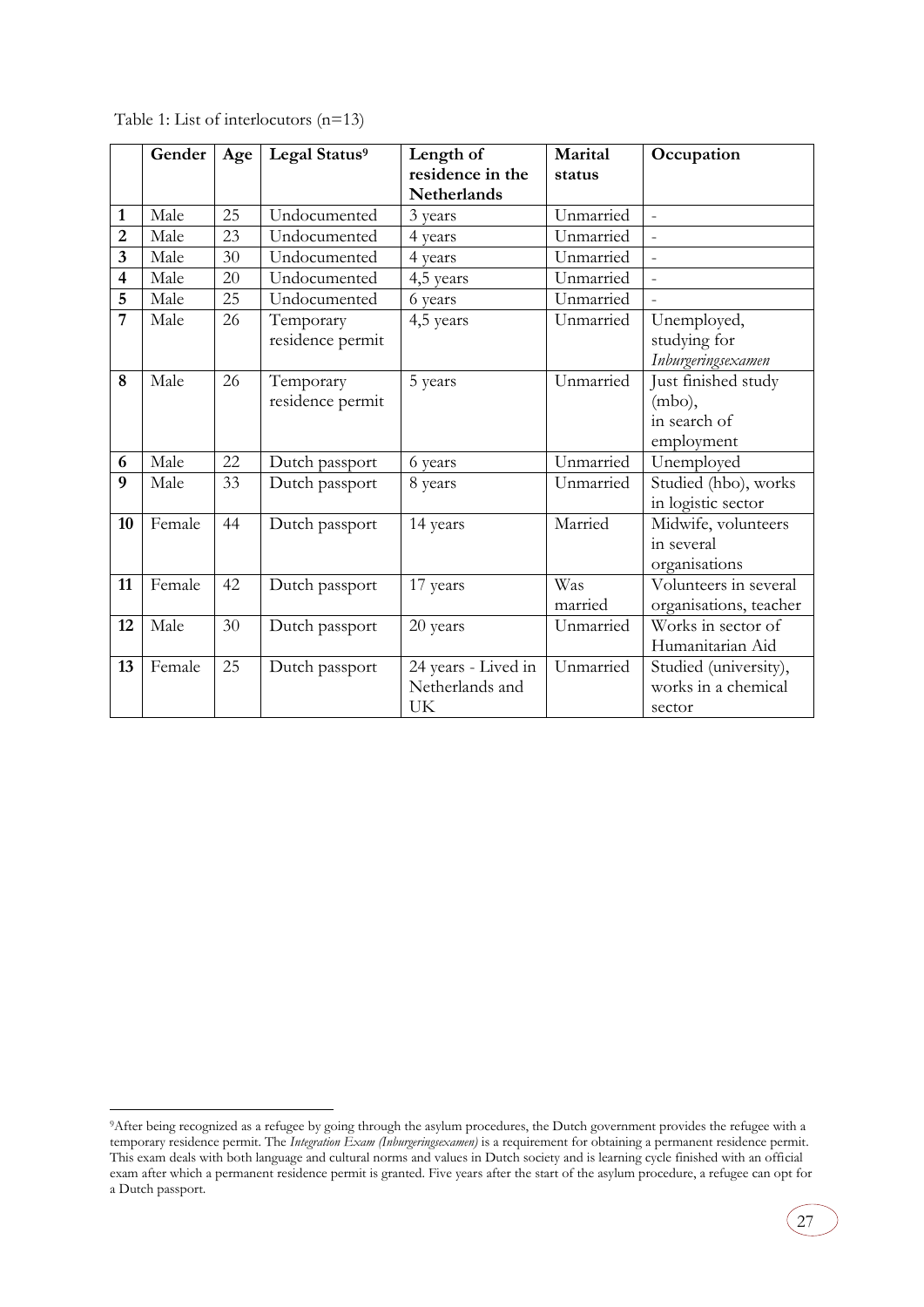Table 1: List of interlocutors (n=13)

| | Gender | Age | Legal Status[9] | Length of residence in the Netherlands | Marital status | Occupation |
|---|---|---|---|---|---|---|
| **1** | Male | 25 | Undocumented | 3 years | Unmarried | - |
| **2** | Male | 23 | Undocumented | 4 years | Unmarried | - |
| **3** | Male | 30 | Undocumented | 4 years | Unmarried | - |
| **4** | Male | 20 | Undocumented | 4,5 years | Unmarried | - |
| **5** | Male | 25 | Undocumented | 6 years | Unmarried | - |
| **7** | Male | 26 | Temporary residence permit | 4,5 years | Unmarried | Unemployed, studying for *Inburgeringsexamen* |
| **8** | Male | 26 | Temporary residence permit | 5 years | Unmarried | Just finished study (mbo), in search of employment |
| **6** | Male | 22 | Dutch passport | 6 years | Unmarried | Unemployed |
| **9** | Male | 33 | Dutch passport | 8 years | Unmarried | Studied (hbo), works in logistic sector |
| **10** | Female | 44 | Dutch passport | 14 years | Married | Midwife, volunteers in several organisations |
| **11** | Female | 42 | Dutch passport | 17 years | Was married | Volunteers in several organisations, teacher |
| **12** | Male | 30 | Dutch passport | 20 years | Unmarried | Works in sector of Humanitarian Aid |
| **13** | Female | 25 | Dutch passport | 24 years - Lived in Netherlands and UK | Unmarried | Studied (university), works in a chemical sector |

[9]After being recognized as a refugee by going through the asylum procedures, the Dutch government provides the refugee with a temporary residence permit. The *Integration Exam (Inburgeringsexamen)* is a requirement for obtaining a permanent residence permit. This exam deals with both language and cultural norms and values in Dutch society and is learning cycle finished with an official exam after which a permanent residence permit is granted. Five years after the start of the asylum procedure, a refugee can opt for a Dutch passport.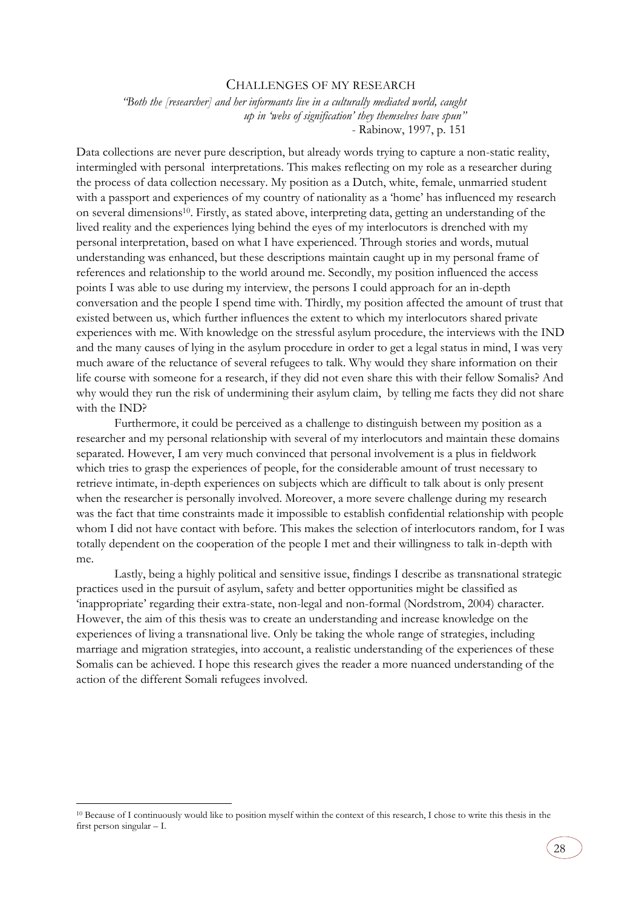## CHALLENGES OF MY RESEARCH

*"Both the [researcher] and her informants live in a culturally mediated world, caught up in 'webs of signification' they themselves have spun"*
- Rabinow, 1997, p. 151

Data collections are never pure description, but already words trying to capture a non-static reality, intermingled with personal interpretations. This makes reflecting on my role as a researcher during the process of data collection necessary. My position as a Dutch, white, female, unmarried student with a passport and experiences of my country of nationality as a 'home' has influenced my research on several dimensions[10]. Firstly, as stated above, interpreting data, getting an understanding of the lived reality and the experiences lying behind the eyes of my interlocutors is drenched with my personal interpretation, based on what I have experienced. Through stories and words, mutual understanding was enhanced, but these descriptions maintain caught up in my personal frame of references and relationship to the world around me. Secondly, my position influenced the access points I was able to use during my interview, the persons I could approach for an in-depth conversation and the people I spend time with. Thirdly, my position affected the amount of trust that existed between us, which further influences the extent to which my interlocutors shared private experiences with me. With knowledge on the stressful asylum procedure, the interviews with the IND and the many causes of lying in the asylum procedure in order to get a legal status in mind, I was very much aware of the reluctance of several refugees to talk. Why would they share information on their life course with someone for a research, if they did not even share this with their fellow Somalis? And why would they run the risk of undermining their asylum claim, by telling me facts they did not share with the IND?

Furthermore, it could be perceived as a challenge to distinguish between my position as a researcher and my personal relationship with several of my interlocutors and maintain these domains separated. However, I am very much convinced that personal involvement is a plus in fieldwork which tries to grasp the experiences of people, for the considerable amount of trust necessary to retrieve intimate, in-depth experiences on subjects which are difficult to talk about is only present when the researcher is personally involved. Moreover, a more severe challenge during my research was the fact that time constraints made it impossible to establish confidential relationship with people whom I did not have contact with before. This makes the selection of interlocutors random, for I was totally dependent on the cooperation of the people I met and their willingness to talk in-depth with me.

Lastly, being a highly political and sensitive issue, findings I describe as transnational strategic practices used in the pursuit of asylum, safety and better opportunities might be classified as 'inappropriate' regarding their extra-state, non-legal and non-formal (Nordstrom, 2004) character. However, the aim of this thesis was to create an understanding and increase knowledge on the experiences of living a transnational live. Only be taking the whole range of strategies, including marriage and migration strategies, into account, a realistic understanding of the experiences of these Somalis can be achieved. I hope this research gives the reader a more nuanced understanding of the action of the different Somali refugees involved.

[10] Because of I continuously would like to position myself within the context of this research, I chose to write this thesis in the first person singular – I.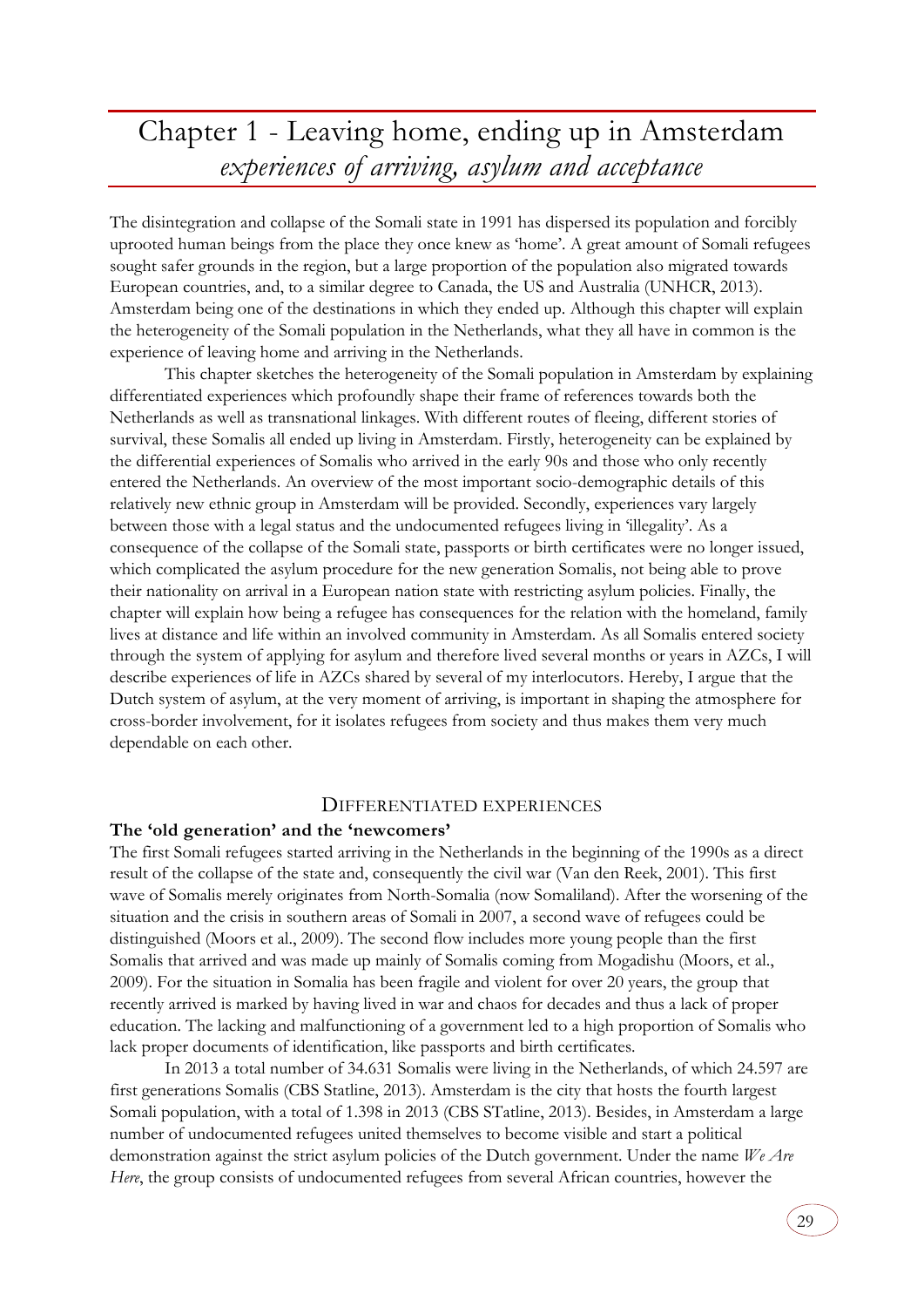# Chapter 1 - Leaving home, ending up in Amsterdam
*experiences of arriving, asylum and acceptance*

The disintegration and collapse of the Somali state in 1991 has dispersed its population and forcibly uprooted human beings from the place they once knew as 'home'. A great amount of Somali refugees sought safer grounds in the region, but a large proportion of the population also migrated towards European countries, and, to a similar degree to Canada, the US and Australia (UNHCR, 2013). Amsterdam being one of the destinations in which they ended up. Although this chapter will explain the heterogeneity of the Somali population in the Netherlands, what they all have in common is the experience of leaving home and arriving in the Netherlands.

This chapter sketches the heterogeneity of the Somali population in Amsterdam by explaining differentiated experiences which profoundly shape their frame of references towards both the Netherlands as well as transnational linkages. With different routes of fleeing, different stories of survival, these Somalis all ended up living in Amsterdam. Firstly, heterogeneity can be explained by the differential experiences of Somalis who arrived in the early 90s and those who only recently entered the Netherlands. An overview of the most important socio-demographic details of this relatively new ethnic group in Amsterdam will be provided. Secondly, experiences vary largely between those with a legal status and the undocumented refugees living in 'illegality'. As a consequence of the collapse of the Somali state, passports or birth certificates were no longer issued, which complicated the asylum procedure for the new generation Somalis, not being able to prove their nationality on arrival in a European nation state with restricting asylum policies. Finally, the chapter will explain how being a refugee has consequences for the relation with the homeland, family lives at distance and life within an involved community in Amsterdam. As all Somalis entered society through the system of applying for asylum and therefore lived several months or years in AZCs, I will describe experiences of life in AZCs shared by several of my interlocutors. Hereby, I argue that the Dutch system of asylum, at the very moment of arriving, is important in shaping the atmosphere for cross-border involvement, for it isolates refugees from society and thus makes them very much dependable on each other.

## Differentiated experiences

### The 'old generation' and the 'newcomers'

The first Somali refugees started arriving in the Netherlands in the beginning of the 1990s as a direct result of the collapse of the state and, consequently the civil war (Van den Reek, 2001). This first wave of Somalis merely originates from North-Somalia (now Somaliland). After the worsening of the situation and the crisis in southern areas of Somali in 2007, a second wave of refugees could be distinguished (Moors et al., 2009). The second flow includes more young people than the first Somalis that arrived and was made up mainly of Somalis coming from Mogadishu (Moors, et al., 2009). For the situation in Somalia has been fragile and violent for over 20 years, the group that recently arrived is marked by having lived in war and chaos for decades and thus a lack of proper education. The lacking and malfunctioning of a government led to a high proportion of Somalis who lack proper documents of identification, like passports and birth certificates.

In 2013 a total number of 34.631 Somalis were living in the Netherlands, of which 24.597 are first generations Somalis (CBS Statline, 2013). Amsterdam is the city that hosts the fourth largest Somali population, with a total of 1.398 in 2013 (CBS STatline, 2013). Besides, in Amsterdam a large number of undocumented refugees united themselves to become visible and start a political demonstration against the strict asylum policies of the Dutch government. Under the name *We Are Here*, the group consists of undocumented refugees from several African countries, however the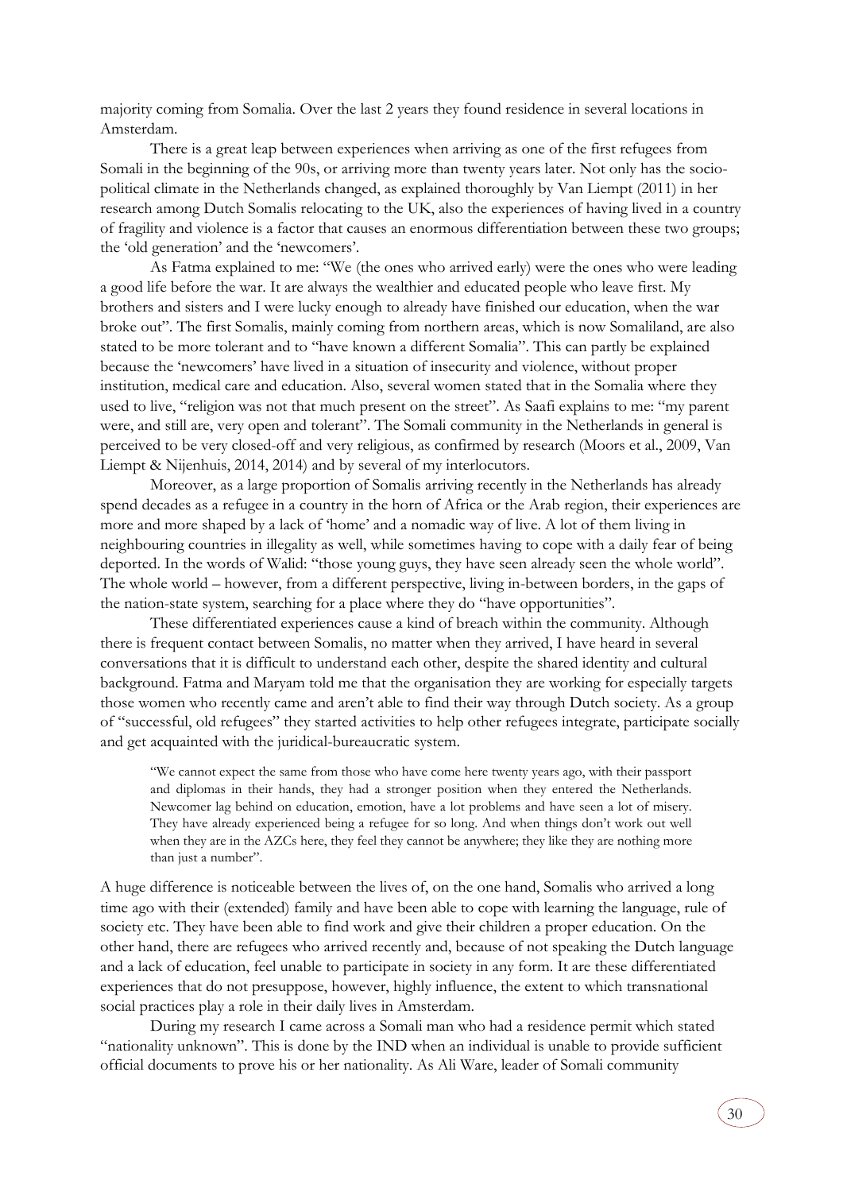majority coming from Somalia. Over the last 2 years they found residence in several locations in Amsterdam.

There is a great leap between experiences when arriving as one of the first refugees from Somali in the beginning of the 90s, or arriving more than twenty years later. Not only has the socio-political climate in the Netherlands changed, as explained thoroughly by Van Liempt (2011) in her research among Dutch Somalis relocating to the UK, also the experiences of having lived in a country of fragility and violence is a factor that causes an enormous differentiation between these two groups; the 'old generation' and the 'newcomers'.

As Fatma explained to me: "We (the ones who arrived early) were the ones who were leading a good life before the war. It are always the wealthier and educated people who leave first. My brothers and sisters and I were lucky enough to already have finished our education, when the war broke out". The first Somalis, mainly coming from northern areas, which is now Somaliland, are also stated to be more tolerant and to "have known a different Somalia". This can partly be explained because the 'newcomers' have lived in a situation of insecurity and violence, without proper institution, medical care and education. Also, several women stated that in the Somalia where they used to live, "religion was not that much present on the street". As Saafi explains to me: "my parent were, and still are, very open and tolerant". The Somali community in the Netherlands in general is perceived to be very closed-off and very religious, as confirmed by research (Moors et al., 2009, Van Liempt & Nijenhuis, 2014, 2014) and by several of my interlocutors.

Moreover, as a large proportion of Somalis arriving recently in the Netherlands has already spend decades as a refugee in a country in the horn of Africa or the Arab region, their experiences are more and more shaped by a lack of 'home' and a nomadic way of live. A lot of them living in neighbouring countries in illegality as well, while sometimes having to cope with a daily fear of being deported. In the words of Walid: "those young guys, they have seen already seen the whole world". The whole world – however, from a different perspective, living in-between borders, in the gaps of the nation-state system, searching for a place where they do "have opportunities".

These differentiated experiences cause a kind of breach within the community. Although there is frequent contact between Somalis, no matter when they arrived, I have heard in several conversations that it is difficult to understand each other, despite the shared identity and cultural background. Fatma and Maryam told me that the organisation they are working for especially targets those women who recently came and aren't able to find their way through Dutch society. As a group of "successful, old refugees" they started activities to help other refugees integrate, participate socially and get acquainted with the juridical-bureaucratic system.

> "We cannot expect the same from those who have come here twenty years ago, with their passport and diplomas in their hands, they had a stronger position when they entered the Netherlands. Newcomer lag behind on education, emotion, have a lot problems and have seen a lot of misery. They have already experienced being a refugee for so long. And when things don't work out well when they are in the AZCs here, they feel they cannot be anywhere; they like they are nothing more than just a number".

A huge difference is noticeable between the lives of, on the one hand, Somalis who arrived a long time ago with their (extended) family and have been able to cope with learning the language, rule of society etc. They have been able to find work and give their children a proper education. On the other hand, there are refugees who arrived recently and, because of not speaking the Dutch language and a lack of education, feel unable to participate in society in any form. It are these differentiated experiences that do not presuppose, however, highly influence, the extent to which transnational social practices play a role in their daily lives in Amsterdam.

During my research I came across a Somali man who had a residence permit which stated "nationality unknown". This is done by the IND when an individual is unable to provide sufficient official documents to prove his or her nationality. As Ali Ware, leader of Somali community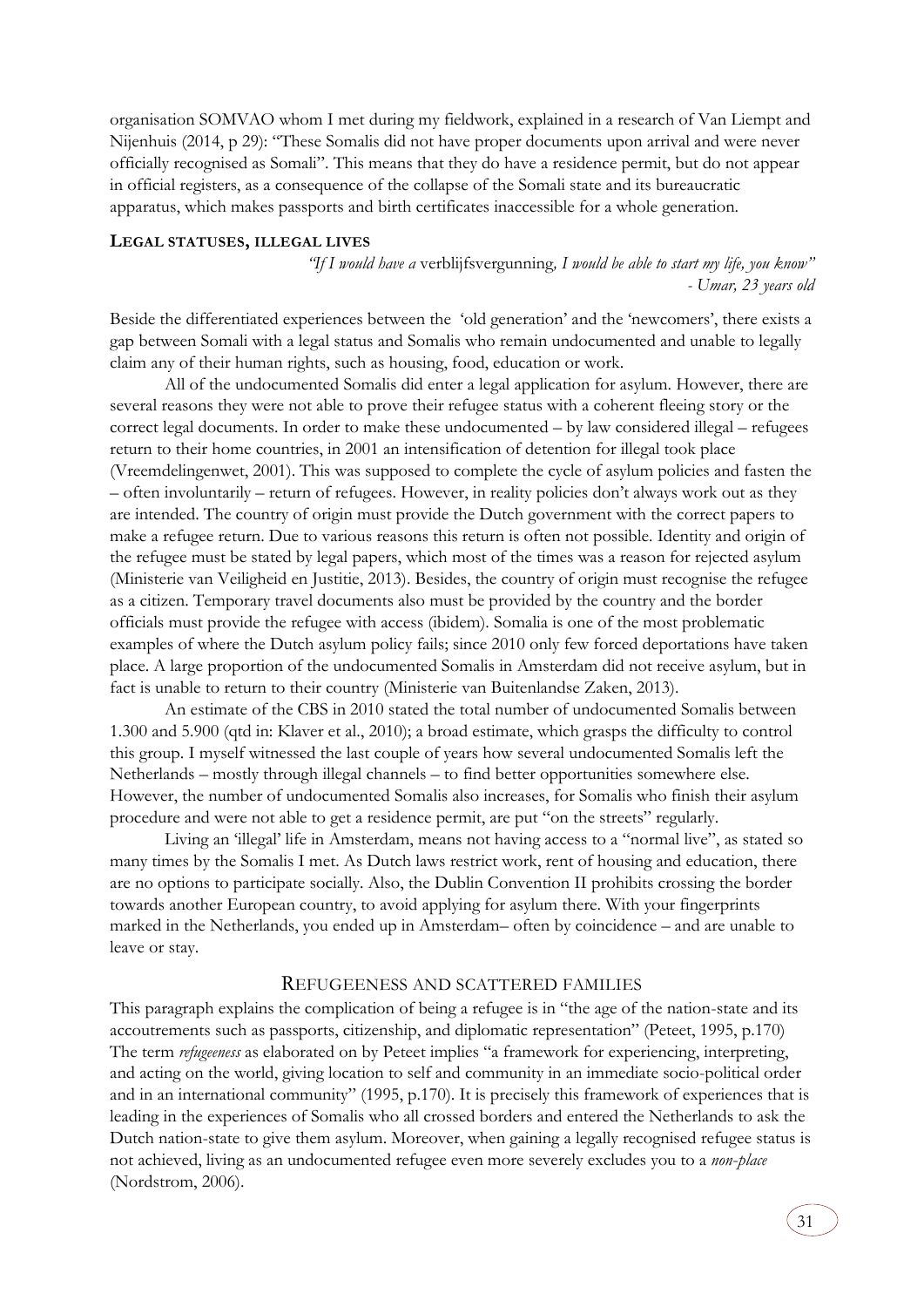organisation SOMVAO whom I met during my fieldwork, explained in a research of Van Liempt and Nijenhuis (2014, p 29): "These Somalis did not have proper documents upon arrival and were never officially recognised as Somali". This means that they do have a residence permit, but do not appear in official registers, as a consequence of the collapse of the Somali state and its bureaucratic apparatus, which makes passports and birth certificates inaccessible for a whole generation.

### LEGAL STATUSES, ILLEGAL LIVES

*"If I would have a* verblijfsvergunning*, I would be able to start my life, you know"*
*- Umar, 23 years old*

Beside the differentiated experiences between the 'old generation' and the 'newcomers', there exists a gap between Somali with a legal status and Somalis who remain undocumented and unable to legally claim any of their human rights, such as housing, food, education or work.

All of the undocumented Somalis did enter a legal application for asylum. However, there are several reasons they were not able to prove their refugee status with a coherent fleeing story or the correct legal documents. In order to make these undocumented – by law considered illegal – refugees return to their home countries, in 2001 an intensification of detention for illegal took place (Vreemdelingenwet, 2001). This was supposed to complete the cycle of asylum policies and fasten the – often involuntarily – return of refugees. However, in reality policies don't always work out as they are intended. The country of origin must provide the Dutch government with the correct papers to make a refugee return. Due to various reasons this return is often not possible. Identity and origin of the refugee must be stated by legal papers, which most of the times was a reason for rejected asylum (Ministerie van Veiligheid en Justitie, 2013). Besides, the country of origin must recognise the refugee as a citizen. Temporary travel documents also must be provided by the country and the border officials must provide the refugee with access (ibidem). Somalia is one of the most problematic examples of where the Dutch asylum policy fails; since 2010 only few forced deportations have taken place. A large proportion of the undocumented Somalis in Amsterdam did not receive asylum, but in fact is unable to return to their country (Ministerie van Buitenlandse Zaken, 2013).

An estimate of the CBS in 2010 stated the total number of undocumented Somalis between 1.300 and 5.900 (qtd in: Klaver et al., 2010); a broad estimate, which grasps the difficulty to control this group. I myself witnessed the last couple of years how several undocumented Somalis left the Netherlands – mostly through illegal channels – to find better opportunities somewhere else. However, the number of undocumented Somalis also increases, for Somalis who finish their asylum procedure and were not able to get a residence permit, are put "on the streets" regularly.

Living an 'illegal' life in Amsterdam, means not having access to a "normal live", as stated so many times by the Somalis I met. As Dutch laws restrict work, rent of housing and education, there are no options to participate socially. Also, the Dublin Convention II prohibits crossing the border towards another European country, to avoid applying for asylum there. With your fingerprints marked in the Netherlands, you ended up in Amsterdam– often by coincidence – and are unable to leave or stay.

## REFUGEENESS AND SCATTERED FAMILIES

This paragraph explains the complication of being a refugee is in "the age of the nation-state and its accoutrements such as passports, citizenship, and diplomatic representation" (Peteet, 1995, p.170) The term *refugeeness* as elaborated on by Peteet implies "a framework for experiencing, interpreting, and acting on the world, giving location to self and community in an immediate socio-political order and in an international community" (1995, p.170). It is precisely this framework of experiences that is leading in the experiences of Somalis who all crossed borders and entered the Netherlands to ask the Dutch nation-state to give them asylum. Moreover, when gaining a legally recognised refugee status is not achieved, living as an undocumented refugee even more severely excludes you to a *non-place* (Nordstrom, 2006).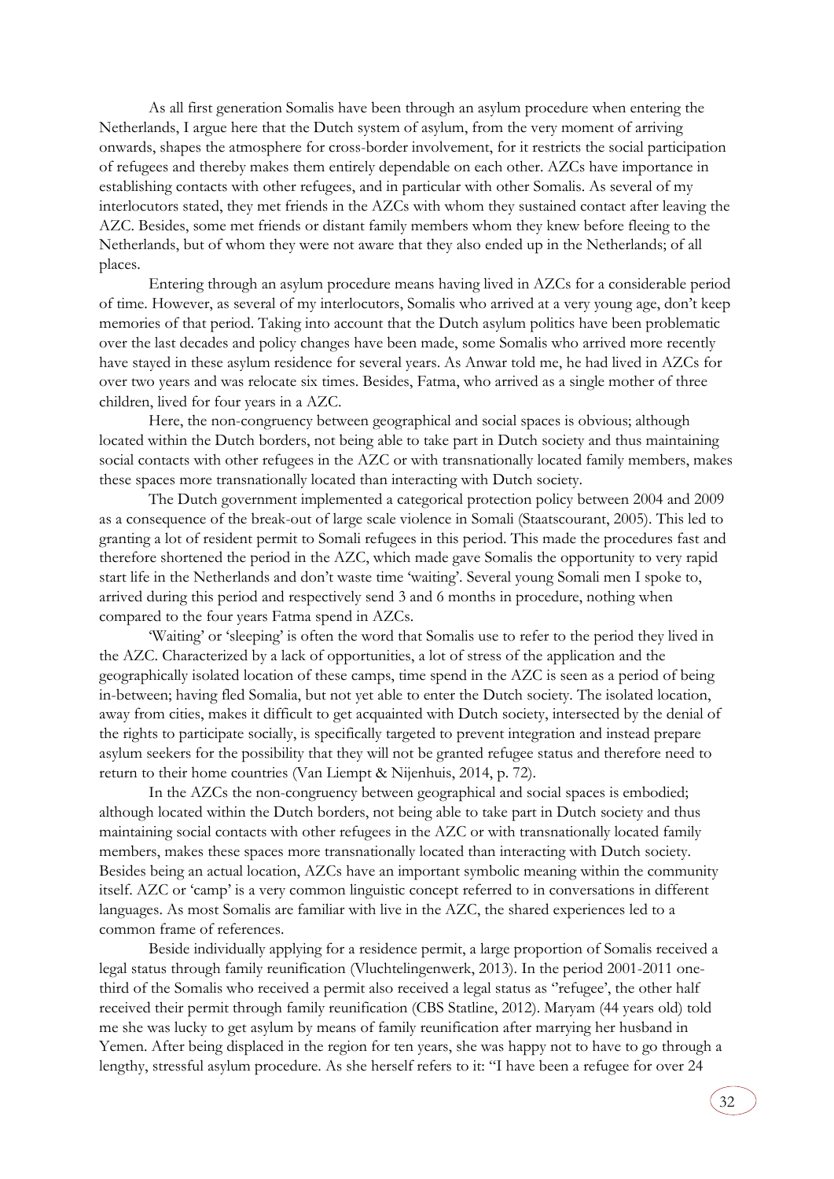As all first generation Somalis have been through an asylum procedure when entering the Netherlands, I argue here that the Dutch system of asylum, from the very moment of arriving onwards, shapes the atmosphere for cross-border involvement, for it restricts the social participation of refugees and thereby makes them entirely dependable on each other. AZCs have importance in establishing contacts with other refugees, and in particular with other Somalis. As several of my interlocutors stated, they met friends in the AZCs with whom they sustained contact after leaving the AZC. Besides, some met friends or distant family members whom they knew before fleeing to the Netherlands, but of whom they were not aware that they also ended up in the Netherlands; of all places.

Entering through an asylum procedure means having lived in AZCs for a considerable period of time. However, as several of my interlocutors, Somalis who arrived at a very young age, don't keep memories of that period. Taking into account that the Dutch asylum politics have been problematic over the last decades and policy changes have been made, some Somalis who arrived more recently have stayed in these asylum residence for several years. As Anwar told me, he had lived in AZCs for over two years and was relocate six times. Besides, Fatma, who arrived as a single mother of three children, lived for four years in a AZC.

Here, the non-congruency between geographical and social spaces is obvious; although located within the Dutch borders, not being able to take part in Dutch society and thus maintaining social contacts with other refugees in the AZC or with transnationally located family members, makes these spaces more transnationally located than interacting with Dutch society.

The Dutch government implemented a categorical protection policy between 2004 and 2009 as a consequence of the break-out of large scale violence in Somali (Staatscourant, 2005). This led to granting a lot of resident permit to Somali refugees in this period. This made the procedures fast and therefore shortened the period in the AZC, which made gave Somalis the opportunity to very rapid start life in the Netherlands and don't waste time 'waiting'. Several young Somali men I spoke to, arrived during this period and respectively send 3 and 6 months in procedure, nothing when compared to the four years Fatma spend in AZCs.

'Waiting' or 'sleeping' is often the word that Somalis use to refer to the period they lived in the AZC. Characterized by a lack of opportunities, a lot of stress of the application and the geographically isolated location of these camps, time spend in the AZC is seen as a period of being in-between; having fled Somalia, but not yet able to enter the Dutch society. The isolated location, away from cities, makes it difficult to get acquainted with Dutch society, intersected by the denial of the rights to participate socially, is specifically targeted to prevent integration and instead prepare asylum seekers for the possibility that they will not be granted refugee status and therefore need to return to their home countries (Van Liempt & Nijenhuis, 2014, p. 72).

In the AZCs the non-congruency between geographical and social spaces is embodied; although located within the Dutch borders, not being able to take part in Dutch society and thus maintaining social contacts with other refugees in the AZC or with transnationally located family members, makes these spaces more transnationally located than interacting with Dutch society. Besides being an actual location, AZCs have an important symbolic meaning within the community itself. AZC or 'camp' is a very common linguistic concept referred to in conversations in different languages. As most Somalis are familiar with live in the AZC, the shared experiences led to a common frame of references.

Beside individually applying for a residence permit, a large proportion of Somalis received a legal status through family reunification (Vluchtelingenwerk, 2013). In the period 2001-2011 one-third of the Somalis who received a permit also received a legal status as ''refugee', the other half received their permit through family reunification (CBS Statline, 2012). Maryam (44 years old) told me she was lucky to get asylum by means of family reunification after marrying her husband in Yemen. After being displaced in the region for ten years, she was happy not to have to go through a lengthy, stressful asylum procedure. As she herself refers to it: "I have been a refugee for over 24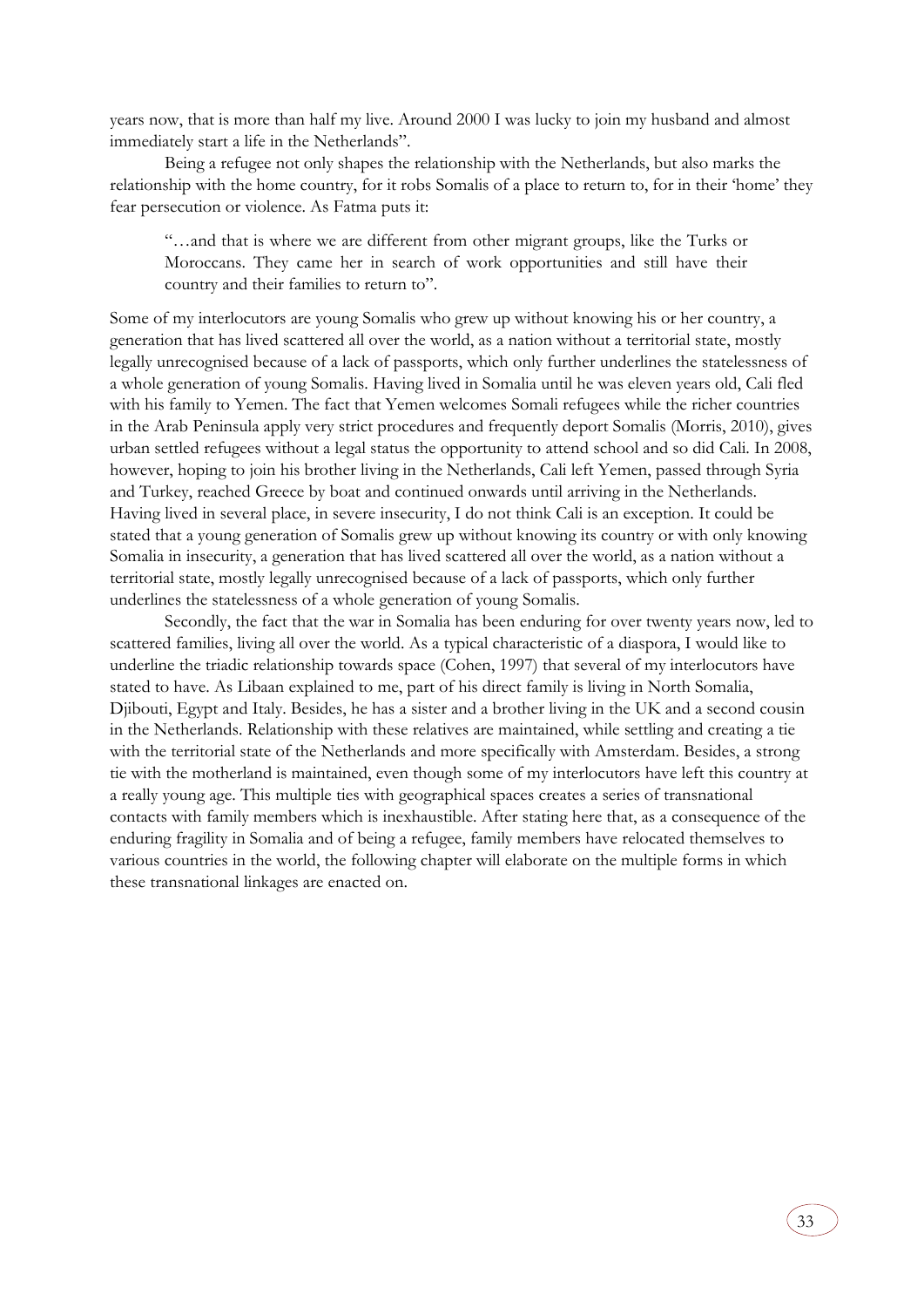years now, that is more than half my live. Around 2000 I was lucky to join my husband and almost immediately start a life in the Netherlands".

Being a refugee not only shapes the relationship with the Netherlands, but also marks the relationship with the home country, for it robs Somalis of a place to return to, for in their 'home' they fear persecution or violence. As Fatma puts it:

> "…and that is where we are different from other migrant groups, like the Turks or Moroccans. They came her in search of work opportunities and still have their country and their families to return to".

Some of my interlocutors are young Somalis who grew up without knowing his or her country, a generation that has lived scattered all over the world, as a nation without a territorial state, mostly legally unrecognised because of a lack of passports, which only further underlines the statelessness of a whole generation of young Somalis. Having lived in Somalia until he was eleven years old, Cali fled with his family to Yemen. The fact that Yemen welcomes Somali refugees while the richer countries in the Arab Peninsula apply very strict procedures and frequently deport Somalis (Morris, 2010), gives urban settled refugees without a legal status the opportunity to attend school and so did Cali. In 2008, however, hoping to join his brother living in the Netherlands, Cali left Yemen, passed through Syria and Turkey, reached Greece by boat and continued onwards until arriving in the Netherlands. Having lived in several place, in severe insecurity, I do not think Cali is an exception. It could be stated that a young generation of Somalis grew up without knowing its country or with only knowing Somalia in insecurity, a generation that has lived scattered all over the world, as a nation without a territorial state, mostly legally unrecognised because of a lack of passports, which only further underlines the statelessness of a whole generation of young Somalis.

Secondly, the fact that the war in Somalia has been enduring for over twenty years now, led to scattered families, living all over the world. As a typical characteristic of a diaspora, I would like to underline the triadic relationship towards space (Cohen, 1997) that several of my interlocutors have stated to have. As Libaan explained to me, part of his direct family is living in North Somalia, Djibouti, Egypt and Italy. Besides, he has a sister and a brother living in the UK and a second cousin in the Netherlands. Relationship with these relatives are maintained, while settling and creating a tie with the territorial state of the Netherlands and more specifically with Amsterdam. Besides, a strong tie with the motherland is maintained, even though some of my interlocutors have left this country at a really young age. This multiple ties with geographical spaces creates a series of transnational contacts with family members which is inexhaustible. After stating here that, as a consequence of the enduring fragility in Somalia and of being a refugee, family members have relocated themselves to various countries in the world, the following chapter will elaborate on the multiple forms in which these transnational linkages are enacted on.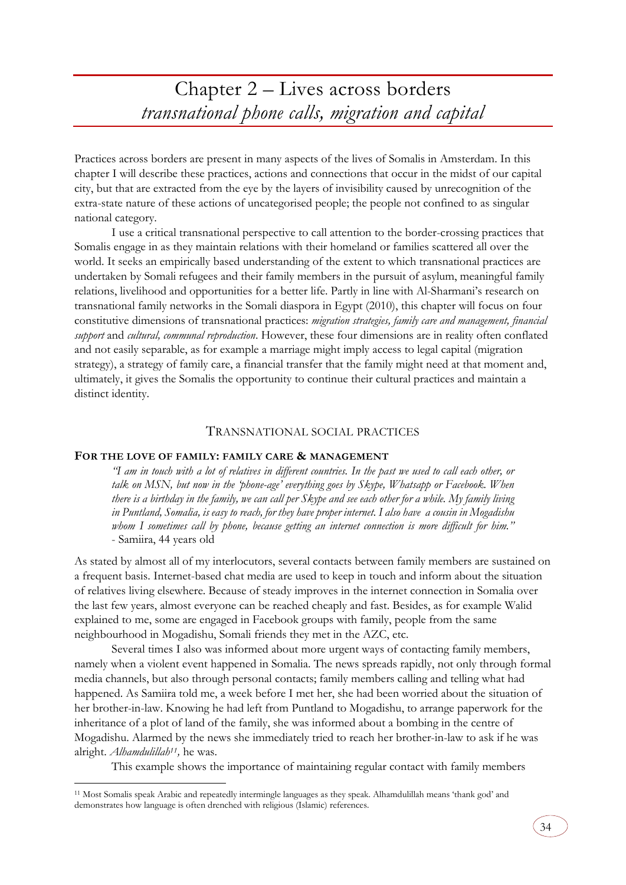# Chapter 2 – Lives across borders
## *transnational phone calls, migration and capital*

Practices across borders are present in many aspects of the lives of Somalis in Amsterdam. In this chapter I will describe these practices, actions and connections that occur in the midst of our capital city, but that are extracted from the eye by the layers of invisibility caused by unrecognition of the extra-state nature of these actions of uncategorised people; the people not confined to as singular national category.

I use a critical transnational perspective to call attention to the border-crossing practices that Somalis engage in as they maintain relations with their homeland or families scattered all over the world. It seeks an empirically based understanding of the extent to which transnational practices are undertaken by Somali refugees and their family members in the pursuit of asylum, meaningful family relations, livelihood and opportunities for a better life. Partly in line with Al-Sharmani's research on transnational family networks in the Somali diaspora in Egypt (2010), this chapter will focus on four constitutive dimensions of transnational practices: *migration strategies, family care and management, financial support* and *cultural, communal reproduction*. However, these four dimensions are in reality often conflated and not easily separable, as for example a marriage might imply access to legal capital (migration strategy), a strategy of family care, a financial transfer that the family might need at that moment and, ultimately, it gives the Somalis the opportunity to continue their cultural practices and maintain a distinct identity.

### TRANSNATIONAL SOCIAL PRACTICES

#### FOR THE LOVE OF FAMILY: FAMILY CARE & MANAGEMENT

> *"I am in touch with a lot of relatives in different countries. In the past we used to call each other, or talk on MSN, but now in the 'phone-age' everything goes by Skype, Whatsapp or Facebook. When there is a birthday in the family, we can call per Skype and see each other for a while. My family living in Puntland, Somalia, is easy to reach, for they have proper internet. I also have a cousin in Mogadishu whom I sometimes call by phone, because getting an internet connection is more difficult for him."*
> - Samiira, 44 years old

As stated by almost all of my interlocutors, several contacts between family members are sustained on a frequent basis. Internet-based chat media are used to keep in touch and inform about the situation of relatives living elsewhere. Because of steady improves in the internet connection in Somalia over the last few years, almost everyone can be reached cheaply and fast. Besides, as for example Walid explained to me, some are engaged in Facebook groups with family, people from the same neighbourhood in Mogadishu, Somali friends they met in the AZC, etc.

Several times I also was informed about more urgent ways of contacting family members, namely when a violent event happened in Somalia. The news spreads rapidly, not only through formal media channels, but also through personal contacts; family members calling and telling what had happened. As Samiira told me, a week before I met her, she had been worried about the situation of her brother-in-law. Knowing he had left from Puntland to Mogadishu, to arrange paperwork for the inheritance of a plot of land of the family, she was informed about a bombing in the centre of Mogadishu. Alarmed by the news she immediately tried to reach her brother-in-law to ask if he was alright. *Alhamdulillah*[11], he was.

This example shows the importance of maintaining regular contact with family members

[11] Most Somalis speak Arabic and repeatedly intermingle languages as they speak. Alhamdulillah means 'thank god' and demonstrates how language is often drenched with religious (Islamic) references.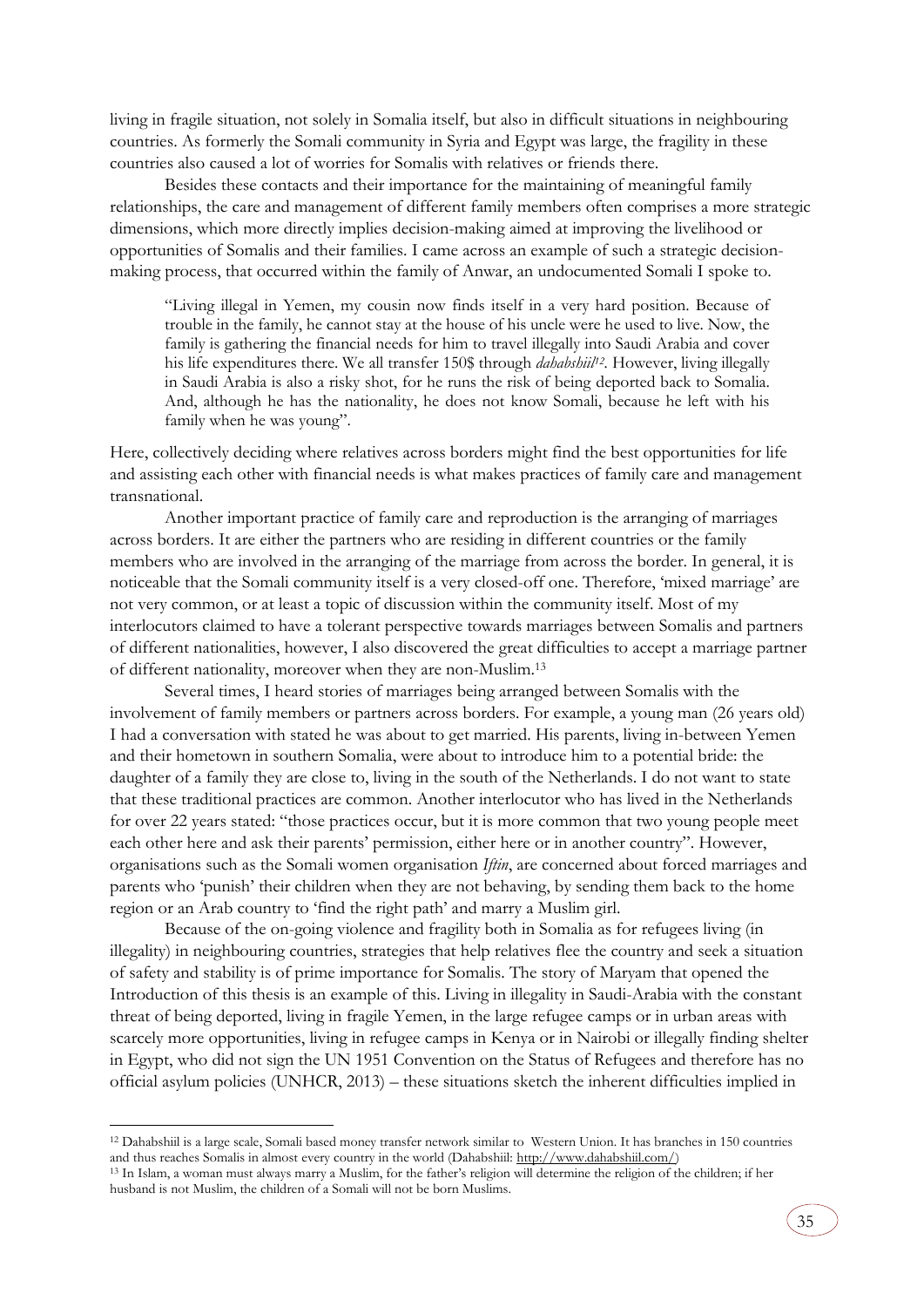living in fragile situation, not solely in Somalia itself, but also in difficult situations in neighbouring countries. As formerly the Somali community in Syria and Egypt was large, the fragility in these countries also caused a lot of worries for Somalis with relatives or friends there.

Besides these contacts and their importance for the maintaining of meaningful family relationships, the care and management of different family members often comprises a more strategic dimensions, which more directly implies decision-making aimed at improving the livelihood or opportunities of Somalis and their families. I came across an example of such a strategic decision-making process, that occurred within the family of Anwar, an undocumented Somali I spoke to.

> "Living illegal in Yemen, my cousin now finds itself in a very hard position. Because of trouble in the family, he cannot stay at the house of his uncle were he used to live. Now, the family is gathering the financial needs for him to travel illegally into Saudi Arabia and cover his life expenditures there. We all transfer 150$ through *dahabshiil*[12]. However, living illegally in Saudi Arabia is also a risky shot, for he runs the risk of being deported back to Somalia. And, although he has the nationality, he does not know Somali, because he left with his family when he was young".

Here, collectively deciding where relatives across borders might find the best opportunities for life and assisting each other with financial needs is what makes practices of family care and management transnational.

Another important practice of family care and reproduction is the arranging of marriages across borders. It are either the partners who are residing in different countries or the family members who are involved in the arranging of the marriage from across the border. In general, it is noticeable that the Somali community itself is a very closed-off one. Therefore, 'mixed marriage' are not very common, or at least a topic of discussion within the community itself. Most of my interlocutors claimed to have a tolerant perspective towards marriages between Somalis and partners of different nationalities, however, I also discovered the great difficulties to accept a marriage partner of different nationality, moreover when they are non-Muslim.[13]

Several times, I heard stories of marriages being arranged between Somalis with the involvement of family members or partners across borders. For example, a young man (26 years old) I had a conversation with stated he was about to get married. His parents, living in-between Yemen and their hometown in southern Somalia, were about to introduce him to a potential bride: the daughter of a family they are close to, living in the south of the Netherlands. I do not want to state that these traditional practices are common. Another interlocutor who has lived in the Netherlands for over 22 years stated: "those practices occur, but it is more common that two young people meet each other here and ask their parents' permission, either here or in another country". However, organisations such as the Somali women organisation *Iftin*, are concerned about forced marriages and parents who 'punish' their children when they are not behaving, by sending them back to the home region or an Arab country to 'find the right path' and marry a Muslim girl.

Because of the on-going violence and fragility both in Somalia as for refugees living (in illegality) in neighbouring countries, strategies that help relatives flee the country and seek a situation of safety and stability is of prime importance for Somalis. The story of Maryam that opened the Introduction of this thesis is an example of this. Living in illegality in Saudi-Arabia with the constant threat of being deported, living in fragile Yemen, in the large refugee camps or in urban areas with scarcely more opportunities, living in refugee camps in Kenya or in Nairobi or illegally finding shelter in Egypt, who did not sign the UN 1951 Convention on the Status of Refugees and therefore has no official asylum policies (UNHCR, 2013) – these situations sketch the inherent difficulties implied in

---

[12] Dahabshiil is a large scale, Somali based money transfer network similar to Western Union. It has branches in 150 countries and thus reaches Somalis in almost every country in the world (Dahabshiil: http://www.dahabshiil.com/)

[13] In Islam, a woman must always marry a Muslim, for the father's religion will determine the religion of the children; if her husband is not Muslim, the children of a Somali will not be born Muslims.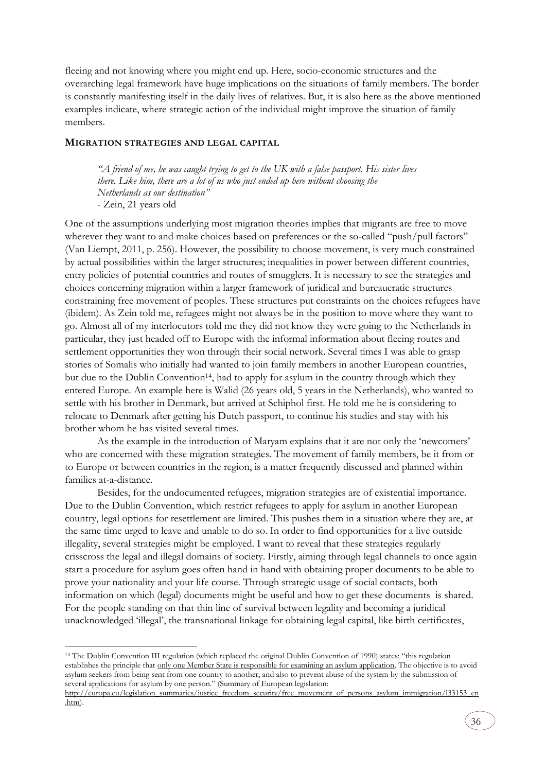fleeing and not knowing where you might end up. Here, socio-economic structures and the overarching legal framework have huge implications on the situations of family members. The border is constantly manifesting itself in the daily lives of relatives. But, it is also here as the above mentioned examples indicate, where strategic action of the individual might improve the situation of family members.

## MIGRATION STRATEGIES AND LEGAL CAPITAL

> *"A friend of me, he was caught trying to get to the UK with a false passport. His sister lives there. Like him, there are a lot of us who just ended up here without choosing the Netherlands as our destination"*
> - Zein, 21 years old

One of the assumptions underlying most migration theories implies that migrants are free to move wherever they want to and make choices based on preferences or the so-called "push/pull factors" (Van Liempt, 2011, p. 256). However, the possibility to choose movement, is very much constrained by actual possibilities within the larger structures; inequalities in power between different countries, entry policies of potential countries and routes of smugglers. It is necessary to see the strategies and choices concerning migration within a larger framework of juridical and bureaucratic structures constraining free movement of peoples. These structures put constraints on the choices refugees have (ibidem). As Zein told me, refugees might not always be in the position to move where they want to go. Almost all of my interlocutors told me they did not know they were going to the Netherlands in particular, they just headed off to Europe with the informal information about fleeing routes and settlement opportunities they won through their social network. Several times I was able to grasp stories of Somalis who initially had wanted to join family members in another European countries, but due to the Dublin Convention[14], had to apply for asylum in the country through which they entered Europe. An example here is Walid (26 years old, 5 years in the Netherlands), who wanted to settle with his brother in Denmark, but arrived at Schiphol first. He told me he is considering to relocate to Denmark after getting his Dutch passport, to continue his studies and stay with his brother whom he has visited several times.

As the example in the introduction of Maryam explains that it are not only the 'newcomers' who are concerned with these migration strategies. The movement of family members, be it from or to Europe or between countries in the region, is a matter frequently discussed and planned within families at-a-distance.

Besides, for the undocumented refugees, migration strategies are of existential importance. Due to the Dublin Convention, which restrict refugees to apply for asylum in another European country, legal options for resettlement are limited. This pushes them in a situation where they are, at the same time urged to leave and unable to do so. In order to find opportunities for a live outside illegality, several strategies might be employed. I want to reveal that these strategies regularly crisscross the legal and illegal domains of society. Firstly, aiming through legal channels to once again start a procedure for asylum goes often hand in hand with obtaining proper documents to be able to prove your nationality and your life course. Through strategic usage of social contacts, both information on which (legal) documents might be useful and how to get these documents is shared. For the people standing on that thin line of survival between legality and becoming a juridical unacknowledged 'illegal', the transnational linkage for obtaining legal capital, like birth certificates,

---

[14] The Dublin Convention III regulation (which replaced the original Dublin Convention of 1990) states: "this regulation establishes the principle that only one Member State is responsible for examining an asylum application. The objective is to avoid asylum seekers from being sent from one country to another, and also to prevent abuse of the system by the submission of several applications for asylum by one person." (Summary of European legislation: http://europa.eu/legislation_summaries/justice_freedom_security/free_movement_of_persons_asylum_immigration/l33153_en.htm).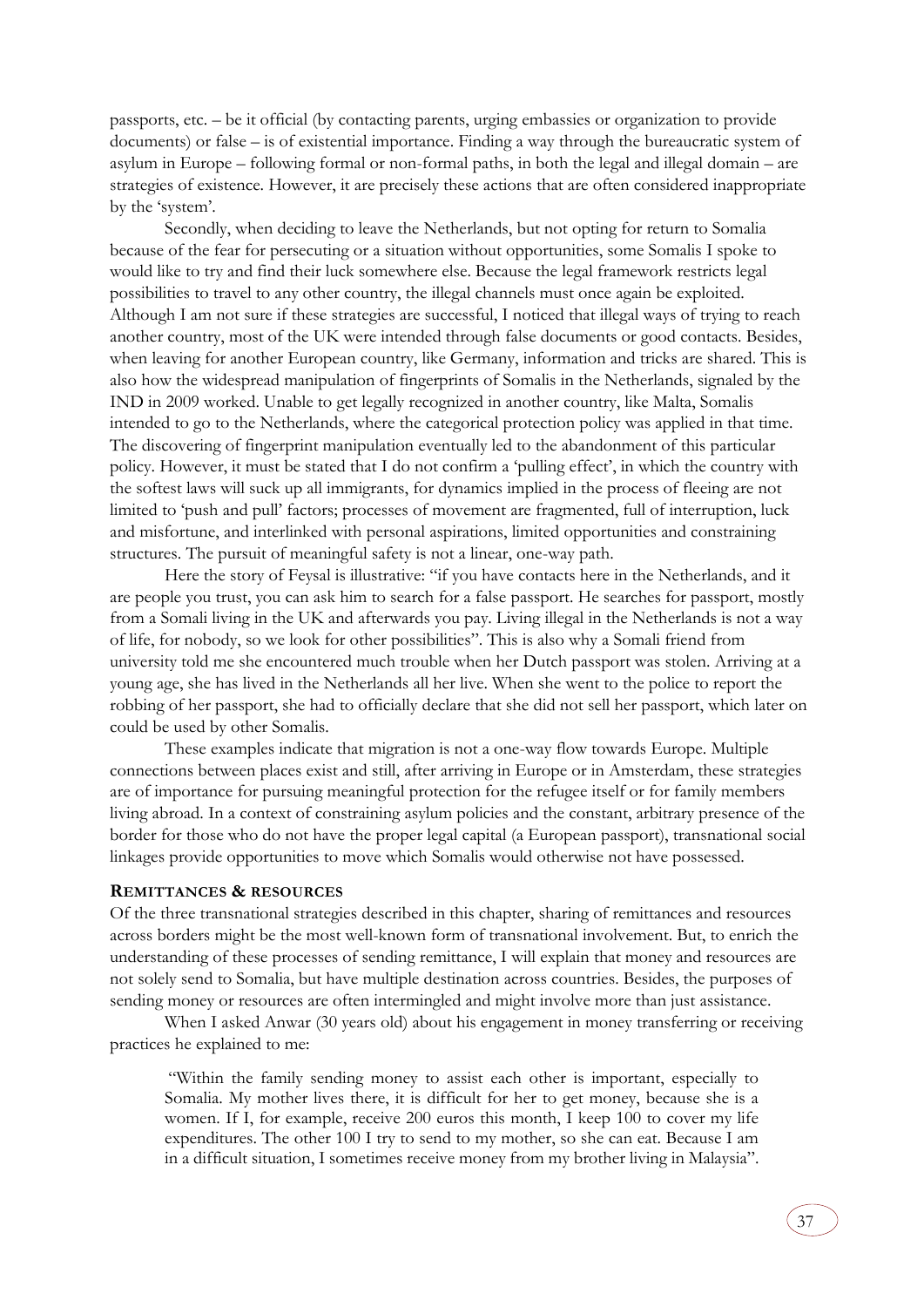passports, etc. – be it official (by contacting parents, urging embassies or organization to provide documents) or false – is of existential importance. Finding a way through the bureaucratic system of asylum in Europe – following formal or non-formal paths, in both the legal and illegal domain – are strategies of existence. However, it are precisely these actions that are often considered inappropriate by the 'system'.

Secondly, when deciding to leave the Netherlands, but not opting for return to Somalia because of the fear for persecuting or a situation without opportunities, some Somalis I spoke to would like to try and find their luck somewhere else. Because the legal framework restricts legal possibilities to travel to any other country, the illegal channels must once again be exploited. Although I am not sure if these strategies are successful, I noticed that illegal ways of trying to reach another country, most of the UK were intended through false documents or good contacts. Besides, when leaving for another European country, like Germany, information and tricks are shared. This is also how the widespread manipulation of fingerprints of Somalis in the Netherlands, signaled by the IND in 2009 worked. Unable to get legally recognized in another country, like Malta, Somalis intended to go to the Netherlands, where the categorical protection policy was applied in that time. The discovering of fingerprint manipulation eventually led to the abandonment of this particular policy. However, it must be stated that I do not confirm a 'pulling effect', in which the country with the softest laws will suck up all immigrants, for dynamics implied in the process of fleeing are not limited to 'push and pull' factors; processes of movement are fragmented, full of interruption, luck and misfortune, and interlinked with personal aspirations, limited opportunities and constraining structures. The pursuit of meaningful safety is not a linear, one-way path.

Here the story of Feysal is illustrative: "if you have contacts here in the Netherlands, and it are people you trust, you can ask him to search for a false passport. He searches for passport, mostly from a Somali living in the UK and afterwards you pay. Living illegal in the Netherlands is not a way of life, for nobody, so we look for other possibilities". This is also why a Somali friend from university told me she encountered much trouble when her Dutch passport was stolen. Arriving at a young age, she has lived in the Netherlands all her live. When she went to the police to report the robbing of her passport, she had to officially declare that she did not sell her passport, which later on could be used by other Somalis.

These examples indicate that migration is not a one-way flow towards Europe. Multiple connections between places exist and still, after arriving in Europe or in Amsterdam, these strategies are of importance for pursuing meaningful protection for the refugee itself or for family members living abroad. In a context of constraining asylum policies and the constant, arbitrary presence of the border for those who do not have the proper legal capital (a European passport), transnational social linkages provide opportunities to move which Somalis would otherwise not have possessed.

## REMITTANCES & RESOURCES

Of the three transnational strategies described in this chapter, sharing of remittances and resources across borders might be the most well-known form of transnational involvement. But, to enrich the understanding of these processes of sending remittance, I will explain that money and resources are not solely send to Somalia, but have multiple destination across countries. Besides, the purposes of sending money or resources are often intermingled and might involve more than just assistance.

When I asked Anwar (30 years old) about his engagement in money transferring or receiving practices he explained to me:

> "Within the family sending money to assist each other is important, especially to Somalia. My mother lives there, it is difficult for her to get money, because she is a women. If I, for example, receive 200 euros this month, I keep 100 to cover my life expenditures. The other 100 I try to send to my mother, so she can eat. Because I am in a difficult situation, I sometimes receive money from my brother living in Malaysia".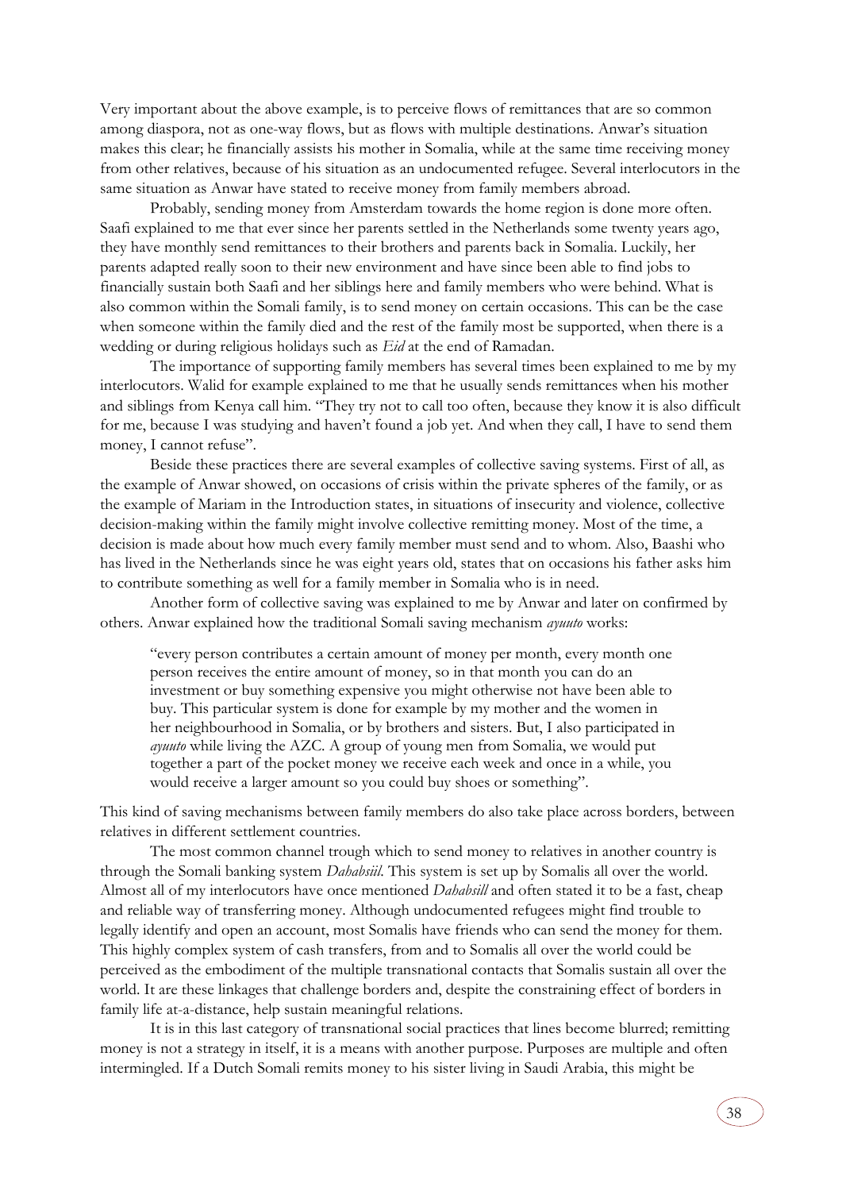Very important about the above example, is to perceive flows of remittances that are so common among diaspora, not as one-way flows, but as flows with multiple destinations. Anwar's situation makes this clear; he financially assists his mother in Somalia, while at the same time receiving money from other relatives, because of his situation as an undocumented refugee. Several interlocutors in the same situation as Anwar have stated to receive money from family members abroad.

Probably, sending money from Amsterdam towards the home region is done more often. Saafi explained to me that ever since her parents settled in the Netherlands some twenty years ago, they have monthly send remittances to their brothers and parents back in Somalia. Luckily, her parents adapted really soon to their new environment and have since been able to find jobs to financially sustain both Saafi and her siblings here and family members who were behind. What is also common within the Somali family, is to send money on certain occasions. This can be the case when someone within the family died and the rest of the family most be supported, when there is a wedding or during religious holidays such as *Eid* at the end of Ramadan.

The importance of supporting family members has several times been explained to me by my interlocutors. Walid for example explained to me that he usually sends remittances when his mother and siblings from Kenya call him. "They try not to call too often, because they know it is also difficult for me, because I was studying and haven't found a job yet. And when they call, I have to send them money, I cannot refuse".

Beside these practices there are several examples of collective saving systems. First of all, as the example of Anwar showed, on occasions of crisis within the private spheres of the family, or as the example of Mariam in the Introduction states, in situations of insecurity and violence, collective decision-making within the family might involve collective remitting money. Most of the time, a decision is made about how much every family member must send and to whom. Also, Baashi who has lived in the Netherlands since he was eight years old, states that on occasions his father asks him to contribute something as well for a family member in Somalia who is in need.

Another form of collective saving was explained to me by Anwar and later on confirmed by others. Anwar explained how the traditional Somali saving mechanism *ayuuto* works:

> "every person contributes a certain amount of money per month, every month one person receives the entire amount of money, so in that month you can do an investment or buy something expensive you might otherwise not have been able to buy. This particular system is done for example by my mother and the women in her neighbourhood in Somalia, or by brothers and sisters. But, I also participated in *ayuuto* while living the AZC. A group of young men from Somalia, we would put together a part of the pocket money we receive each week and once in a while, you would receive a larger amount so you could buy shoes or something".

This kind of saving mechanisms between family members do also take place across borders, between relatives in different settlement countries.

The most common channel trough which to send money to relatives in another country is through the Somali banking system *Dahabsiil*. This system is set up by Somalis all over the world. Almost all of my interlocutors have once mentioned *Dahabsill* and often stated it to be a fast, cheap and reliable way of transferring money. Although undocumented refugees might find trouble to legally identify and open an account, most Somalis have friends who can send the money for them. This highly complex system of cash transfers, from and to Somalis all over the world could be perceived as the embodiment of the multiple transnational contacts that Somalis sustain all over the world. It are these linkages that challenge borders and, despite the constraining effect of borders in family life at-a-distance, help sustain meaningful relations.

It is in this last category of transnational social practices that lines become blurred; remitting money is not a strategy in itself, it is a means with another purpose. Purposes are multiple and often intermingled. If a Dutch Somali remits money to his sister living in Saudi Arabia, this might be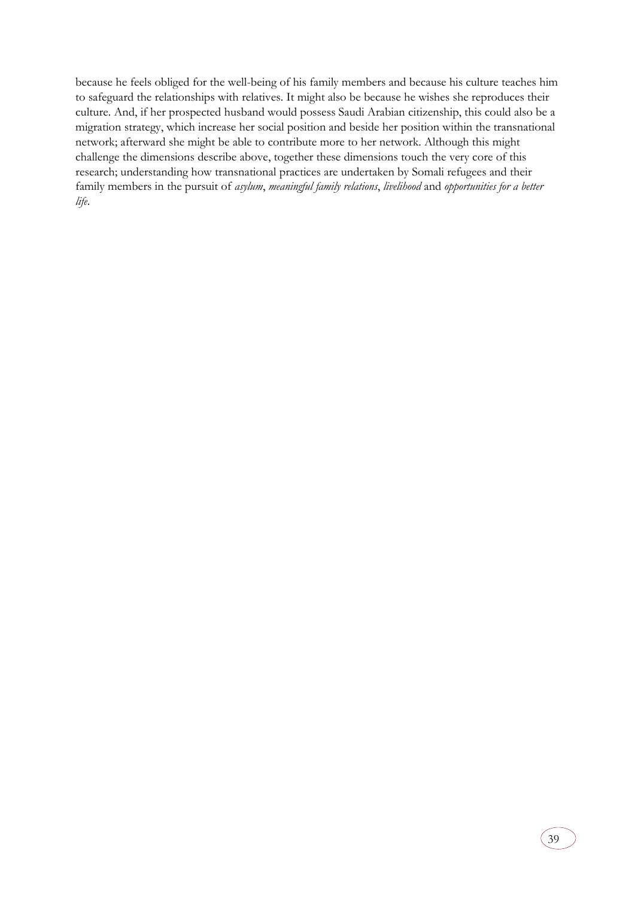because he feels obliged for the well-being of his family members and because his culture teaches him to safeguard the relationships with relatives. It might also be because he wishes she reproduces their culture. And, if her prospected husband would possess Saudi Arabian citizenship, this could also be a migration strategy, which increase her social position and beside her position within the transnational network; afterward she might be able to contribute more to her network. Although this might challenge the dimensions describe above, together these dimensions touch the very core of this research; understanding how transnational practices are undertaken by Somali refugees and their family members in the pursuit of *asylum*, *meaningful family relations*, *livelihood* and *opportunities for a better life*.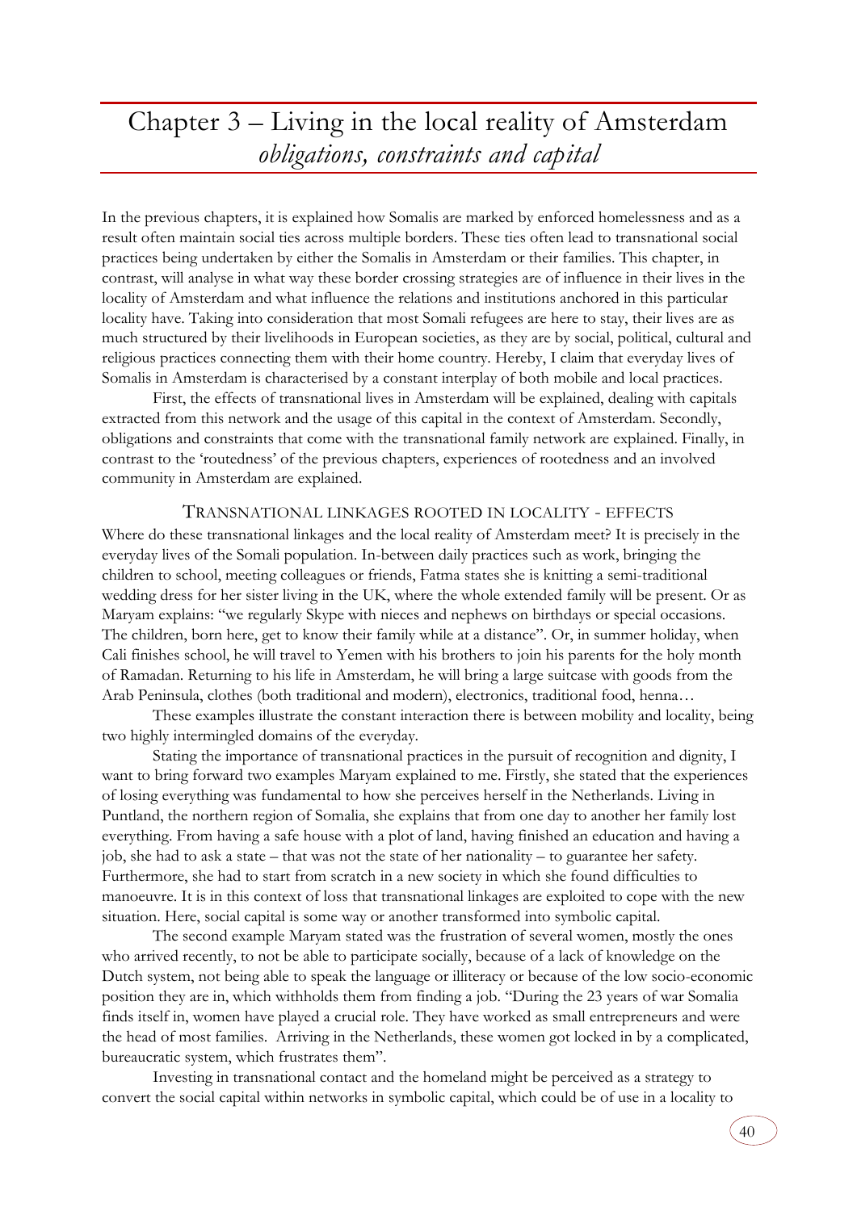# Chapter 3 – Living in the local reality of Amsterdam
## *obligations, constraints and capital*

In the previous chapters, it is explained how Somalis are marked by enforced homelessness and as a result often maintain social ties across multiple borders. These ties often lead to transnational social practices being undertaken by either the Somalis in Amsterdam or their families. This chapter, in contrast, will analyse in what way these border crossing strategies are of influence in their lives in the locality of Amsterdam and what influence the relations and institutions anchored in this particular locality have. Taking into consideration that most Somali refugees are here to stay, their lives are as much structured by their livelihoods in European societies, as they are by social, political, cultural and religious practices connecting them with their home country. Hereby, I claim that everyday lives of Somalis in Amsterdam is characterised by a constant interplay of both mobile and local practices.

First, the effects of transnational lives in Amsterdam will be explained, dealing with capitals extracted from this network and the usage of this capital in the context of Amsterdam. Secondly, obligations and constraints that come with the transnational family network are explained. Finally, in contrast to the 'routedness' of the previous chapters, experiences of rootedness and an involved community in Amsterdam are explained.

### Transnational linkages rooted in locality - effects

Where do these transnational linkages and the local reality of Amsterdam meet? It is precisely in the everyday lives of the Somali population. In-between daily practices such as work, bringing the children to school, meeting colleagues or friends, Fatma states she is knitting a semi-traditional wedding dress for her sister living in the UK, where the whole extended family will be present. Or as Maryam explains: "we regularly Skype with nieces and nephews on birthdays or special occasions. The children, born here, get to know their family while at a distance". Or, in summer holiday, when Cali finishes school, he will travel to Yemen with his brothers to join his parents for the holy month of Ramadan. Returning to his life in Amsterdam, he will bring a large suitcase with goods from the Arab Peninsula, clothes (both traditional and modern), electronics, traditional food, henna…

These examples illustrate the constant interaction there is between mobility and locality, being two highly intermingled domains of the everyday.

Stating the importance of transnational practices in the pursuit of recognition and dignity, I want to bring forward two examples Maryam explained to me. Firstly, she stated that the experiences of losing everything was fundamental to how she perceives herself in the Netherlands. Living in Puntland, the northern region of Somalia, she explains that from one day to another her family lost everything. From having a safe house with a plot of land, having finished an education and having a job, she had to ask a state – that was not the state of her nationality – to guarantee her safety. Furthermore, she had to start from scratch in a new society in which she found difficulties to manoeuvre. It is in this context of loss that transnational linkages are exploited to cope with the new situation. Here, social capital is some way or another transformed into symbolic capital.

The second example Maryam stated was the frustration of several women, mostly the ones who arrived recently, to not be able to participate socially, because of a lack of knowledge on the Dutch system, not being able to speak the language or illiteracy or because of the low socio-economic position they are in, which withholds them from finding a job. "During the 23 years of war Somalia finds itself in, women have played a crucial role. They have worked as small entrepreneurs and were the head of most families. Arriving in the Netherlands, these women got locked in by a complicated, bureaucratic system, which frustrates them".

Investing in transnational contact and the homeland might be perceived as a strategy to convert the social capital within networks in symbolic capital, which could be of use in a locality to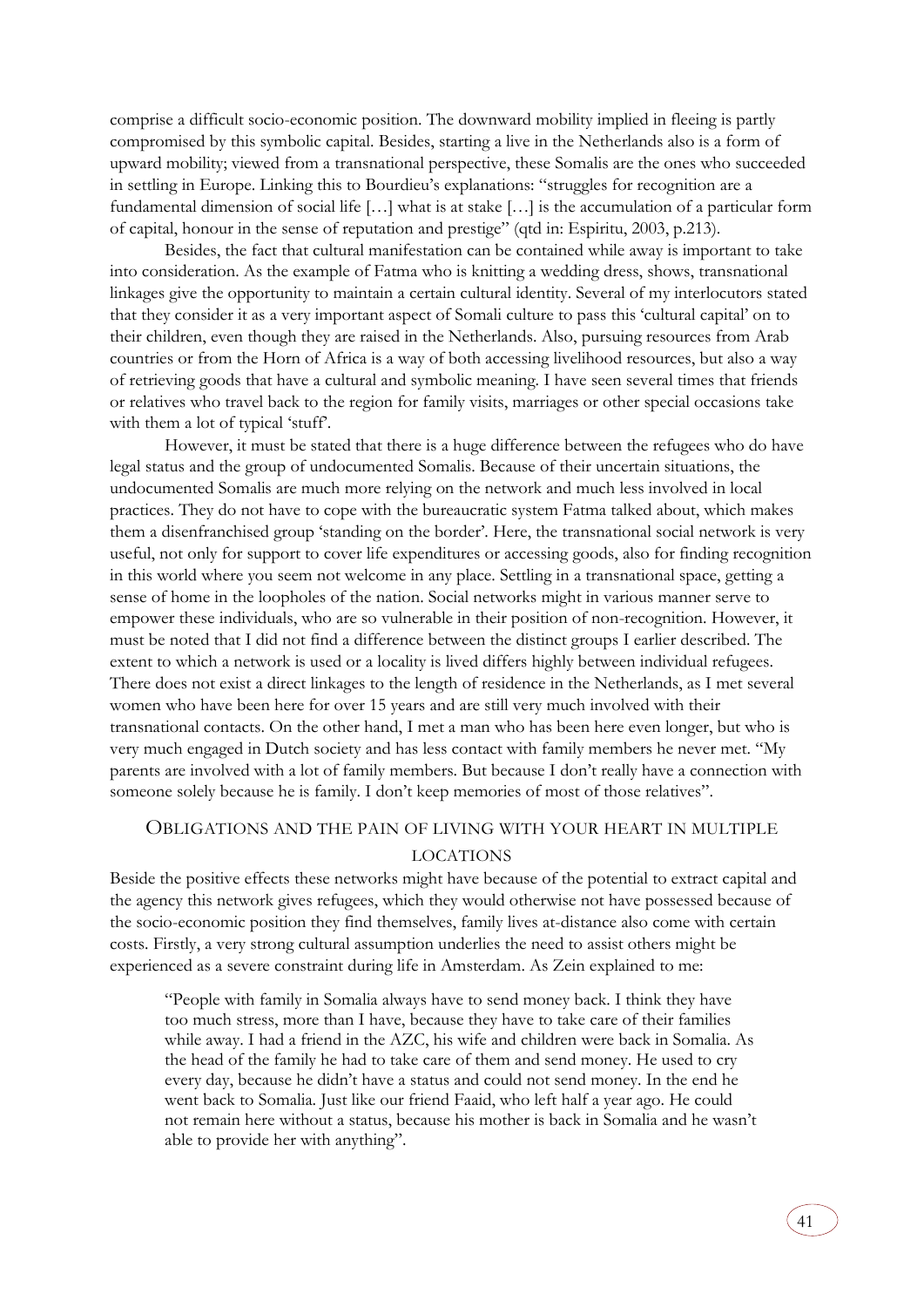comprise a difficult socio-economic position. The downward mobility implied in fleeing is partly compromised by this symbolic capital. Besides, starting a live in the Netherlands also is a form of upward mobility; viewed from a transnational perspective, these Somalis are the ones who succeeded in settling in Europe. Linking this to Bourdieu's explanations: "struggles for recognition are a fundamental dimension of social life […] what is at stake […] is the accumulation of a particular form of capital, honour in the sense of reputation and prestige" (qtd in: Espiritu, 2003, p.213).

Besides, the fact that cultural manifestation can be contained while away is important to take into consideration. As the example of Fatma who is knitting a wedding dress, shows, transnational linkages give the opportunity to maintain a certain cultural identity. Several of my interlocutors stated that they consider it as a very important aspect of Somali culture to pass this 'cultural capital' on to their children, even though they are raised in the Netherlands. Also, pursuing resources from Arab countries or from the Horn of Africa is a way of both accessing livelihood resources, but also a way of retrieving goods that have a cultural and symbolic meaning. I have seen several times that friends or relatives who travel back to the region for family visits, marriages or other special occasions take with them a lot of typical 'stuff'.

However, it must be stated that there is a huge difference between the refugees who do have legal status and the group of undocumented Somalis. Because of their uncertain situations, the undocumented Somalis are much more relying on the network and much less involved in local practices. They do not have to cope with the bureaucratic system Fatma talked about, which makes them a disenfranchised group 'standing on the border'. Here, the transnational social network is very useful, not only for support to cover life expenditures or accessing goods, also for finding recognition in this world where you seem not welcome in any place. Settling in a transnational space, getting a sense of home in the loopholes of the nation. Social networks might in various manner serve to empower these individuals, who are so vulnerable in their position of non-recognition. However, it must be noted that I did not find a difference between the distinct groups I earlier described. The extent to which a network is used or a locality is lived differs highly between individual refugees. There does not exist a direct linkages to the length of residence in the Netherlands, as I met several women who have been here for over 15 years and are still very much involved with their transnational contacts. On the other hand, I met a man who has been here even longer, but who is very much engaged in Dutch society and has less contact with family members he never met. "My parents are involved with a lot of family members. But because I don't really have a connection with someone solely because he is family. I don't keep memories of most of those relatives".

## Obligations and the pain of living with your heart in multiple locations

Beside the positive effects these networks might have because of the potential to extract capital and the agency this network gives refugees, which they would otherwise not have possessed because of the socio-economic position they find themselves, family lives at-distance also come with certain costs. Firstly, a very strong cultural assumption underlies the need to assist others might be experienced as a severe constraint during life in Amsterdam. As Zein explained to me:

> "People with family in Somalia always have to send money back. I think they have too much stress, more than I have, because they have to take care of their families while away. I had a friend in the AZC, his wife and children were back in Somalia. As the head of the family he had to take care of them and send money. He used to cry every day, because he didn't have a status and could not send money. In the end he went back to Somalia. Just like our friend Faaid, who left half a year ago. He could not remain here without a status, because his mother is back in Somalia and he wasn't able to provide her with anything".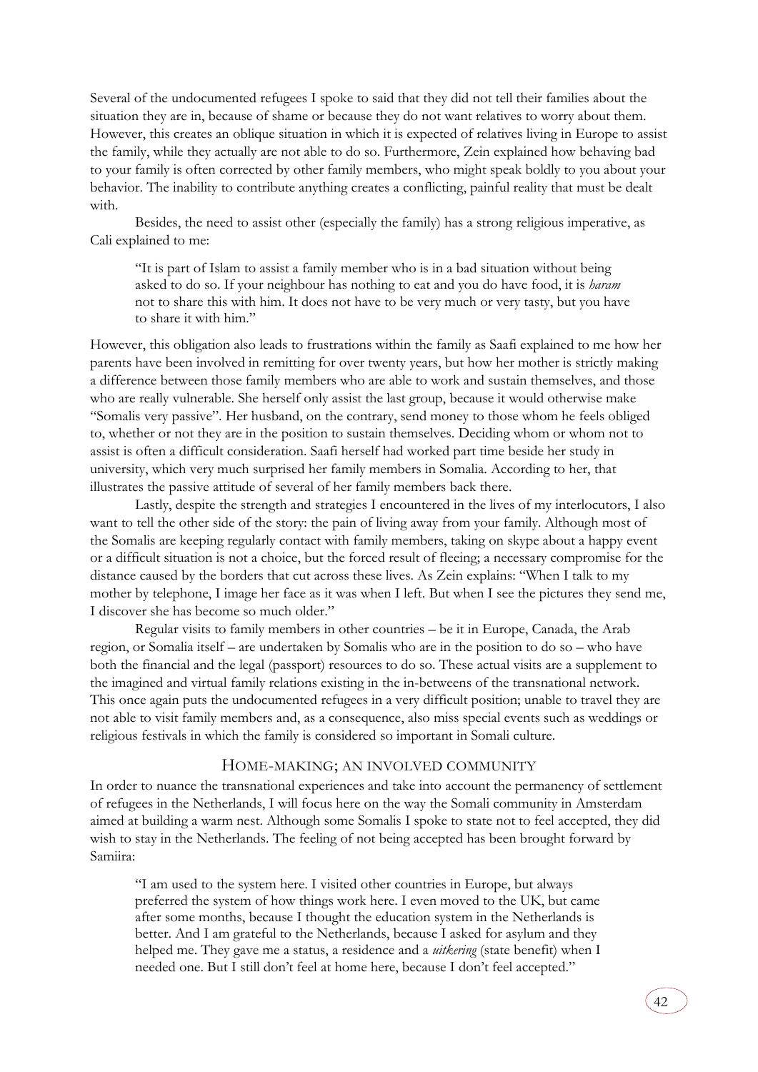Several of the undocumented refugees I spoke to said that they did not tell their families about the situation they are in, because of shame or because they do not want relatives to worry about them. However, this creates an oblique situation in which it is expected of relatives living in Europe to assist the family, while they actually are not able to do so. Furthermore, Zein explained how behaving bad to your family is often corrected by other family members, who might speak boldly to you about your behavior. The inability to contribute anything creates a conflicting, painful reality that must be dealt with.

Besides, the need to assist other (especially the family) has a strong religious imperative, as Cali explained to me:

> "It is part of Islam to assist a family member who is in a bad situation without being asked to do so. If your neighbour has nothing to eat and you do have food, it is *haram* not to share this with him. It does not have to be very much or very tasty, but you have to share it with him."

However, this obligation also leads to frustrations within the family as Saafi explained to me how her parents have been involved in remitting for over twenty years, but how her mother is strictly making a difference between those family members who are able to work and sustain themselves, and those who are really vulnerable. She herself only assist the last group, because it would otherwise make "Somalis very passive". Her husband, on the contrary, send money to those whom he feels obliged to, whether or not they are in the position to sustain themselves. Deciding whom or whom not to assist is often a difficult consideration. Saafi herself had worked part time beside her study in university, which very much surprised her family members in Somalia. According to her, that illustrates the passive attitude of several of her family members back there.

Lastly, despite the strength and strategies I encountered in the lives of my interlocutors, I also want to tell the other side of the story: the pain of living away from your family. Although most of the Somalis are keeping regularly contact with family members, taking on skype about a happy event or a difficult situation is not a choice, but the forced result of fleeing; a necessary compromise for the distance caused by the borders that cut across these lives. As Zein explains: "When I talk to my mother by telephone, I image her face as it was when I left. But when I see the pictures they send me, I discover she has become so much older."

Regular visits to family members in other countries – be it in Europe, Canada, the Arab region, or Somalia itself – are undertaken by Somalis who are in the position to do so – who have both the financial and the legal (passport) resources to do so. These actual visits are a supplement to the imagined and virtual family relations existing in the in-betweens of the transnational network. This once again puts the undocumented refugees in a very difficult position; unable to travel they are not able to visit family members and, as a consequence, also miss special events such as weddings or religious festivals in which the family is considered so important in Somali culture.

## HOME-MAKING; AN INVOLVED COMMUNITY

In order to nuance the transnational experiences and take into account the permanency of settlement of refugees in the Netherlands, I will focus here on the way the Somali community in Amsterdam aimed at building a warm nest. Although some Somalis I spoke to state not to feel accepted, they did wish to stay in the Netherlands. The feeling of not being accepted has been brought forward by Samiira:

> "I am used to the system here. I visited other countries in Europe, but always preferred the system of how things work here. I even moved to the UK, but came after some months, because I thought the education system in the Netherlands is better. And I am grateful to the Netherlands, because I asked for asylum and they helped me. They gave me a status, a residence and a *uitkering* (state benefit) when I needed one. But I still don't feel at home here, because I don't feel accepted."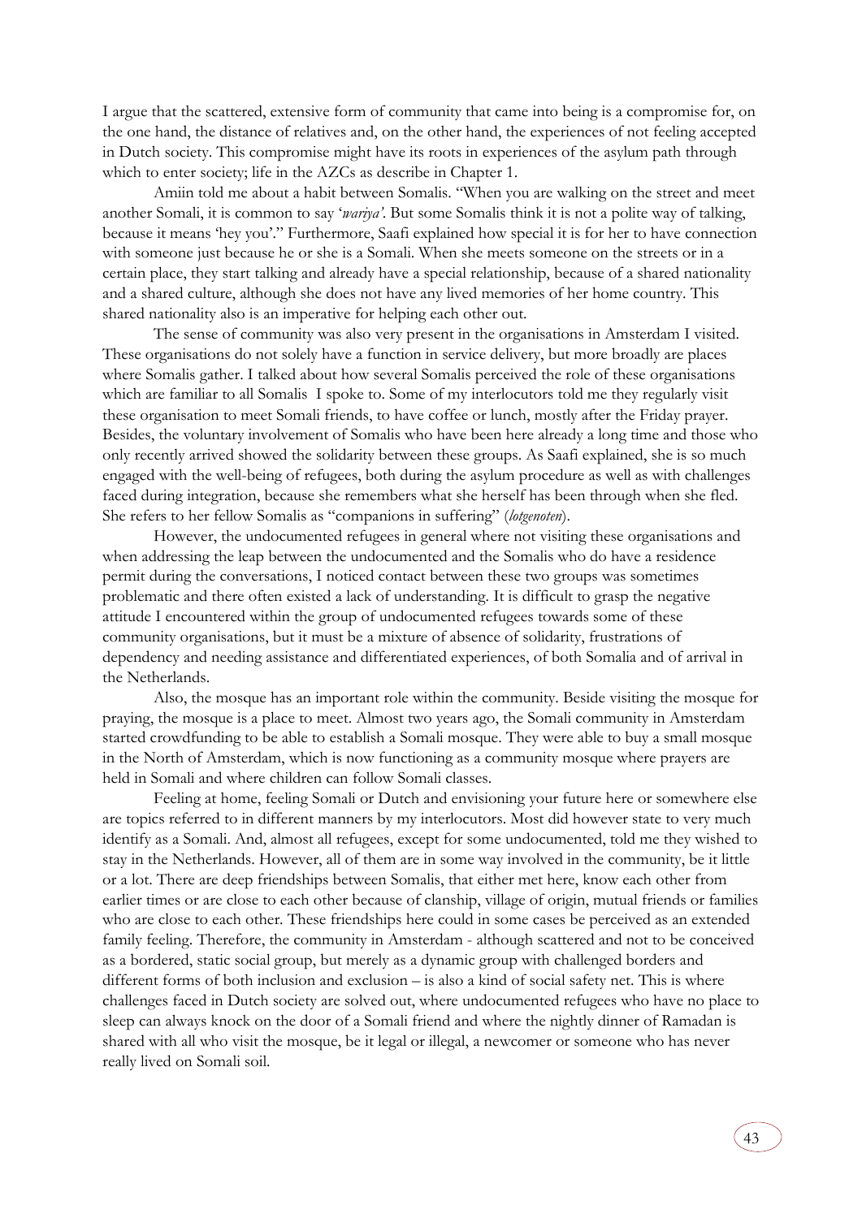I argue that the scattered, extensive form of community that came into being is a compromise for, on the one hand, the distance of relatives and, on the other hand, the experiences of not feeling accepted in Dutch society. This compromise might have its roots in experiences of the asylum path through which to enter society; life in the AZCs as describe in Chapter 1.

Amiin told me about a habit between Somalis. "When you are walking on the street and meet another Somali, it is common to say '*wariya'*. But some Somalis think it is not a polite way of talking, because it means 'hey you'." Furthermore, Saafi explained how special it is for her to have connection with someone just because he or she is a Somali. When she meets someone on the streets or in a certain place, they start talking and already have a special relationship, because of a shared nationality and a shared culture, although she does not have any lived memories of her home country. This shared nationality also is an imperative for helping each other out.

The sense of community was also very present in the organisations in Amsterdam I visited. These organisations do not solely have a function in service delivery, but more broadly are places where Somalis gather. I talked about how several Somalis perceived the role of these organisations which are familiar to all Somalis I spoke to. Some of my interlocutors told me they regularly visit these organisation to meet Somali friends, to have coffee or lunch, mostly after the Friday prayer. Besides, the voluntary involvement of Somalis who have been here already a long time and those who only recently arrived showed the solidarity between these groups. As Saafi explained, she is so much engaged with the well-being of refugees, both during the asylum procedure as well as with challenges faced during integration, because she remembers what she herself has been through when she fled. She refers to her fellow Somalis as "companions in suffering" (*lotgenoten*).

However, the undocumented refugees in general where not visiting these organisations and when addressing the leap between the undocumented and the Somalis who do have a residence permit during the conversations, I noticed contact between these two groups was sometimes problematic and there often existed a lack of understanding. It is difficult to grasp the negative attitude I encountered within the group of undocumented refugees towards some of these community organisations, but it must be a mixture of absence of solidarity, frustrations of dependency and needing assistance and differentiated experiences, of both Somalia and of arrival in the Netherlands.

Also, the mosque has an important role within the community. Beside visiting the mosque for praying, the mosque is a place to meet. Almost two years ago, the Somali community in Amsterdam started crowdfunding to be able to establish a Somali mosque. They were able to buy a small mosque in the North of Amsterdam, which is now functioning as a community mosque where prayers are held in Somali and where children can follow Somali classes.

Feeling at home, feeling Somali or Dutch and envisioning your future here or somewhere else are topics referred to in different manners by my interlocutors. Most did however state to very much identify as a Somali. And, almost all refugees, except for some undocumented, told me they wished to stay in the Netherlands. However, all of them are in some way involved in the community, be it little or a lot. There are deep friendships between Somalis, that either met here, know each other from earlier times or are close to each other because of clanship, village of origin, mutual friends or families who are close to each other. These friendships here could in some cases be perceived as an extended family feeling. Therefore, the community in Amsterdam - although scattered and not to be conceived as a bordered, static social group, but merely as a dynamic group with challenged borders and different forms of both inclusion and exclusion – is also a kind of social safety net. This is where challenges faced in Dutch society are solved out, where undocumented refugees who have no place to sleep can always knock on the door of a Somali friend and where the nightly dinner of Ramadan is shared with all who visit the mosque, be it legal or illegal, a newcomer or someone who has never really lived on Somali soil.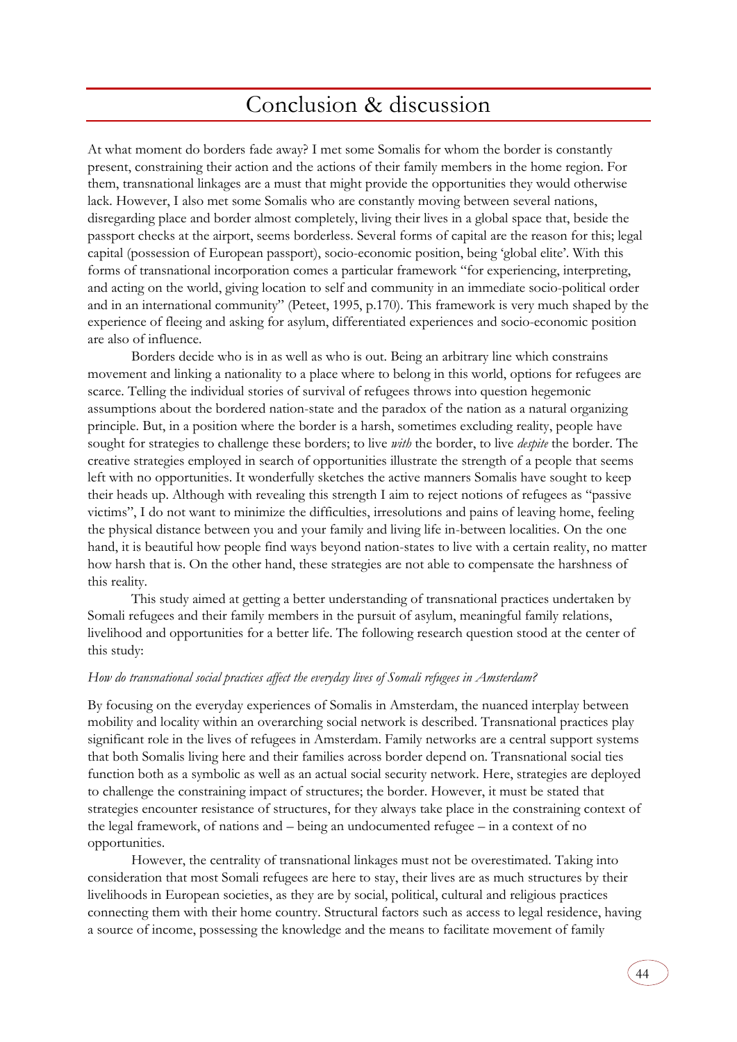# Conclusion & discussion

At what moment do borders fade away? I met some Somalis for whom the border is constantly present, constraining their action and the actions of their family members in the home region. For them, transnational linkages are a must that might provide the opportunities they would otherwise lack. However, I also met some Somalis who are constantly moving between several nations, disregarding place and border almost completely, living their lives in a global space that, beside the passport checks at the airport, seems borderless. Several forms of capital are the reason for this; legal capital (possession of European passport), socio-economic position, being 'global elite'. With this forms of transnational incorporation comes a particular framework "for experiencing, interpreting, and acting on the world, giving location to self and community in an immediate socio-political order and in an international community" (Peteet, 1995, p.170). This framework is very much shaped by the experience of fleeing and asking for asylum, differentiated experiences and socio-economic position are also of influence.

Borders decide who is in as well as who is out. Being an arbitrary line which constrains movement and linking a nationality to a place where to belong in this world, options for refugees are scarce. Telling the individual stories of survival of refugees throws into question hegemonic assumptions about the bordered nation-state and the paradox of the nation as a natural organizing principle. But, in a position where the border is a harsh, sometimes excluding reality, people have sought for strategies to challenge these borders; to live *with* the border, to live *despite* the border. The creative strategies employed in search of opportunities illustrate the strength of a people that seems left with no opportunities. It wonderfully sketches the active manners Somalis have sought to keep their heads up. Although with revealing this strength I aim to reject notions of refugees as "passive victims", I do not want to minimize the difficulties, irresolutions and pains of leaving home, feeling the physical distance between you and your family and living life in-between localities. On the one hand, it is beautiful how people find ways beyond nation-states to live with a certain reality, no matter how harsh that is. On the other hand, these strategies are not able to compensate the harshness of this reality.

This study aimed at getting a better understanding of transnational practices undertaken by Somali refugees and their family members in the pursuit of asylum, meaningful family relations, livelihood and opportunities for a better life. The following research question stood at the center of this study:

*How do transnational social practices affect the everyday lives of Somali refugees in Amsterdam?*

By focusing on the everyday experiences of Somalis in Amsterdam, the nuanced interplay between mobility and locality within an overarching social network is described. Transnational practices play significant role in the lives of refugees in Amsterdam. Family networks are a central support systems that both Somalis living here and their families across border depend on. Transnational social ties function both as a symbolic as well as an actual social security network. Here, strategies are deployed to challenge the constraining impact of structures; the border. However, it must be stated that strategies encounter resistance of structures, for they always take place in the constraining context of the legal framework, of nations and – being an undocumented refugee – in a context of no opportunities.

However, the centrality of transnational linkages must not be overestimated. Taking into consideration that most Somali refugees are here to stay, their lives are as much structures by their livelihoods in European societies, as they are by social, political, cultural and religious practices connecting them with their home country. Structural factors such as access to legal residence, having a source of income, possessing the knowledge and the means to facilitate movement of family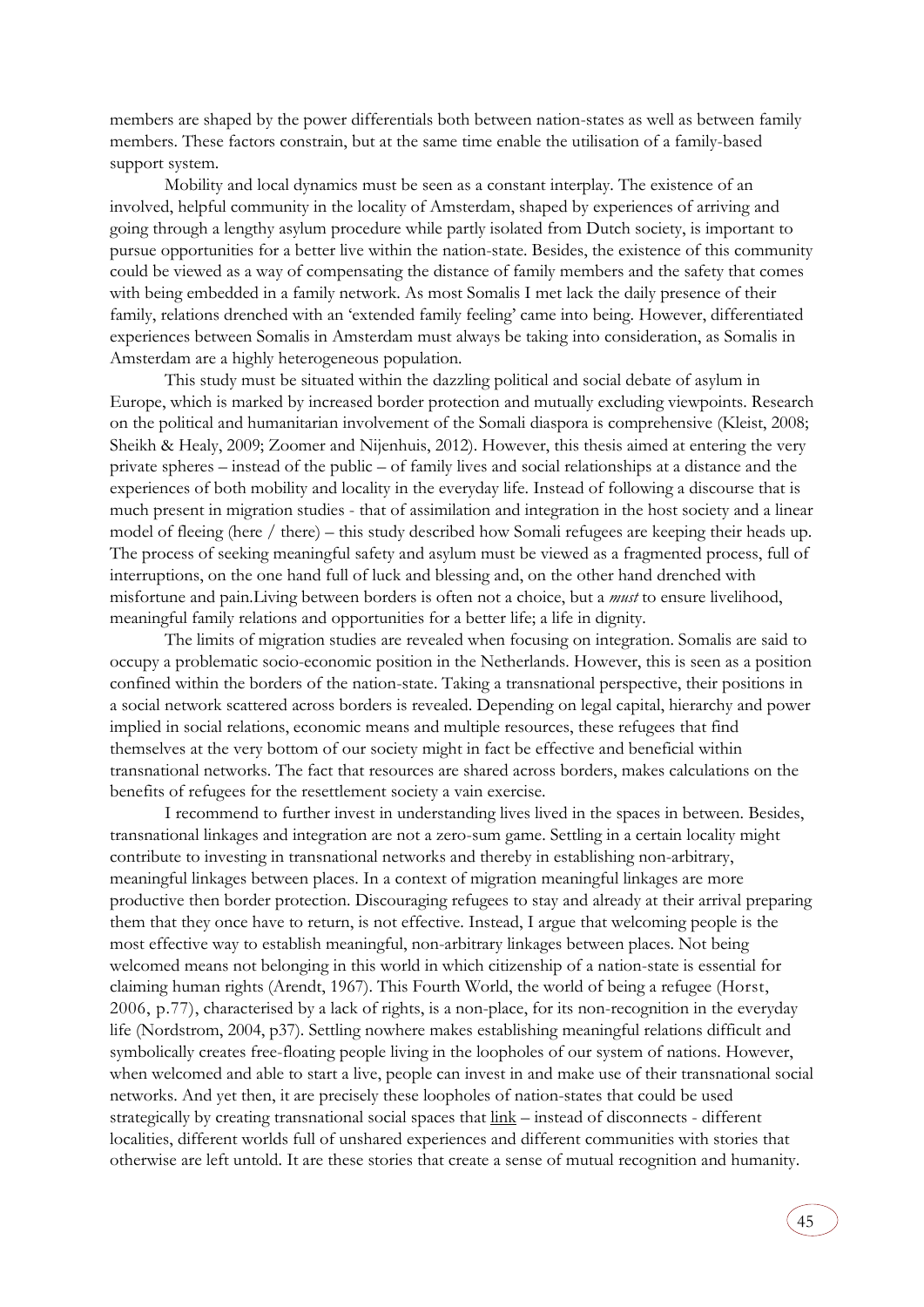members are shaped by the power differentials both between nation-states as well as between family members. These factors constrain, but at the same time enable the utilisation of a family-based support system.

Mobility and local dynamics must be seen as a constant interplay. The existence of an involved, helpful community in the locality of Amsterdam, shaped by experiences of arriving and going through a lengthy asylum procedure while partly isolated from Dutch society, is important to pursue opportunities for a better live within the nation-state. Besides, the existence of this community could be viewed as a way of compensating the distance of family members and the safety that comes with being embedded in a family network. As most Somalis I met lack the daily presence of their family, relations drenched with an 'extended family feeling' came into being. However, differentiated experiences between Somalis in Amsterdam must always be taking into consideration, as Somalis in Amsterdam are a highly heterogeneous population.

This study must be situated within the dazzling political and social debate of asylum in Europe, which is marked by increased border protection and mutually excluding viewpoints. Research on the political and humanitarian involvement of the Somali diaspora is comprehensive (Kleist, 2008; Sheikh & Healy, 2009; Zoomer and Nijenhuis, 2012). However, this thesis aimed at entering the very private spheres – instead of the public – of family lives and social relationships at a distance and the experiences of both mobility and locality in the everyday life. Instead of following a discourse that is much present in migration studies - that of assimilation and integration in the host society and a linear model of fleeing (here / there) – this study described how Somali refugees are keeping their heads up. The process of seeking meaningful safety and asylum must be viewed as a fragmented process, full of interruptions, on the one hand full of luck and blessing and, on the other hand drenched with misfortune and pain.Living between borders is often not a choice, but a *must* to ensure livelihood, meaningful family relations and opportunities for a better life; a life in dignity.

The limits of migration studies are revealed when focusing on integration. Somalis are said to occupy a problematic socio-economic position in the Netherlands. However, this is seen as a position confined within the borders of the nation-state. Taking a transnational perspective, their positions in a social network scattered across borders is revealed. Depending on legal capital, hierarchy and power implied in social relations, economic means and multiple resources, these refugees that find themselves at the very bottom of our society might in fact be effective and beneficial within transnational networks. The fact that resources are shared across borders, makes calculations on the benefits of refugees for the resettlement society a vain exercise.

I recommend to further invest in understanding lives lived in the spaces in between. Besides, transnational linkages and integration are not a zero-sum game. Settling in a certain locality might contribute to investing in transnational networks and thereby in establishing non-arbitrary, meaningful linkages between places. In a context of migration meaningful linkages are more productive then border protection. Discouraging refugees to stay and already at their arrival preparing them that they once have to return, is not effective. Instead, I argue that welcoming people is the most effective way to establish meaningful, non-arbitrary linkages between places. Not being welcomed means not belonging in this world in which citizenship of a nation-state is essential for claiming human rights (Arendt, 1967). This Fourth World, the world of being a refugee (Horst, 2006, p.77), characterised by a lack of rights, is a non-place, for its non-recognition in the everyday life (Nordstrom, 2004, p37). Settling nowhere makes establishing meaningful relations difficult and symbolically creates free-floating people living in the loopholes of our system of nations. However, when welcomed and able to start a live, people can invest in and make use of their transnational social networks. And yet then, it are precisely these loopholes of nation-states that could be used strategically by creating transnational social spaces that link – instead of disconnects - different localities, different worlds full of unshared experiences and different communities with stories that otherwise are left untold. It are these stories that create a sense of mutual recognition and humanity.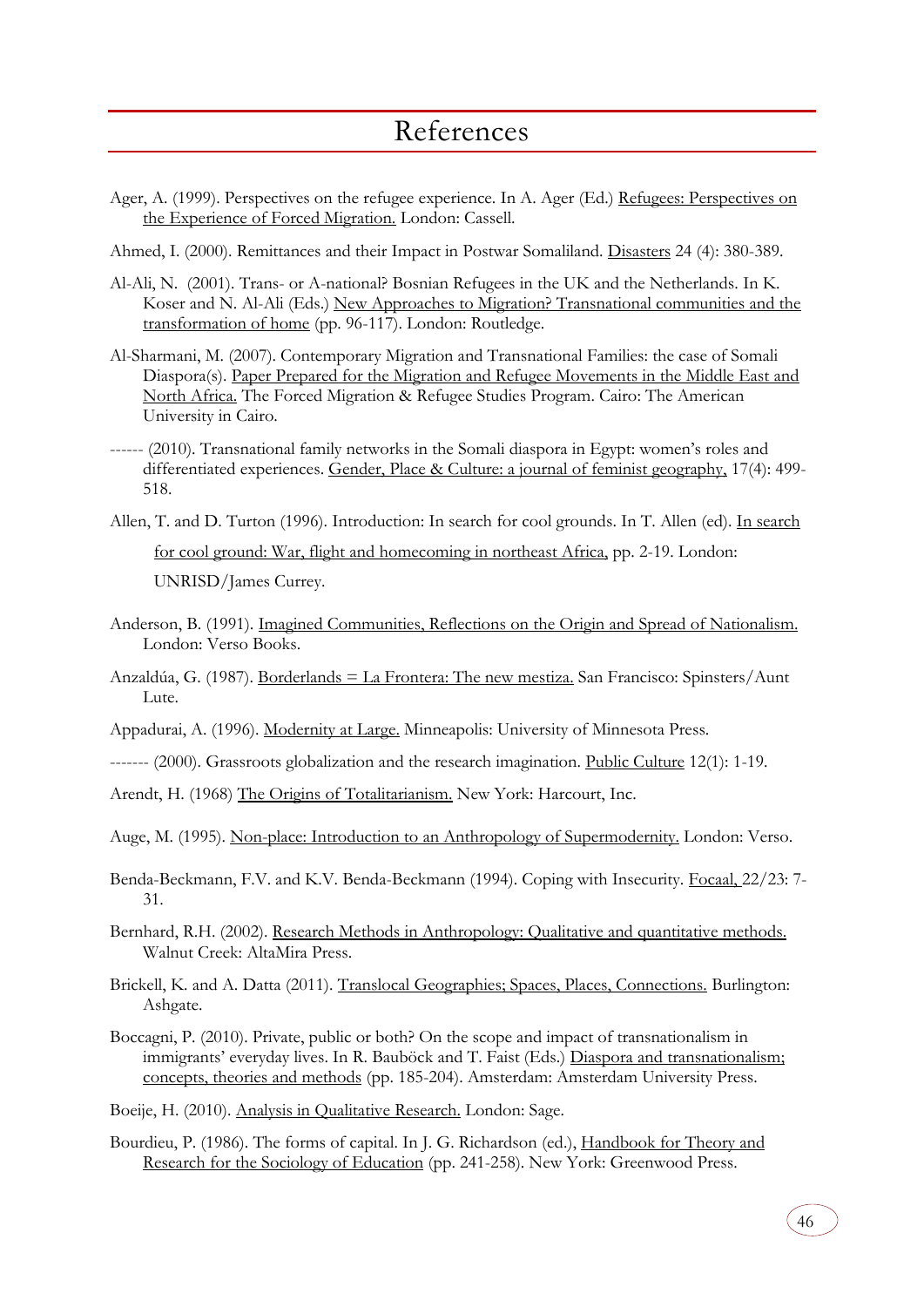# References

Ager, A. (1999). Perspectives on the refugee experience. In A. Ager (Ed.) Refugees: Perspectives on the Experience of Forced Migration. London: Cassell.

Ahmed, I. (2000). Remittances and their Impact in Postwar Somaliland. Disasters 24 (4): 380-389.

Al-Ali, N. (2001). Trans- or A-national? Bosnian Refugees in the UK and the Netherlands. In K. Koser and N. Al-Ali (Eds.) New Approaches to Migration? Transnational communities and the transformation of home (pp. 96-117). London: Routledge.

Al-Sharmani, M. (2007). Contemporary Migration and Transnational Families: the case of Somali Diaspora(s). Paper Prepared for the Migration and Refugee Movements in the Middle East and North Africa. The Forced Migration & Refugee Studies Program. Cairo: The American University in Cairo.

------ (2010). Transnational family networks in the Somali diaspora in Egypt: women's roles and differentiated experiences. Gender, Place & Culture: a journal of feminist geography, 17(4): 499-518.

Allen, T. and D. Turton (1996). Introduction: In search for cool grounds. In T. Allen (ed). In search for cool ground: War, flight and homecoming in northeast Africa, pp. 2-19. London: UNRISD/James Currey.

Anderson, B. (1991). Imagined Communities, Reflections on the Origin and Spread of Nationalism. London: Verso Books.

Anzaldúa, G. (1987). Borderlands = La Frontera: The new mestiza. San Francisco: Spinsters/Aunt Lute.

Appadurai, A. (1996). Modernity at Large. Minneapolis: University of Minnesota Press.

------- (2000). Grassroots globalization and the research imagination. Public Culture 12(1): 1-19.

Arendt, H. (1968) The Origins of Totalitarianism. New York: Harcourt, Inc.

Auge, M. (1995). Non-place: Introduction to an Anthropology of Supermodernity. London: Verso.

Benda-Beckmann, F.V. and K.V. Benda-Beckmann (1994). Coping with Insecurity. Focaal, 22/23: 7-31.

Bernhard, R.H. (2002). Research Methods in Anthropology: Qualitative and quantitative methods. Walnut Creek: AltaMira Press.

Brickell, K. and A. Datta (2011). Translocal Geographies; Spaces, Places, Connections. Burlington: Ashgate.

Boccagni, P. (2010). Private, public or both? On the scope and impact of transnationalism in immigrants' everyday lives. In R. Bauböck and T. Faist (Eds.) Diaspora and transnationalism; concepts, theories and methods (pp. 185-204). Amsterdam: Amsterdam University Press.

Boeije, H. (2010). Analysis in Qualitative Research. London: Sage.

Bourdieu, P. (1986). The forms of capital. In J. G. Richardson (ed.), Handbook for Theory and Research for the Sociology of Education (pp. 241-258). New York: Greenwood Press.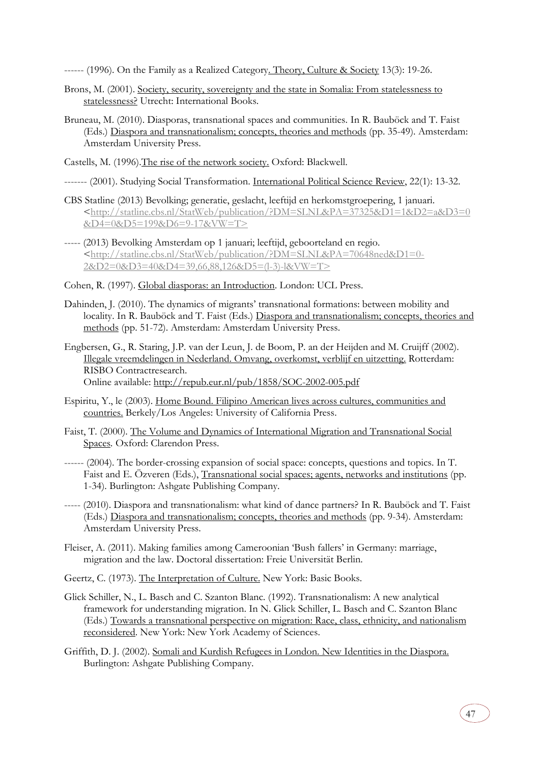------ (1996). On the Family as a Realized Category. Theory, Culture & Society 13(3): 19-26.

Brons, M. (2001). Society, security, sovereignty and the state in Somalia: From statelessness to statelessness? Utrecht: International Books.

Bruneau, M. (2010). Diasporas, transnational spaces and communities. In R. Bauböck and T. Faist (Eds.) Diaspora and transnationalism; concepts, theories and methods (pp. 35-49). Amsterdam: Amsterdam University Press.

Castells, M. (1996).The rise of the network society. Oxford: Blackwell.

------- (2001). Studying Social Transformation. International Political Science Review, 22(1): 13-32.

CBS Statline (2013) Bevolking; generatie, geslacht, leeftijd en herkomstgroepering, 1 januari. <http://statline.cbs.nl/StatWeb/publication/?DM=SLNL&PA=37325&D1=1&D2=a&D3=0&D4=0&D5=199&D6=9-17&VW=T>

----- (2013) Bevolking Amsterdam op 1 januari; leeftijd, geboorteland en regio. <http://statline.cbs.nl/StatWeb/publication/?DM=SLNL&PA=70648ned&D1=0-2&D2=0&D3=40&D4=39,66,88,126&D5=(l-3)-l&VW=T>

Cohen, R. (1997). Global diasporas: an Introduction. London: UCL Press.

Dahinden, J. (2010). The dynamics of migrants' transnational formations: between mobility and locality. In R. Bauböck and T. Faist (Eds.) Diaspora and transnationalism; concepts, theories and methods (pp. 51-72). Amsterdam: Amsterdam University Press.

Engbersen, G., R. Staring, J.P. van der Leun, J. de Boom, P. an der Heijden and M. Cruijff (2002). Illegale vreemdelingen in Nederland. Omvang, overkomst, verblijf en uitzetting. Rotterdam: RISBO Contractresearch.
Online available: http://repub.eur.nl/pub/1858/SOC-2002-005.pdf

Espiritu, Y., le (2003). Home Bound. Filipino American lives across cultures, communities and countries. Berkely/Los Angeles: University of California Press.

Faist, T. (2000). The Volume and Dynamics of International Migration and Transnational Social Spaces. Oxford: Clarendon Press.

------ (2004). The border-crossing expansion of social space: concepts, questions and topics. In T. Faist and E. Özveren (Eds.), Transnational social spaces; agents, networks and institutions (pp. 1-34). Burlington: Ashgate Publishing Company.

----- (2010). Diaspora and transnationalism: what kind of dance partners? In R. Bauböck and T. Faist (Eds.) Diaspora and transnationalism; concepts, theories and methods (pp. 9-34). Amsterdam: Amsterdam University Press.

Fleiser, A. (2011). Making families among Cameroonian 'Bush fallers' in Germany: marriage, migration and the law. Doctoral dissertation: Freie Universität Berlin.

Geertz, C. (1973). The Interpretation of Culture. New York: Basic Books.

Glick Schiller, N., L. Basch and C. Szanton Blanc. (1992). Transnationalism: A new analytical framework for understanding migration. In N. Glick Schiller, L. Basch and C. Szanton Blanc (Eds.) Towards a transnational perspective on migration: Race, class, ethnicity, and nationalism reconsidered. New York: New York Academy of Sciences.

Griffith, D. J. (2002). Somali and Kurdish Refugees in London. New Identities in the Diaspora. Burlington: Ashgate Publishing Company.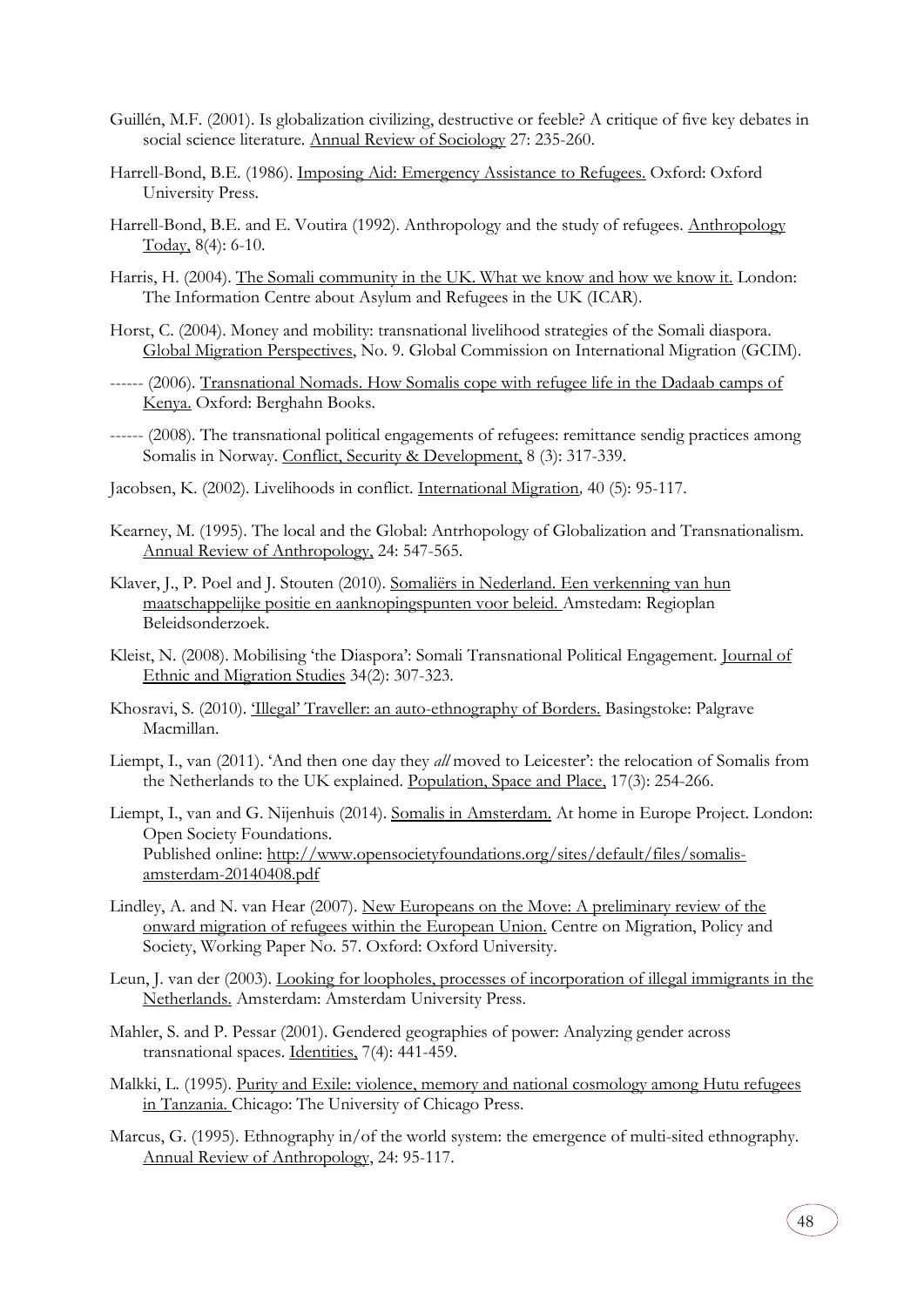Guillén, M.F. (2001). Is globalization civilizing, destructive or feeble? A critique of five key debates in social science literature. Annual Review of Sociology 27: 235-260.

Harrell-Bond, B.E. (1986). Imposing Aid: Emergency Assistance to Refugees. Oxford: Oxford University Press.

Harrell-Bond, B.E. and E. Voutira (1992). Anthropology and the study of refugees. Anthropology Today, 8(4): 6-10.

Harris, H. (2004). The Somali community in the UK. What we know and how we know it. London: The Information Centre about Asylum and Refugees in the UK (ICAR).

Horst, C. (2004). Money and mobility: transnational livelihood strategies of the Somali diaspora. Global Migration Perspectives, No. 9. Global Commission on International Migration (GCIM).

------ (2006). Transnational Nomads. How Somalis cope with refugee life in the Dadaab camps of Kenya. Oxford: Berghahn Books.

------ (2008). The transnational political engagements of refugees: remittance sendig practices among Somalis in Norway. Conflict, Security & Development, 8 (3): 317-339.

Jacobsen, K. (2002). Livelihoods in conflict. International Migration, 40 (5): 95-117.

Kearney, M. (1995). The local and the Global: Antrhopology of Globalization and Transnationalism. Annual Review of Anthropology, 24: 547-565.

Klaver, J., P. Poel and J. Stouten (2010). Somaliërs in Nederland. Een verkenning van hun maatschappelijke positie en aanknopingspunten voor beleid. Amstedam: Regioplan Beleidsonderzoek.

Kleist, N. (2008). Mobilising 'the Diaspora': Somali Transnational Political Engagement. Journal of Ethnic and Migration Studies 34(2): 307-323.

Khosravi, S. (2010). 'Illegal' Traveller: an auto-ethnography of Borders. Basingstoke: Palgrave Macmillan.

Liempt, I., van (2011). 'And then one day they *all* moved to Leicester': the relocation of Somalis from the Netherlands to the UK explained. Population, Space and Place, 17(3): 254-266.

Liempt, I., van and G. Nijenhuis (2014). Somalis in Amsterdam. At home in Europe Project. London: Open Society Foundations.
Published online: http://www.opensocietyfoundations.org/sites/default/files/somalis-amsterdam-20140408.pdf

Lindley, A. and N. van Hear (2007). New Europeans on the Move: A preliminary review of the onward migration of refugees within the European Union. Centre on Migration, Policy and Society, Working Paper No. 57. Oxford: Oxford University.

Leun, J. van der (2003). Looking for loopholes, processes of incorporation of illegal immigrants in the Netherlands. Amsterdam: Amsterdam University Press.

Mahler, S. and P. Pessar (2001). Gendered geographies of power: Analyzing gender across transnational spaces. Identities, 7(4): 441-459.

Malkki, L. (1995). Purity and Exile: violence, memory and national cosmology among Hutu refugees in Tanzania. Chicago: The University of Chicago Press.

Marcus, G. (1995). Ethnography in/of the world system: the emergence of multi-sited ethnography. Annual Review of Anthropology, 24: 95-117.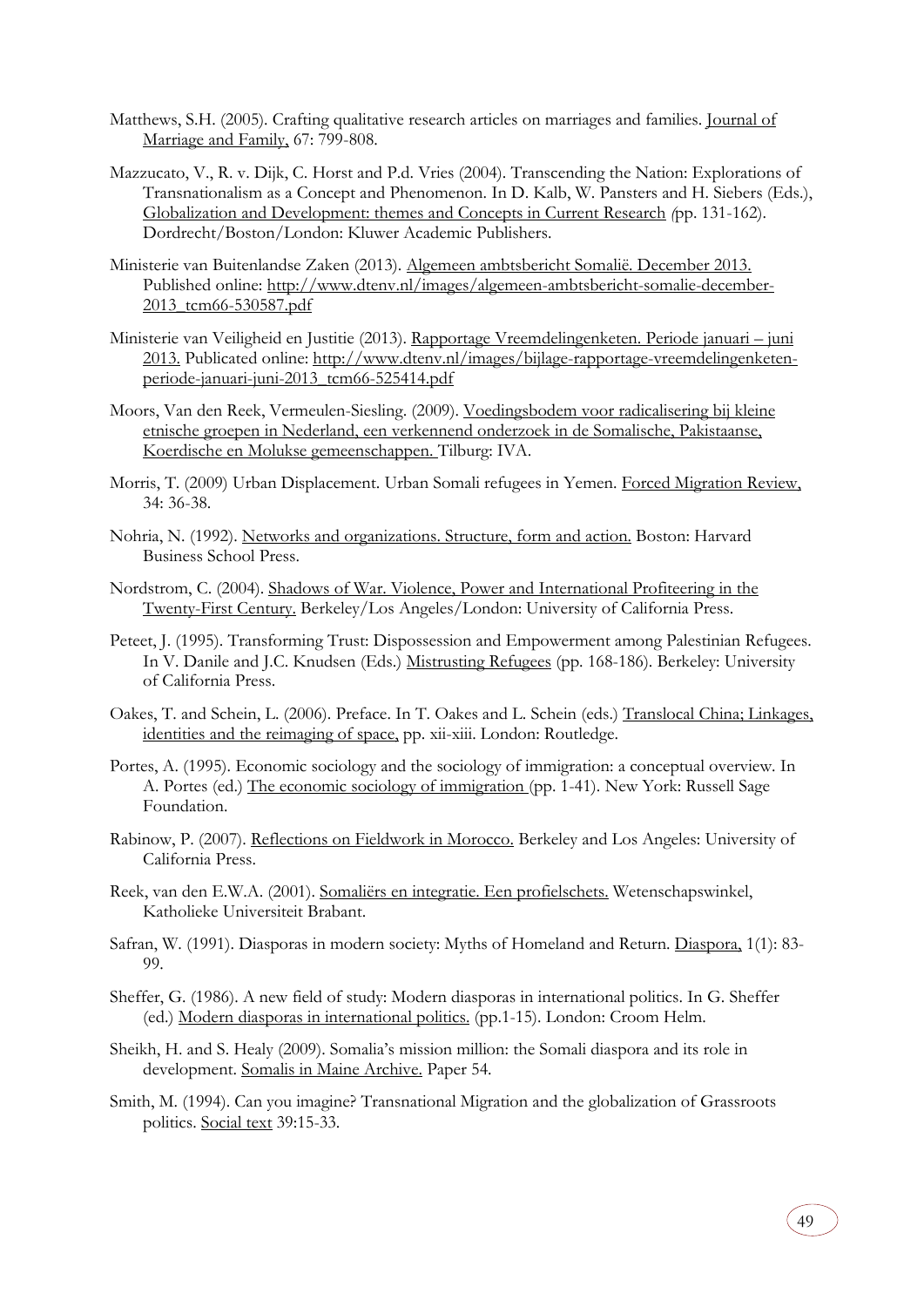Matthews, S.H. (2005). Crafting qualitative research articles on marriages and families. Journal of Marriage and Family, 67: 799-808.

Mazzucato, V., R. v. Dijk, C. Horst and P.d. Vries (2004). Transcending the Nation: Explorations of Transnationalism as a Concept and Phenomenon. In D. Kalb, W. Pansters and H. Siebers (Eds.), Globalization and Development: themes and Concepts in Current Research (pp. 131-162). Dordrecht/Boston/London: Kluwer Academic Publishers.

Ministerie van Buitenlandse Zaken (2013). Algemeen ambtsbericht Somalië. December 2013. Published online: http://www.dtenv.nl/images/algemeen-ambtsbericht-somalie-december-2013_tcm66-530587.pdf

Ministerie van Veiligheid en Justitie (2013). Rapportage Vreemdelingenketen. Periode januari – juni 2013. Publicated online: http://www.dtenv.nl/images/bijlage-rapportage-vreemdelingenketen-periode-januari-juni-2013_tcm66-525414.pdf

Moors, Van den Reek, Vermeulen-Siesling. (2009). Voedingsbodem voor radicalisering bij kleine etnische groepen in Nederland, een verkennend onderzoek in de Somalische, Pakistaanse, Koerdische en Molukse gemeenschappen. Tilburg: IVA.

Morris, T. (2009) Urban Displacement. Urban Somali refugees in Yemen. Forced Migration Review, 34: 36-38.

Nohria, N. (1992). Networks and organizations. Structure, form and action. Boston: Harvard Business School Press.

Nordstrom, C. (2004). Shadows of War. Violence, Power and International Profiteering in the Twenty-First Century. Berkeley/Los Angeles/London: University of California Press.

Peteet, J. (1995). Transforming Trust: Dispossession and Empowerment among Palestinian Refugees. In V. Danile and J.C. Knudsen (Eds.) Mistrusting Refugees (pp. 168-186). Berkeley: University of California Press.

Oakes, T. and Schein, L. (2006). Preface. In T. Oakes and L. Schein (eds.) Translocal China; Linkages, identities and the reimaging of space, pp. xii-xiii. London: Routledge.

Portes, A. (1995). Economic sociology and the sociology of immigration: a conceptual overview. In A. Portes (ed.) The economic sociology of immigration (pp. 1-41). New York: Russell Sage Foundation.

Rabinow, P. (2007). Reflections on Fieldwork in Morocco. Berkeley and Los Angeles: University of California Press.

Reek, van den E.W.A. (2001). Somaliërs en integratie. Een profielschets. Wetenschapswinkel, Katholieke Universiteit Brabant.

Safran, W. (1991). Diasporas in modern society: Myths of Homeland and Return. Diaspora, 1(1): 83-99.

Sheffer, G. (1986). A new field of study: Modern diasporas in international politics. In G. Sheffer (ed.) Modern diasporas in international politics. (pp.1-15). London: Croom Helm.

Sheikh, H. and S. Healy (2009). Somalia's mission million: the Somali diaspora and its role in development. Somalis in Maine Archive. Paper 54.

Smith, M. (1994). Can you imagine? Transnational Migration and the globalization of Grassroots politics. Social text 39:15-33.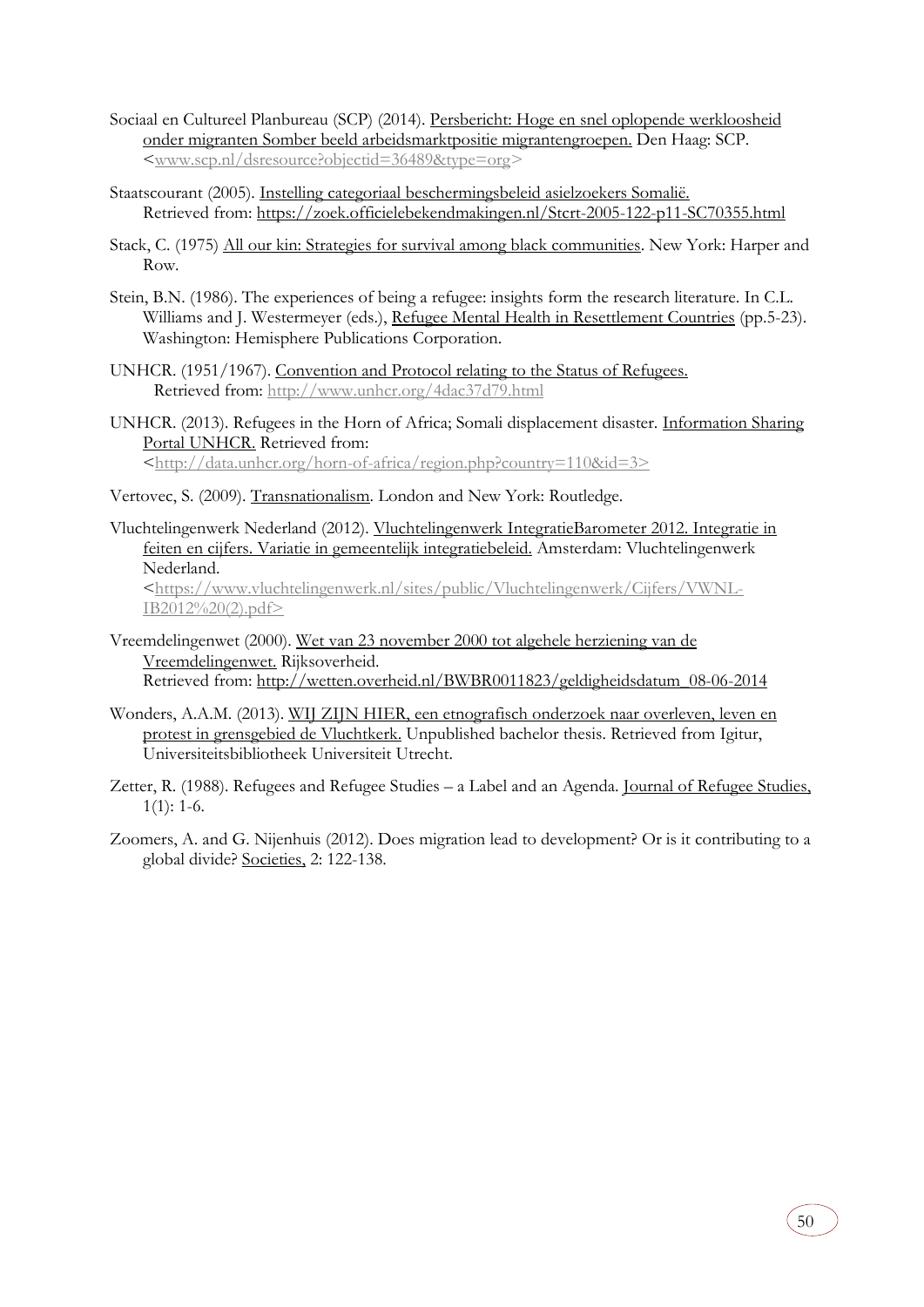Sociaal en Cultureel Planbureau (SCP) (2014). Persbericht: Hoge en snel oplopende werkloosheid onder migranten Somber beeld arbeidsmarktpositie migrantengroepen. Den Haag: SCP. <www.scp.nl/dsresource?objectid=36489&type=org>

Staatscourant (2005). Instelling categoriaal beschermingsbeleid asielzoekers Somalië. Retrieved from: https://zoek.officielebekendmakingen.nl/Stcrt-2005-122-p11-SC70355.html

Stack, C. (1975) All our kin: Strategies for survival among black communities. New York: Harper and Row.

Stein, B.N. (1986). The experiences of being a refugee: insights form the research literature. In C.L. Williams and J. Westermeyer (eds.), Refugee Mental Health in Resettlement Countries (pp.5-23). Washington: Hemisphere Publications Corporation.

UNHCR. (1951/1967). Convention and Protocol relating to the Status of Refugees. Retrieved from: http://www.unhcr.org/4dac37d79.html

UNHCR. (2013). Refugees in the Horn of Africa; Somali displacement disaster. Information Sharing Portal UNHCR. Retrieved from: <http://data.unhcr.org/horn-of-africa/region.php?country=110&id=3>

Vertovec, S. (2009). Transnationalism. London and New York: Routledge.

Vluchtelingenwerk Nederland (2012). Vluchtelingenwerk IntegratieBarometer 2012. Integratie in feiten en cijfers. Variatie in gemeentelijk integratiebeleid. Amsterdam: Vluchtelingenwerk Nederland. <https://www.vluchtelingenwerk.nl/sites/public/Vluchtelingenwerk/Cijfers/VWNL-IB2012%20(2).pdf>

Vreemdelingenwet (2000). Wet van 23 november 2000 tot algehele herziening van de Vreemdelingenwet. Rijksoverheid. Retrieved from: http://wetten.overheid.nl/BWBR0011823/geldigheidsdatum_08-06-2014

Wonders, A.A.M. (2013). WIJ ZIJN HIER, een etnografisch onderzoek naar overleven, leven en protest in grensgebied de Vluchtkerk. Unpublished bachelor thesis. Retrieved from Igitur, Universiteitsbibliotheek Universiteit Utrecht.

Zetter, R. (1988). Refugees and Refugee Studies – a Label and an Agenda. Journal of Refugee Studies, 1(1): 1-6.

Zoomers, A. and G. Nijenhuis (2012). Does migration lead to development? Or is it contributing to a global divide? Societies, 2: 122-138.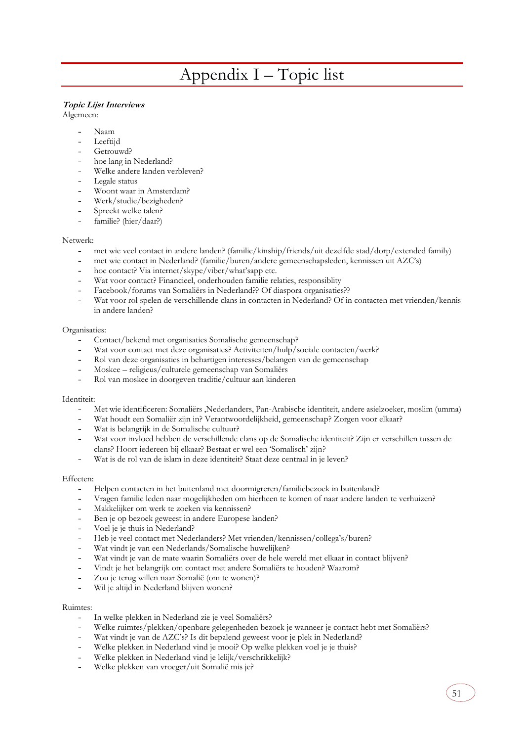# Appendix I – Topic list

***Topic Lijst Interviews***

Algemeen:

- Naam
- Leeftijd
- Getrouwd?
- hoe lang in Nederland?
- Welke andere landen verbleven?
- Legale status
- Woont waar in Amsterdam?
- Werk/studie/bezigheden?
- Spreekt welke talen?
- familie? (hier/daar?)

Netwerk:

- met wie veel contact in andere landen? (familie/kinship/friends/uit dezelfde stad/dorp/extended family)
- met wie contact in Nederland? (familie/buren/andere gemeenschapsleden, kennissen uit AZC's)
- hoe contact? Via internet/skype/viber/what'sapp etc.
- Wat voor contact? Financieel, onderhouden familie relaties, responsiblity
- Facebook/forums van Somaliërs in Nederland?? Of diaspora organisaties??
- Wat voor rol spelen de verschillende clans in contacten in Nederland? Of in contacten met vrienden/kennis in andere landen?

Organisaties:

- Contact/bekend met organisaties Somalische gemeenschap?
- Wat voor contact met deze organisaties? Activiteiten/hulp/sociale contacten/werk?
- Rol van deze organisaties in behartigen interesses/belangen van de gemeenschap
- Moskee – religieus/culturele gemeenschap van Somaliërs
- Rol van moskee in doorgeven traditie/cultuur aan kinderen

Identiteit:

- Met wie identificeren: Somaliërs ,Nederlanders, Pan-Arabische identiteit, andere asielzoeker, moslim (umma)
- Wat houdt een Somaliër zijn in? Verantwoordelijkheid, gemeenschap? Zorgen voor elkaar?
- Wat is belangrijk in de Somalische cultuur?
- Wat voor invloed hebben de verschillende clans op de Somalische identiteit? Zijn er verschillen tussen de clans? Hoort iedereen bij elkaar? Bestaat er wel een 'Somalisch' zijn?
- Wat is de rol van de islam in deze identiteit? Staat deze centraal in je leven?

Effecten:

- Helpen contacten in het buitenland met doormigreren/familiebezoek in buitenland?
- Vragen familie leden naar mogelijkheden om hierheen te komen of naar andere landen te verhuizen?
- Makkelijker om werk te zoeken via kennissen?
- Ben je op bezoek geweest in andere Europese landen?
- Voel je je thuis in Nederland?
- Heb je veel contact met Nederlanders? Met vrienden/kennissen/collega's/buren?
- Wat vindt je van een Nederlands/Somalische huwelijken?
- Wat vindt je van de mate waarin Somaliërs over de hele wereld met elkaar in contact blijven?
- Vindt je het belangrijk om contact met andere Somaliërs te houden? Waarom?
- Zou je terug willen naar Somalië (om te wonen)?
- Wil je altijd in Nederland blijven wonen?

Ruimtes:

- In welke plekken in Nederland zie je veel Somaliërs?
- Welke ruimtes/plekken/openbare gelegenheden bezoek je wanneer je contact hebt met Somaliërs?
- Wat vindt je van de AZC's? Is dit bepalend geweest voor je plek in Nederland?
- Welke plekken in Nederland vind je mooi? Op welke plekken voel je je thuis?
- Welke plekken in Nederland vind je lelijk/verschrikkelijk?
- Welke plekken van vroeger/uit Somalië mis je?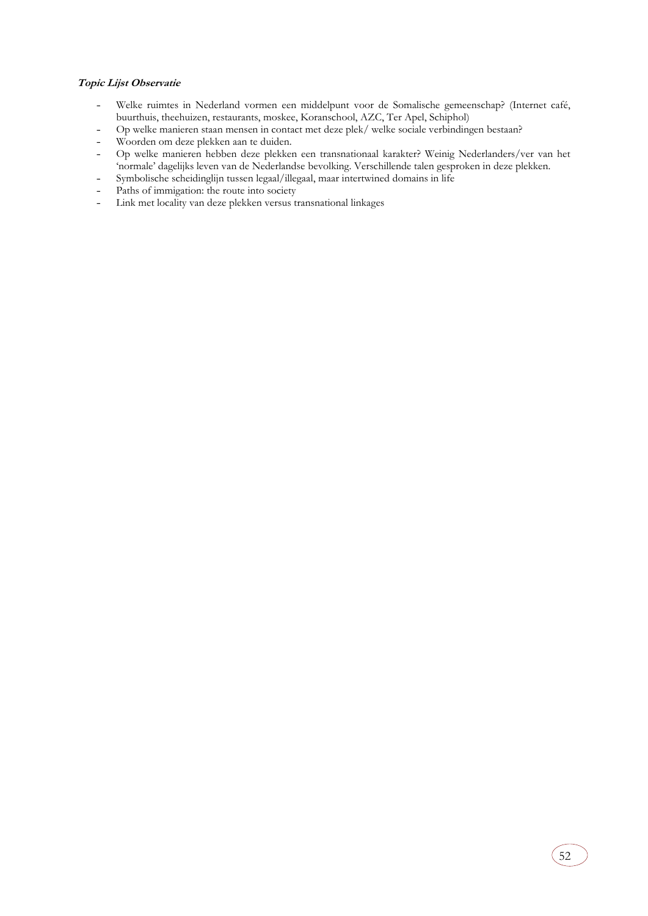***Topic Lijst Observatie***

- Welke ruimtes in Nederland vormen een middelpunt voor de Somalische gemeenschap? (Internet café, buurthuis, theehuizen, restaurants, moskee, Koranschool, AZC, Ter Apel, Schiphol)
- Op welke manieren staan mensen in contact met deze plek/ welke sociale verbindingen bestaan?
- Woorden om deze plekken aan te duiden.
- Op welke manieren hebben deze plekken een transnationaal karakter? Weinig Nederlanders/ver van het 'normale' dagelijks leven van de Nederlandse bevolking. Verschillende talen gesproken in deze plekken.
- Symbolische scheidinglijn tussen legaal/illegaal, maar intertwined domains in life
- Paths of immigation: the route into society
- Link met locality van deze plekken versus transnational linkages